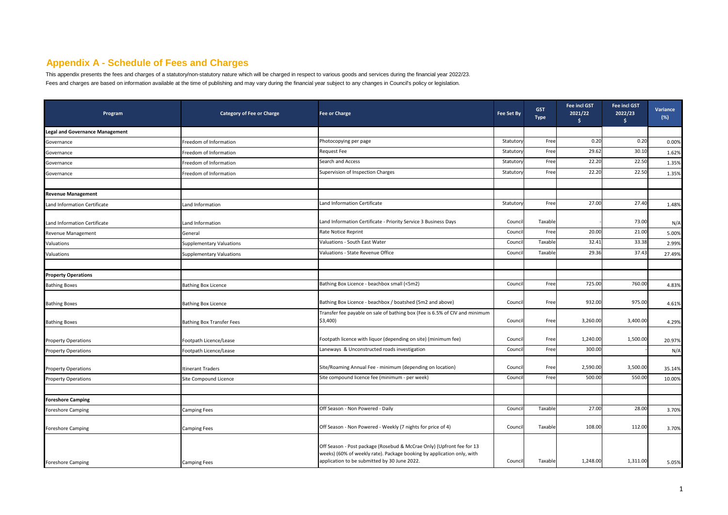## Appendix A - Schedule of Fees and Charges

This appendix presents the fees and charges of a statutory/non-statutory nature which will be charged in respect to various goods and services during the financial year 2022/23.

Fees and charges are based on information available at the time of publishing and may vary during the financial year subject to any changes in Council's policy or legislation.

| Program | Category of Fee or Charge | Fee or Charge | Fee Set By | GST Type | Fee incl GST 2021/22 $ | Fee incl GST 2022/23 $ | Variance (%) |
|---|---|---|---|---|---|---|---|
| **Legal and Governance Management** | | | | | | | |
| Governance | Freedom of Information | Photocopying per page | Statutory | Free | 0.20 | 0.20 | 0.00% |
| Governance | Freedom of Information | Request Fee | Statutory | Free | 29.62 | 30.10 | 1.62% |
| Governance | Freedom of Information | Search and Access | Statutory | Free | 22.20 | 22.50 | 1.35% |
| Governance | Freedom of Information | Supervision of Inspection Charges | Statutory | Free | 22.20 | 22.50 | 1.35% |
| | | | | | | | |
| **Revenue Management** | | | | | | | |
| Land Information Certificate | Land Information | Land Information Certificate | Statutory | Free | 27.00 | 27.40 | 1.48% |
| Land Information Certificate | Land Information | Land Information Certificate - Priority Service 3 Business Days | Council | Taxable | - | 73.00 | N/A |
| Revenue Management | General | Rate Notice Reprint | Council | Free | 20.00 | 21.00 | 5.00% |
| Valuations | Supplementary Valuations | Valuations - South East Water | Council | Taxable | 32.41 | 33.38 | 2.99% |
| Valuations | Supplementary Valuations | Valuations - State Revenue Office | Council | Taxable | 29.36 | 37.43 | 27.49% |
| | | | | | | | |
| **Property Operations** | | | | | | | |
| Bathing Boxes | Bathing Box Licence | Bathing Box Licence - beachbox small (<5m2) | Council | Free | 725.00 | 760.00 | 4.83% |
| Bathing Boxes | Bathing Box Licence | Bathing Box Licence - beachbox / boatshed (5m2 and above) | Council | Free | 932.00 | 975.00 | 4.61% |
| Bathing Boxes | Bathing Box Transfer Fees | Transfer fee payable on sale of bathing box (Fee is 6.5% of CIV and minimum $3,400) | Council | Free | 3,260.00 | 3,400.00 | 4.29% |
| Property Operations | Footpath Licence/Lease | Footpath licence with liquor (depending on site) (minimum fee) | Council | Free | 1,240.00 | 1,500.00 | 20.97% |
| Property Operations | Footpath Licence/Lease | Laneways & Unconstructed roads investigation | Council | Free | 300.00 | - | N/A |
| Property Operations | Itinerant Traders | Site/Roaming Annual Fee - minimum (depending on location) | Council | Free | 2,590.00 | 3,500.00 | 35.14% |
| Property Operations | Site Compound Licence | Site compound licence fee (minimum - per week) | Council | Free | 500.00 | 550.00 | 10.00% |
| | | | | | | | |
| **Foreshore Camping** | | | | | | | |
| Foreshore Camping | Camping Fees | Off Season - Non Powered - Daily | Council | Taxable | 27.00 | 28.00 | 3.70% |
| Foreshore Camping | Camping Fees | Off Season - Non Powered - Weekly (7 nights for price of 4) | Council | Taxable | 108.00 | 112.00 | 3.70% |
| Foreshore Camping | Camping Fees | Off Season - Post package (Rosebud & McCrae Only) (Upfront fee for 13 weeks) (60% of weekly rate). Package booking by application only, with application to be submitted by 30 June 2022. | Council | Taxable | 1,248.00 | 1,311.00 | 5.05% |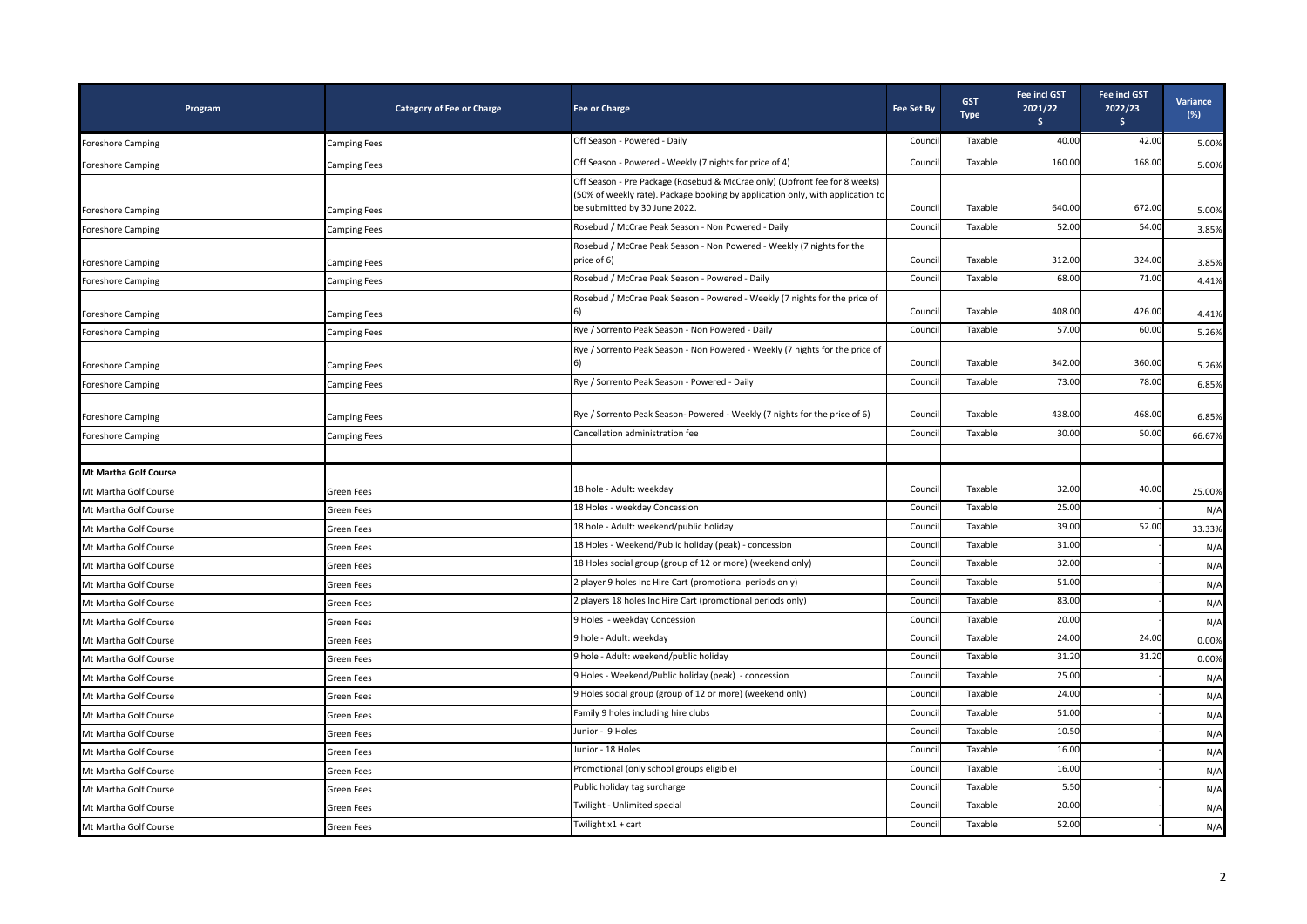| Program | Category of Fee or Charge | Fee or Charge | Fee Set By | GST Type | Fee incl GST 2021/22 $ | Fee incl GST 2022/23 $ | Variance (%) |
|---|---|---|---|---|---|---|---|
| Foreshore Camping | Camping Fees | Off Season - Powered - Daily | Council | Taxable | 40.00 | 42.00 | 5.00% |
| Foreshore Camping | Camping Fees | Off Season - Powered - Weekly (7 nights for price of 4) | Council | Taxable | 160.00 | 168.00 | 5.00% |
| Foreshore Camping | Camping Fees | Off Season - Pre Package (Rosebud & McCrae only) (Upfront fee for 8 weeks) (50% of weekly rate). Package booking by application only, with application to be submitted by 30 June 2022. | Council | Taxable | 640.00 | 672.00 | 5.00% |
| Foreshore Camping | Camping Fees | Rosebud / McCrae Peak Season - Non Powered - Daily | Council | Taxable | 52.00 | 54.00 | 3.85% |
| Foreshore Camping | Camping Fees | Rosebud / McCrae Peak Season - Non Powered - Weekly (7 nights for the price of 6) | Council | Taxable | 312.00 | 324.00 | 3.85% |
| Foreshore Camping | Camping Fees | Rosebud / McCrae Peak Season - Powered - Daily | Council | Taxable | 68.00 | 71.00 | 4.41% |
| Foreshore Camping | Camping Fees | Rosebud / McCrae Peak Season - Powered - Weekly (7 nights for the price of 6) | Council | Taxable | 408.00 | 426.00 | 4.41% |
| Foreshore Camping | Camping Fees | Rye / Sorrento Peak Season - Non Powered - Daily | Council | Taxable | 57.00 | 60.00 | 5.26% |
| Foreshore Camping | Camping Fees | Rye / Sorrento Peak Season - Non Powered - Weekly (7 nights for the price of 6) | Council | Taxable | 342.00 | 360.00 | 5.26% |
| Foreshore Camping | Camping Fees | Rye / Sorrento Peak Season - Powered - Daily | Council | Taxable | 73.00 | 78.00 | 6.85% |
| Foreshore Camping | Camping Fees | Rye / Sorrento Peak Season- Powered - Weekly (7 nights for the price of 6) | Council | Taxable | 438.00 | 468.00 | 6.85% |
| Foreshore Camping | Camping Fees | Cancellation administration fee | Council | Taxable | 30.00 | 50.00 | 66.67% |
| | | | | | | | |
| **Mt Martha Golf Course** | | | | | | | |
| Mt Martha Golf Course | Green Fees | 18 hole - Adult: weekday | Council | Taxable | 32.00 | 40.00 | 25.00% |
| Mt Martha Golf Course | Green Fees | 18 Holes - weekday Concession | Council | Taxable | 25.00 | - | N/A |
| Mt Martha Golf Course | Green Fees | 18 hole - Adult: weekend/public holiday | Council | Taxable | 39.00 | 52.00 | 33.33% |
| Mt Martha Golf Course | Green Fees | 18 Holes - Weekend/Public holiday (peak) - concession | Council | Taxable | 31.00 | - | N/A |
| Mt Martha Golf Course | Green Fees | 18 Holes social group (group of 12 or more) (weekend only) | Council | Taxable | 32.00 | - | N/A |
| Mt Martha Golf Course | Green Fees | 2 player 9 holes Inc Hire Cart (promotional periods only) | Council | Taxable | 51.00 | - | N/A |
| Mt Martha Golf Course | Green Fees | 2 players 18 holes Inc Hire Cart (promotional periods only) | Council | Taxable | 83.00 | - | N/A |
| Mt Martha Golf Course | Green Fees | 9 Holes - weekday Concession | Council | Taxable | 20.00 | - | N/A |
| Mt Martha Golf Course | Green Fees | 9 hole - Adult: weekday | Council | Taxable | 24.00 | 24.00 | 0.00% |
| Mt Martha Golf Course | Green Fees | 9 hole - Adult: weekend/public holiday | Council | Taxable | 31.20 | 31.20 | 0.00% |
| Mt Martha Golf Course | Green Fees | 9 Holes - Weekend/Public holiday (peak) - concession | Council | Taxable | 25.00 | - | N/A |
| Mt Martha Golf Course | Green Fees | 9 Holes social group (group of 12 or more) (weekend only) | Council | Taxable | 24.00 | - | N/A |
| Mt Martha Golf Course | Green Fees | Family 9 holes including hire clubs | Council | Taxable | 51.00 | - | N/A |
| Mt Martha Golf Course | Green Fees | Junior - 9 Holes | Council | Taxable | 10.50 | - | N/A |
| Mt Martha Golf Course | Green Fees | Junior - 18 Holes | Council | Taxable | 16.00 | - | N/A |
| Mt Martha Golf Course | Green Fees | Promotional (only school groups eligible) | Council | Taxable | 16.00 | - | N/A |
| Mt Martha Golf Course | Green Fees | Public holiday tag surcharge | Council | Taxable | 5.50 | - | N/A |
| Mt Martha Golf Course | Green Fees | Twilight - Unlimited special | Council | Taxable | 20.00 | - | N/A |
| Mt Martha Golf Course | Green Fees | Twilight x1 + cart | Council | Taxable | 52.00 | - | N/A |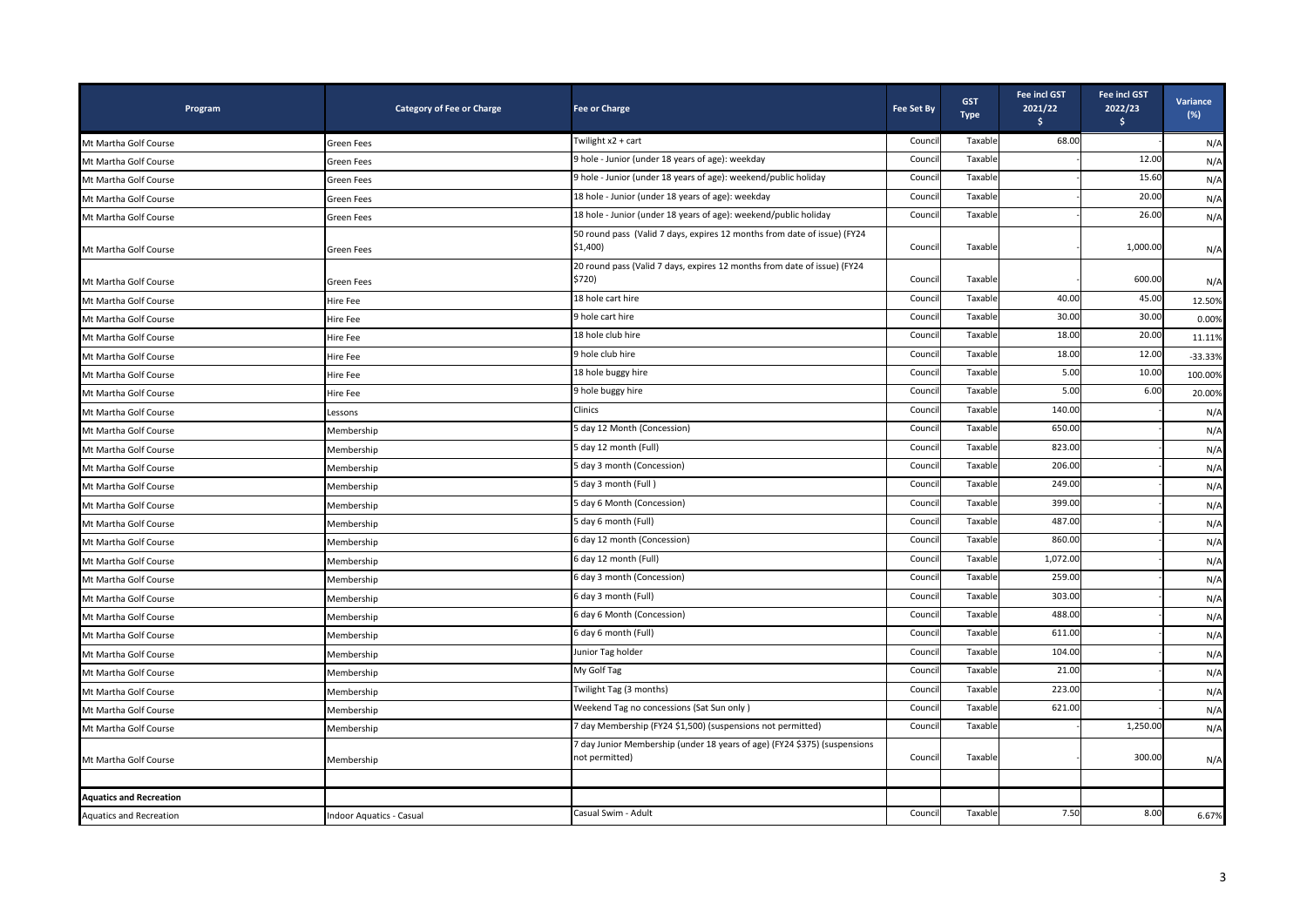| Program | Category of Fee or Charge | Fee or Charge | Fee Set By | GST Type | Fee incl GST 2021/22 $ | Fee incl GST 2022/23 $ | Variance (%) |
|---|---|---|---|---|---|---|---|
| Mt Martha Golf Course | Green Fees | Twilight x2 + cart | Council | Taxable | 68.00 | - | N/A |
| Mt Martha Golf Course | Green Fees | 9 hole - Junior (under 18 years of age): weekday | Council | Taxable | - | 12.00 | N/A |
| Mt Martha Golf Course | Green Fees | 9 hole - Junior (under 18 years of age): weekend/public holiday | Council | Taxable | - | 15.60 | N/A |
| Mt Martha Golf Course | Green Fees | 18 hole - Junior (under 18 years of age): weekday | Council | Taxable | - | 20.00 | N/A |
| Mt Martha Golf Course | Green Fees | 18 hole - Junior (under 18 years of age): weekend/public holiday | Council | Taxable | - | 26.00 | N/A |
| Mt Martha Golf Course | Green Fees | 50 round pass (Valid 7 days, expires 12 months from date of issue) (FY24 $1,400) | Council | Taxable | - | 1,000.00 | N/A |
| Mt Martha Golf Course | Green Fees | 20 round pass (Valid 7 days, expires 12 months from date of issue) (FY24 $720) | Council | Taxable | - | 600.00 | N/A |
| Mt Martha Golf Course | Hire Fee | 18 hole cart hire | Council | Taxable | 40.00 | 45.00 | 12.50% |
| Mt Martha Golf Course | Hire Fee | 9 hole cart hire | Council | Taxable | 30.00 | 30.00 | 0.00% |
| Mt Martha Golf Course | Hire Fee | 18 hole club hire | Council | Taxable | 18.00 | 20.00 | 11.11% |
| Mt Martha Golf Course | Hire Fee | 9 hole club hire | Council | Taxable | 18.00 | 12.00 | -33.33% |
| Mt Martha Golf Course | Hire Fee | 18 hole buggy hire | Council | Taxable | 5.00 | 10.00 | 100.00% |
| Mt Martha Golf Course | Hire Fee | 9 hole buggy hire | Council | Taxable | 5.00 | 6.00 | 20.00% |
| Mt Martha Golf Course | Lessons | Clinics | Council | Taxable | 140.00 | - | N/A |
| Mt Martha Golf Course | Membership | 5 day 12 Month (Concession) | Council | Taxable | 650.00 | - | N/A |
| Mt Martha Golf Course | Membership | 5 day 12 month (Full) | Council | Taxable | 823.00 | - | N/A |
| Mt Martha Golf Course | Membership | 5 day 3 month (Concession) | Council | Taxable | 206.00 | - | N/A |
| Mt Martha Golf Course | Membership | 5 day 3 month (Full ) | Council | Taxable | 249.00 | - | N/A |
| Mt Martha Golf Course | Membership | 5 day 6 Month (Concession) | Council | Taxable | 399.00 | - | N/A |
| Mt Martha Golf Course | Membership | 5 day 6 month (Full) | Council | Taxable | 487.00 | - | N/A |
| Mt Martha Golf Course | Membership | 6 day 12 month (Concession) | Council | Taxable | 860.00 | - | N/A |
| Mt Martha Golf Course | Membership | 6 day 12 month (Full) | Council | Taxable | 1,072.00 | - | N/A |
| Mt Martha Golf Course | Membership | 6 day 3 month (Concession) | Council | Taxable | 259.00 | - | N/A |
| Mt Martha Golf Course | Membership | 6 day 3 month (Full) | Council | Taxable | 303.00 | - | N/A |
| Mt Martha Golf Course | Membership | 6 day 6 Month (Concession) | Council | Taxable | 488.00 | - | N/A |
| Mt Martha Golf Course | Membership | 6 day 6 month (Full) | Council | Taxable | 611.00 | - | N/A |
| Mt Martha Golf Course | Membership | Junior Tag holder | Council | Taxable | 104.00 | - | N/A |
| Mt Martha Golf Course | Membership | My Golf Tag | Council | Taxable | 21.00 | - | N/A |
| Mt Martha Golf Course | Membership | Twilight Tag (3 months) | Council | Taxable | 223.00 | - | N/A |
| Mt Martha Golf Course | Membership | Weekend Tag no concessions (Sat Sun only ) | Council | Taxable | 621.00 | - | N/A |
| Mt Martha Golf Course | Membership | 7 day Membership (FY24 $1,500) (suspensions not permitted) | Council | Taxable | - | 1,250.00 | N/A |
| Mt Martha Golf Course | Membership | 7 day Junior Membership (under 18 years of age) (FY24 $375) (suspensions not permitted) | Council | Taxable | - | 300.00 | N/A |
| | | | | | | | |
| **Aquatics and Recreation** | | | | | | | |
| Aquatics and Recreation | Indoor Aquatics - Casual | Casual Swim - Adult | Council | Taxable | 7.50 | 8.00 | 6.67% |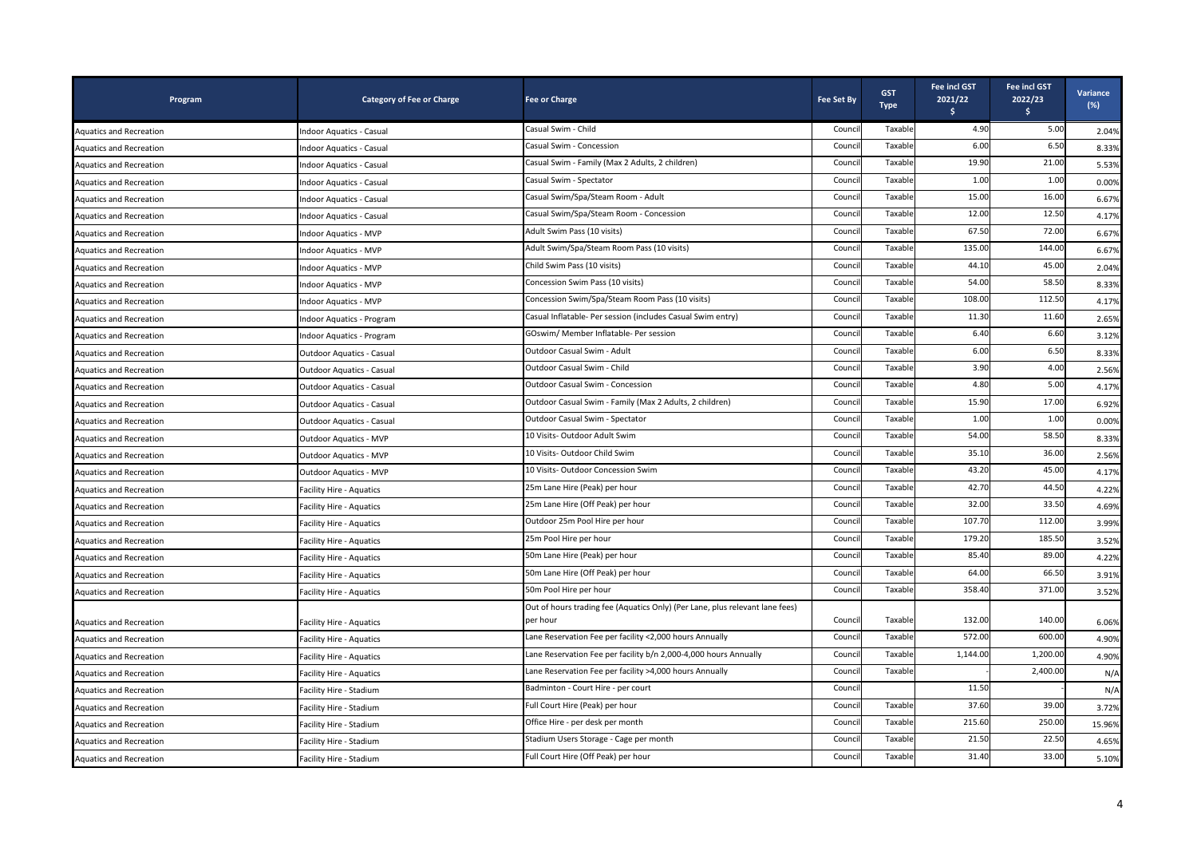| Program | Category of Fee or Charge | Fee or Charge | Fee Set By | GST Type | Fee incl GST 2021/22 $ | Fee incl GST 2022/23 $ | Variance (%) |
|---|---|---|---|---|---|---|---|
| Aquatics and Recreation | Indoor Aquatics - Casual | Casual Swim - Child | Council | Taxable | 4.90 | 5.00 | 2.04% |
| Aquatics and Recreation | Indoor Aquatics - Casual | Casual Swim - Concession | Council | Taxable | 6.00 | 6.50 | 8.33% |
| Aquatics and Recreation | Indoor Aquatics - Casual | Casual Swim - Family (Max 2 Adults, 2 children) | Council | Taxable | 19.90 | 21.00 | 5.53% |
| Aquatics and Recreation | Indoor Aquatics - Casual | Casual Swim - Spectator | Council | Taxable | 1.00 | 1.00 | 0.00% |
| Aquatics and Recreation | Indoor Aquatics - Casual | Casual Swim/Spa/Steam Room - Adult | Council | Taxable | 15.00 | 16.00 | 6.67% |
| Aquatics and Recreation | Indoor Aquatics - Casual | Casual Swim/Spa/Steam Room - Concession | Council | Taxable | 12.00 | 12.50 | 4.17% |
| Aquatics and Recreation | Indoor Aquatics - MVP | Adult Swim Pass (10 visits) | Council | Taxable | 67.50 | 72.00 | 6.67% |
| Aquatics and Recreation | Indoor Aquatics - MVP | Adult Swim/Spa/Steam Room Pass (10 visits) | Council | Taxable | 135.00 | 144.00 | 6.67% |
| Aquatics and Recreation | Indoor Aquatics - MVP | Child Swim Pass (10 visits) | Council | Taxable | 44.10 | 45.00 | 2.04% |
| Aquatics and Recreation | Indoor Aquatics - MVP | Concession Swim Pass (10 visits) | Council | Taxable | 54.00 | 58.50 | 8.33% |
| Aquatics and Recreation | Indoor Aquatics - MVP | Concession Swim/Spa/Steam Room Pass (10 visits) | Council | Taxable | 108.00 | 112.50 | 4.17% |
| Aquatics and Recreation | Indoor Aquatics - Program | Casual Inflatable- Per session (includes Casual Swim entry) | Council | Taxable | 11.30 | 11.60 | 2.65% |
| Aquatics and Recreation | Indoor Aquatics - Program | GOswim/ Member Inflatable- Per session | Council | Taxable | 6.40 | 6.60 | 3.12% |
| Aquatics and Recreation | Outdoor Aquatics - Casual | Outdoor Casual Swim - Adult | Council | Taxable | 6.00 | 6.50 | 8.33% |
| Aquatics and Recreation | Outdoor Aquatics - Casual | Outdoor Casual Swim - Child | Council | Taxable | 3.90 | 4.00 | 2.56% |
| Aquatics and Recreation | Outdoor Aquatics - Casual | Outdoor Casual Swim - Concession | Council | Taxable | 4.80 | 5.00 | 4.17% |
| Aquatics and Recreation | Outdoor Aquatics - Casual | Outdoor Casual Swim - Family (Max 2 Adults, 2 children) | Council | Taxable | 15.90 | 17.00 | 6.92% |
| Aquatics and Recreation | Outdoor Aquatics - Casual | Outdoor Casual Swim - Spectator | Council | Taxable | 1.00 | 1.00 | 0.00% |
| Aquatics and Recreation | Outdoor Aquatics - MVP | 10 Visits- Outdoor Adult Swim | Council | Taxable | 54.00 | 58.50 | 8.33% |
| Aquatics and Recreation | Outdoor Aquatics - MVP | 10 Visits- Outdoor Child Swim | Council | Taxable | 35.10 | 36.00 | 2.56% |
| Aquatics and Recreation | Outdoor Aquatics - MVP | 10 Visits- Outdoor Concession Swim | Council | Taxable | 43.20 | 45.00 | 4.17% |
| Aquatics and Recreation | Facility Hire - Aquatics | 25m Lane Hire (Peak) per hour | Council | Taxable | 42.70 | 44.50 | 4.22% |
| Aquatics and Recreation | Facility Hire - Aquatics | 25m Lane Hire (Off Peak) per hour | Council | Taxable | 32.00 | 33.50 | 4.69% |
| Aquatics and Recreation | Facility Hire - Aquatics | Outdoor 25m Pool Hire per hour | Council | Taxable | 107.70 | 112.00 | 3.99% |
| Aquatics and Recreation | Facility Hire - Aquatics | 25m Pool Hire per hour | Council | Taxable | 179.20 | 185.50 | 3.52% |
| Aquatics and Recreation | Facility Hire - Aquatics | 50m Lane Hire (Peak) per hour | Council | Taxable | 85.40 | 89.00 | 4.22% |
| Aquatics and Recreation | Facility Hire - Aquatics | 50m Lane Hire (Off Peak) per hour | Council | Taxable | 64.00 | 66.50 | 3.91% |
| Aquatics and Recreation | Facility Hire - Aquatics | 50m Pool Hire per hour | Council | Taxable | 358.40 | 371.00 | 3.52% |
| Aquatics and Recreation | Facility Hire - Aquatics | Out of hours trading fee (Aquatics Only) (Per Lane, plus relevant lane fees) per hour | Council | Taxable | 132.00 | 140.00 | 6.06% |
| Aquatics and Recreation | Facility Hire - Aquatics | Lane Reservation Fee per facility <2,000 hours Annually | Council | Taxable | 572.00 | 600.00 | 4.90% |
| Aquatics and Recreation | Facility Hire - Aquatics | Lane Reservation Fee per facility b/n 2,000-4,000 hours Annually | Council | Taxable | 1,144.00 | 1,200.00 | 4.90% |
| Aquatics and Recreation | Facility Hire - Aquatics | Lane Reservation Fee per facility >4,000 hours Annually | Council | Taxable | - | 2,400.00 | N/A |
| Aquatics and Recreation | Facility Hire - Stadium | Badminton - Court Hire - per court | Council | | 11.50 | - | N/A |
| Aquatics and Recreation | Facility Hire - Stadium | Full Court Hire (Peak) per hour | Council | Taxable | 37.60 | 39.00 | 3.72% |
| Aquatics and Recreation | Facility Hire - Stadium | Office Hire - per desk per month | Council | Taxable | 215.60 | 250.00 | 15.96% |
| Aquatics and Recreation | Facility Hire - Stadium | Stadium Users Storage - Cage per month | Council | Taxable | 21.50 | 22.50 | 4.65% |
| Aquatics and Recreation | Facility Hire - Stadium | Full Court Hire (Off Peak) per hour | Council | Taxable | 31.40 | 33.00 | 5.10% |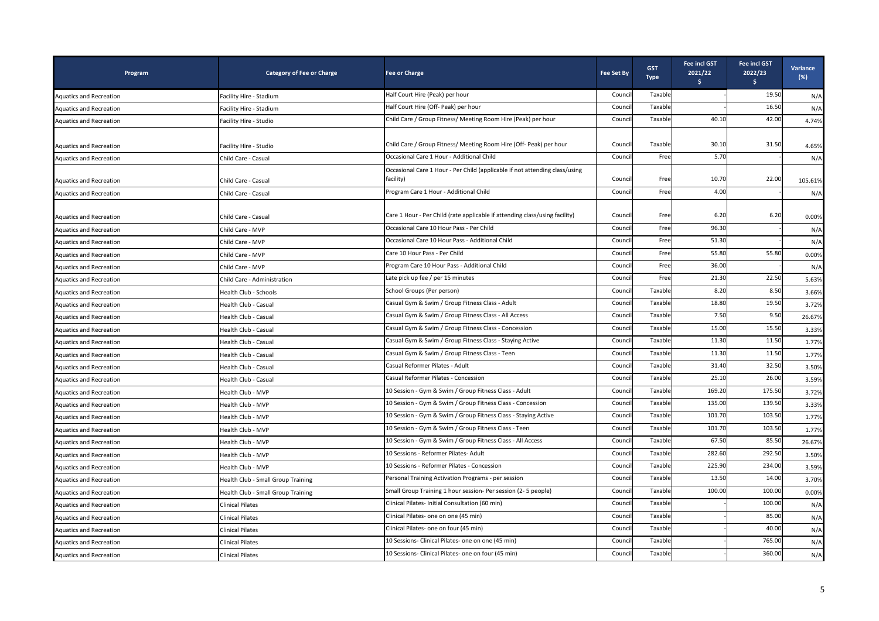| Program | Category of Fee or Charge | Fee or Charge | Fee Set By | GST Type | Fee incl GST 2021/22 $ | Fee incl GST 2022/23 $ | Variance (%) |
|---|---|---|---|---|---|---|---|
| Aquatics and Recreation | Facility Hire - Stadium | Half Court Hire (Peak) per hour | Council | Taxable | - | 19.50 | N/A |
| Aquatics and Recreation | Facility Hire - Stadium | Half Court Hire (Off- Peak) per hour | Council | Taxable | - | 16.50 | N/A |
| Aquatics and Recreation | Facility Hire - Studio | Child Care / Group Fitness/ Meeting Room Hire (Peak) per hour | Council | Taxable | 40.10 | 42.00 | 4.74% |
| Aquatics and Recreation | Facility Hire - Studio | Child Care / Group Fitness/ Meeting Room Hire (Off- Peak) per hour | Council | Taxable | 30.10 | 31.50 | 4.65% |
| Aquatics and Recreation | Child Care - Casual | Occasional Care 1 Hour - Additional Child | Council | Free | 5.70 | - | N/A |
| Aquatics and Recreation | Child Care - Casual | Occasional Care 1 Hour - Per Child (applicable if not attending class/using facility) | Council | Free | 10.70 | 22.00 | 105.61% |
| Aquatics and Recreation | Child Care - Casual | Program Care 1 Hour - Additional Child | Council | Free | 4.00 | - | N/A |
| Aquatics and Recreation | Child Care - Casual | Care 1 Hour - Per Child (rate applicable if attending class/using facility) | Council | Free | 6.20 | 6.20 | 0.00% |
| Aquatics and Recreation | Child Care - MVP | Occasional Care 10 Hour Pass - Per Child | Council | Free | 96.30 | - | N/A |
| Aquatics and Recreation | Child Care - MVP | Occasional Care 10 Hour Pass - Additional Child | Council | Free | 51.30 | - | N/A |
| Aquatics and Recreation | Child Care - MVP | Care 10 Hour Pass - Per Child | Council | Free | 55.80 | 55.80 | 0.00% |
| Aquatics and Recreation | Child Care - MVP | Program Care 10 Hour Pass - Additional Child | Council | Free | 36.00 | - | N/A |
| Aquatics and Recreation | Child Care - Administration | Late pick up fee / per 15 minutes | Council | Free | 21.30 | 22.50 | 5.63% |
| Aquatics and Recreation | Health Club - Schools | School Groups (Per person) | Council | Taxable | 8.20 | 8.50 | 3.66% |
| Aquatics and Recreation | Health Club - Casual | Casual Gym & Swim / Group Fitness Class - Adult | Council | Taxable | 18.80 | 19.50 | 3.72% |
| Aquatics and Recreation | Health Club - Casual | Casual Gym & Swim / Group Fitness Class - All Access | Council | Taxable | 7.50 | 9.50 | 26.67% |
| Aquatics and Recreation | Health Club - Casual | Casual Gym & Swim / Group Fitness Class - Concession | Council | Taxable | 15.00 | 15.50 | 3.33% |
| Aquatics and Recreation | Health Club - Casual | Casual Gym & Swim / Group Fitness Class - Staying Active | Council | Taxable | 11.30 | 11.50 | 1.77% |
| Aquatics and Recreation | Health Club - Casual | Casual Gym & Swim / Group Fitness Class - Teen | Council | Taxable | 11.30 | 11.50 | 1.77% |
| Aquatics and Recreation | Health Club - Casual | Casual Reformer Pilates - Adult | Council | Taxable | 31.40 | 32.50 | 3.50% |
| Aquatics and Recreation | Health Club - Casual | Casual Reformer Pilates - Concession | Council | Taxable | 25.10 | 26.00 | 3.59% |
| Aquatics and Recreation | Health Club - MVP | 10 Session - Gym & Swim / Group Fitness Class - Adult | Council | Taxable | 169.20 | 175.50 | 3.72% |
| Aquatics and Recreation | Health Club - MVP | 10 Session - Gym & Swim / Group Fitness Class - Concession | Council | Taxable | 135.00 | 139.50 | 3.33% |
| Aquatics and Recreation | Health Club - MVP | 10 Session - Gym & Swim / Group Fitness Class - Staying Active | Council | Taxable | 101.70 | 103.50 | 1.77% |
| Aquatics and Recreation | Health Club - MVP | 10 Session - Gym & Swim / Group Fitness Class - Teen | Council | Taxable | 101.70 | 103.50 | 1.77% |
| Aquatics and Recreation | Health Club - MVP | 10 Session - Gym & Swim / Group Fitness Class - All Access | Council | Taxable | 67.50 | 85.50 | 26.67% |
| Aquatics and Recreation | Health Club - MVP | 10 Sessions - Reformer Pilates- Adult | Council | Taxable | 282.60 | 292.50 | 3.50% |
| Aquatics and Recreation | Health Club - MVP | 10 Sessions - Reformer Pilates - Concession | Council | Taxable | 225.90 | 234.00 | 3.59% |
| Aquatics and Recreation | Health Club - Small Group Training | Personal Training Activation Programs - per session | Council | Taxable | 13.50 | 14.00 | 3.70% |
| Aquatics and Recreation | Health Club - Small Group Training | Small Group Training 1 hour session- Per session (2- 5 people) | Council | Taxable | 100.00 | 100.00 | 0.00% |
| Aquatics and Recreation | Clinical Pilates | Clinical Pilates- Initial Consultation (60 min) | Council | Taxable | - | 100.00 | N/A |
| Aquatics and Recreation | Clinical Pilates | Clinical Pilates- one on one (45 min) | Council | Taxable | - | 85.00 | N/A |
| Aquatics and Recreation | Clinical Pilates | Clinical Pilates- one on four (45 min) | Council | Taxable | - | 40.00 | N/A |
| Aquatics and Recreation | Clinical Pilates | 10 Sessions- Clinical Pilates- one on one (45 min) | Council | Taxable | - | 765.00 | N/A |
| Aquatics and Recreation | Clinical Pilates | 10 Sessions- Clinical Pilates- one on four (45 min) | Council | Taxable | - | 360.00 | N/A |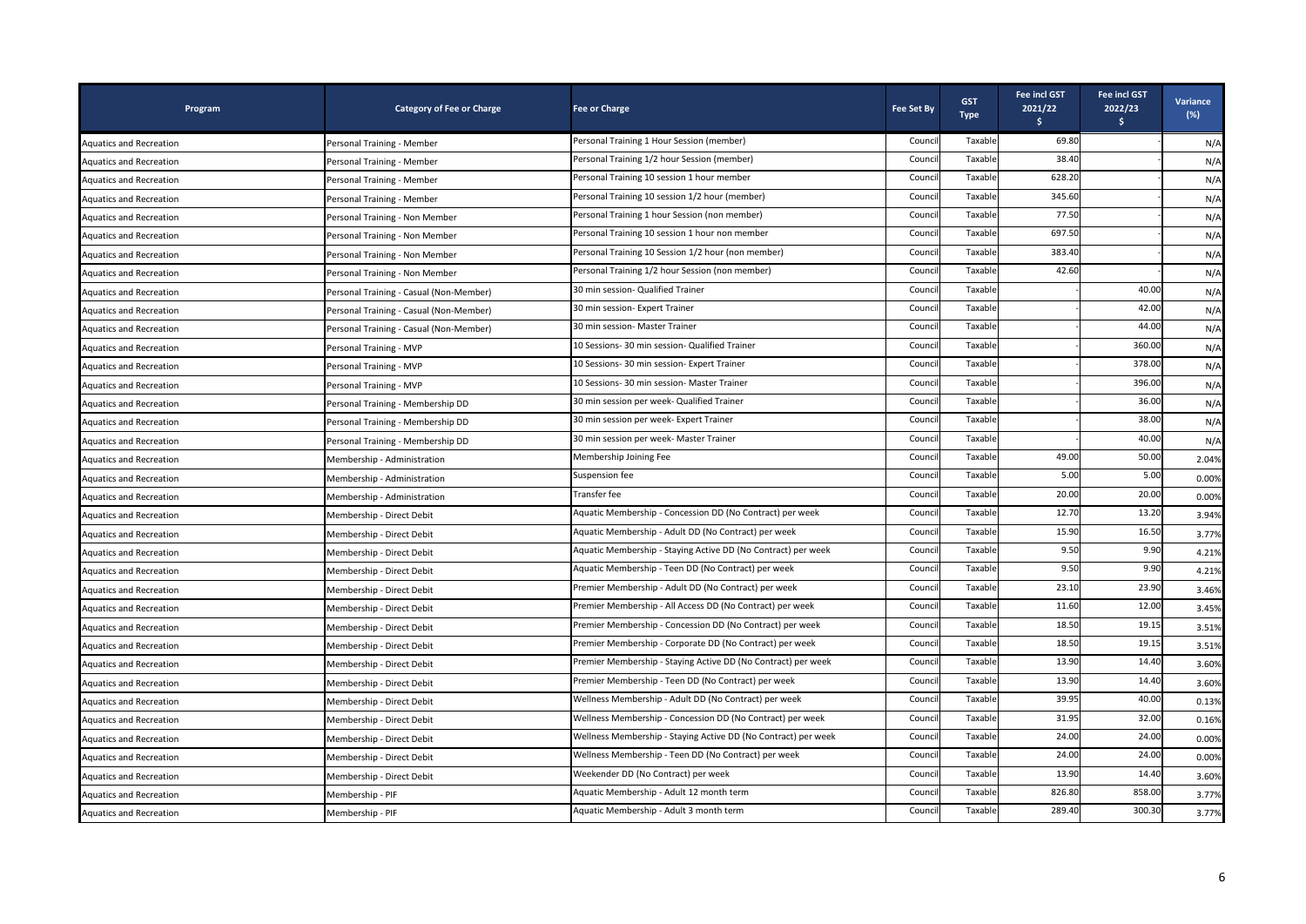| Program | Category of Fee or Charge | Fee or Charge | Fee Set By | GST Type | Fee incl GST 2021/22 $ | Fee incl GST 2022/23 $ | Variance (%) |
|---|---|---|---|---|---|---|---|
| Aquatics and Recreation | Personal Training - Member | Personal Training 1 Hour Session (member) | Council | Taxable | 69.80 | - | N/A |
| Aquatics and Recreation | Personal Training - Member | Personal Training 1/2 hour Session (member) | Council | Taxable | 38.40 | - | N/A |
| Aquatics and Recreation | Personal Training - Member | Personal Training 10 session 1 hour member | Council | Taxable | 628.20 | - | N/A |
| Aquatics and Recreation | Personal Training - Member | Personal Training 10 session 1/2 hour (member) | Council | Taxable | 345.60 | - | N/A |
| Aquatics and Recreation | Personal Training - Non Member | Personal Training 1 hour Session (non member) | Council | Taxable | 77.50 | - | N/A |
| Aquatics and Recreation | Personal Training - Non Member | Personal Training 10 session 1 hour non member | Council | Taxable | 697.50 | - | N/A |
| Aquatics and Recreation | Personal Training - Non Member | Personal Training 10 Session 1/2 hour (non member) | Council | Taxable | 383.40 | - | N/A |
| Aquatics and Recreation | Personal Training - Non Member | Personal Training 1/2 hour Session (non member) | Council | Taxable | 42.60 | - | N/A |
| Aquatics and Recreation | Personal Training - Casual (Non-Member) | 30 min session- Qualified Trainer | Council | Taxable | - | 40.00 | N/A |
| Aquatics and Recreation | Personal Training - Casual (Non-Member) | 30 min session- Expert Trainer | Council | Taxable | - | 42.00 | N/A |
| Aquatics and Recreation | Personal Training - Casual (Non-Member) | 30 min session- Master Trainer | Council | Taxable | - | 44.00 | N/A |
| Aquatics and Recreation | Personal Training - MVP | 10 Sessions- 30 min session- Qualified Trainer | Council | Taxable | - | 360.00 | N/A |
| Aquatics and Recreation | Personal Training - MVP | 10 Sessions- 30 min session- Expert Trainer | Council | Taxable | - | 378.00 | N/A |
| Aquatics and Recreation | Personal Training - MVP | 10 Sessions- 30 min session- Master Trainer | Council | Taxable | - | 396.00 | N/A |
| Aquatics and Recreation | Personal Training - Membership DD | 30 min session per week- Qualified Trainer | Council | Taxable | - | 36.00 | N/A |
| Aquatics and Recreation | Personal Training - Membership DD | 30 min session per week- Expert Trainer | Council | Taxable | - | 38.00 | N/A |
| Aquatics and Recreation | Personal Training - Membership DD | 30 min session per week- Master Trainer | Council | Taxable | - | 40.00 | N/A |
| Aquatics and Recreation | Membership - Administration | Membership Joining Fee | Council | Taxable | 49.00 | 50.00 | 2.04% |
| Aquatics and Recreation | Membership - Administration | Suspension fee | Council | Taxable | 5.00 | 5.00 | 0.00% |
| Aquatics and Recreation | Membership - Administration | Transfer fee | Council | Taxable | 20.00 | 20.00 | 0.00% |
| Aquatics and Recreation | Membership - Direct Debit | Aquatic Membership - Concession DD (No Contract) per week | Council | Taxable | 12.70 | 13.20 | 3.94% |
| Aquatics and Recreation | Membership - Direct Debit | Aquatic Membership - Adult DD (No Contract) per week | Council | Taxable | 15.90 | 16.50 | 3.77% |
| Aquatics and Recreation | Membership - Direct Debit | Aquatic Membership - Staying Active DD (No Contract) per week | Council | Taxable | 9.50 | 9.90 | 4.21% |
| Aquatics and Recreation | Membership - Direct Debit | Aquatic Membership - Teen DD (No Contract) per week | Council | Taxable | 9.50 | 9.90 | 4.21% |
| Aquatics and Recreation | Membership - Direct Debit | Premier Membership - Adult DD (No Contract) per week | Council | Taxable | 23.10 | 23.90 | 3.46% |
| Aquatics and Recreation | Membership - Direct Debit | Premier Membership - All Access DD (No Contract) per week | Council | Taxable | 11.60 | 12.00 | 3.45% |
| Aquatics and Recreation | Membership - Direct Debit | Premier Membership - Concession DD (No Contract) per week | Council | Taxable | 18.50 | 19.15 | 3.51% |
| Aquatics and Recreation | Membership - Direct Debit | Premier Membership - Corporate DD (No Contract) per week | Council | Taxable | 18.50 | 19.15 | 3.51% |
| Aquatics and Recreation | Membership - Direct Debit | Premier Membership - Staying Active DD (No Contract) per week | Council | Taxable | 13.90 | 14.40 | 3.60% |
| Aquatics and Recreation | Membership - Direct Debit | Premier Membership - Teen DD (No Contract) per week | Council | Taxable | 13.90 | 14.40 | 3.60% |
| Aquatics and Recreation | Membership - Direct Debit | Wellness Membership - Adult DD (No Contract) per week | Council | Taxable | 39.95 | 40.00 | 0.13% |
| Aquatics and Recreation | Membership - Direct Debit | Wellness Membership - Concession DD (No Contract) per week | Council | Taxable | 31.95 | 32.00 | 0.16% |
| Aquatics and Recreation | Membership - Direct Debit | Wellness Membership - Staying Active DD (No Contract) per week | Council | Taxable | 24.00 | 24.00 | 0.00% |
| Aquatics and Recreation | Membership - Direct Debit | Wellness Membership - Teen DD (No Contract) per week | Council | Taxable | 24.00 | 24.00 | 0.00% |
| Aquatics and Recreation | Membership - Direct Debit | Weekender DD (No Contract) per week | Council | Taxable | 13.90 | 14.40 | 3.60% |
| Aquatics and Recreation | Membership - PIF | Aquatic Membership - Adult 12 month term | Council | Taxable | 826.80 | 858.00 | 3.77% |
| Aquatics and Recreation | Membership - PIF | Aquatic Membership - Adult 3 month term | Council | Taxable | 289.40 | 300.30 | 3.77% |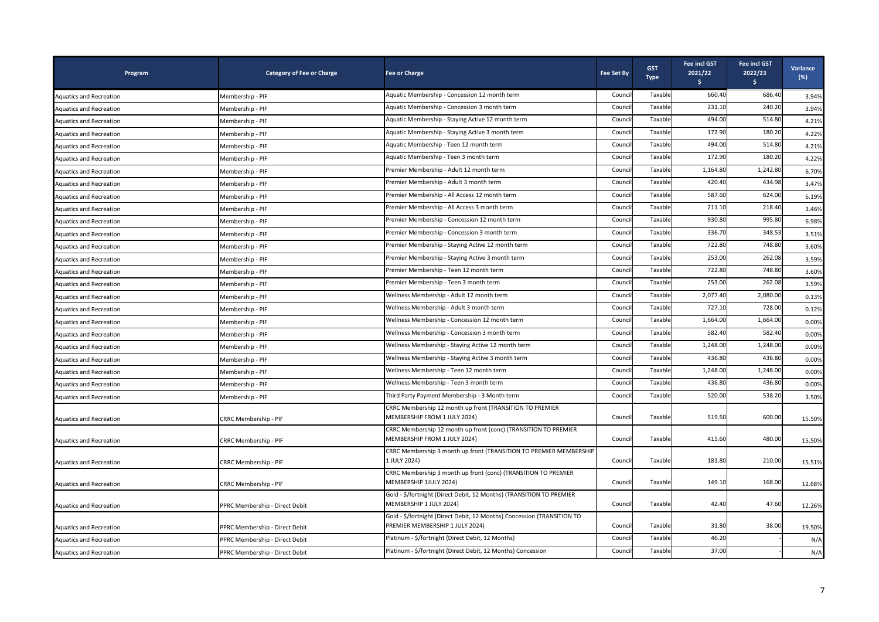| Program | Category of Fee or Charge | Fee or Charge | Fee Set By | GST Type | Fee incl GST 2021/22 $ | Fee incl GST 2022/23 $ | Variance (%) |
|---|---|---|---|---|---|---|---|
| Aquatics and Recreation | Membership - PIF | Aquatic Membership - Concession 12 month term | Council | Taxable | 660.40 | 686.40 | 3.94% |
| Aquatics and Recreation | Membership - PIF | Aquatic Membership - Concession 3 month term | Council | Taxable | 231.10 | 240.20 | 3.94% |
| Aquatics and Recreation | Membership - PIF | Aquatic Membership - Staying Active 12 month term | Council | Taxable | 494.00 | 514.80 | 4.21% |
| Aquatics and Recreation | Membership - PIF | Aquatic Membership - Staying Active 3 month term | Council | Taxable | 172.90 | 180.20 | 4.22% |
| Aquatics and Recreation | Membership - PIF | Aquatic Membership - Teen 12 month term | Council | Taxable | 494.00 | 514.80 | 4.21% |
| Aquatics and Recreation | Membership - PIF | Aquatic Membership - Teen 3 month term | Council | Taxable | 172.90 | 180.20 | 4.22% |
| Aquatics and Recreation | Membership - PIF | Premier Membership - Adult 12 month term | Council | Taxable | 1,164.80 | 1,242.80 | 6.70% |
| Aquatics and Recreation | Membership - PIF | Premier Membership - Adult 3 month term | Council | Taxable | 420.40 | 434.98 | 3.47% |
| Aquatics and Recreation | Membership - PIF | Premier Membership - All Access 12 month term | Council | Taxable | 587.60 | 624.00 | 6.19% |
| Aquatics and Recreation | Membership - PIF | Premier Membership - All Access 3 month term | Council | Taxable | 211.10 | 218.40 | 3.46% |
| Aquatics and Recreation | Membership - PIF | Premier Membership - Concession 12 month term | Council | Taxable | 930.80 | 995.80 | 6.98% |
| Aquatics and Recreation | Membership - PIF | Premier Membership - Concession 3 month term | Council | Taxable | 336.70 | 348.53 | 3.51% |
| Aquatics and Recreation | Membership - PIF | Premier Membership - Staying Active 12 month term | Council | Taxable | 722.80 | 748.80 | 3.60% |
| Aquatics and Recreation | Membership - PIF | Premier Membership - Staying Active 3 month term | Council | Taxable | 253.00 | 262.08 | 3.59% |
| Aquatics and Recreation | Membership - PIF | Premier Membership - Teen 12 month term | Council | Taxable | 722.80 | 748.80 | 3.60% |
| Aquatics and Recreation | Membership - PIF | Premier Membership - Teen 3 month term | Council | Taxable | 253.00 | 262.08 | 3.59% |
| Aquatics and Recreation | Membership - PIF | Wellness Membership - Adult 12 month term | Council | Taxable | 2,077.40 | 2,080.00 | 0.13% |
| Aquatics and Recreation | Membership - PIF | Wellness Membership - Adult 3 month term | Council | Taxable | 727.10 | 728.00 | 0.12% |
| Aquatics and Recreation | Membership - PIF | Wellness Membership - Concession 12 month term | Council | Taxable | 1,664.00 | 1,664.00 | 0.00% |
| Aquatics and Recreation | Membership - PIF | Wellness Membership - Concession 3 month term | Council | Taxable | 582.40 | 582.40 | 0.00% |
| Aquatics and Recreation | Membership - PIF | Wellness Membership - Staying Active 12 month term | Council | Taxable | 1,248.00 | 1,248.00 | 0.00% |
| Aquatics and Recreation | Membership - PIF | Wellness Membership - Staying Active 3 month term | Council | Taxable | 436.80 | 436.80 | 0.00% |
| Aquatics and Recreation | Membership - PIF | Wellness Membership - Teen 12 month term | Council | Taxable | 1,248.00 | 1,248.00 | 0.00% |
| Aquatics and Recreation | Membership - PIF | Wellness Membership - Teen 3 month term | Council | Taxable | 436.80 | 436.80 | 0.00% |
| Aquatics and Recreation | Membership - PIF | Third Party Payment Membership - 3 Month term | Council | Taxable | 520.00 | 538.20 | 3.50% |
| Aquatics and Recreation | CRRC Membership - PIF | CRRC Membership 12 month up front (TRANSITION TO PREMIER MEMBERSHIP FROM 1 JULY 2024) | Council | Taxable | 519.50 | 600.00 | 15.50% |
| Aquatics and Recreation | CRRC Membership - PIF | CRRC Membership 12 month up front (conc) (TRANSITION TO PREMIER MEMBERSHIP FROM 1 JULY 2024) | Council | Taxable | 415.60 | 480.00 | 15.50% |
| Aquatics and Recreation | CRRC Membership - PIF | CRRC Membership 3 month up front (TRANSITION TO PREMIER MEMBERSHIP 1 JULY 2024) | Council | Taxable | 181.80 | 210.00 | 15.51% |
| Aquatics and Recreation | CRRC Membership - PIF | CRRC Membership 3 month up front (conc) (TRANSITION TO PREMIER MEMBERSHIP 1JULY 2024) | Council | Taxable | 149.10 | 168.00 | 12.68% |
| Aquatics and Recreation | PPRC Membership - Direct Debit | Gold - $/fortnight (Direct Debit, 12 Months) (TRANSITION TO PREMIER MEMBERSHIP 1 JULY 2024) | Council | Taxable | 42.40 | 47.60 | 12.26% |
| Aquatics and Recreation | PPRC Membership - Direct Debit | Gold - $/fortnight (Direct Debit, 12 Months) Concession (TRANSITION TO PREMIER MEMBERSHIP 1 JULY 2024) | Council | Taxable | 31.80 | 38.00 | 19.50% |
| Aquatics and Recreation | PPRC Membership - Direct Debit | Platinum - $/fortnight (Direct Debit, 12 Months) | Council | Taxable | 46.20 | - | N/A |
| Aquatics and Recreation | PPRC Membership - Direct Debit | Platinum - $/fortnight (Direct Debit, 12 Months) Concession | Council | Taxable | 37.00 | - | N/A |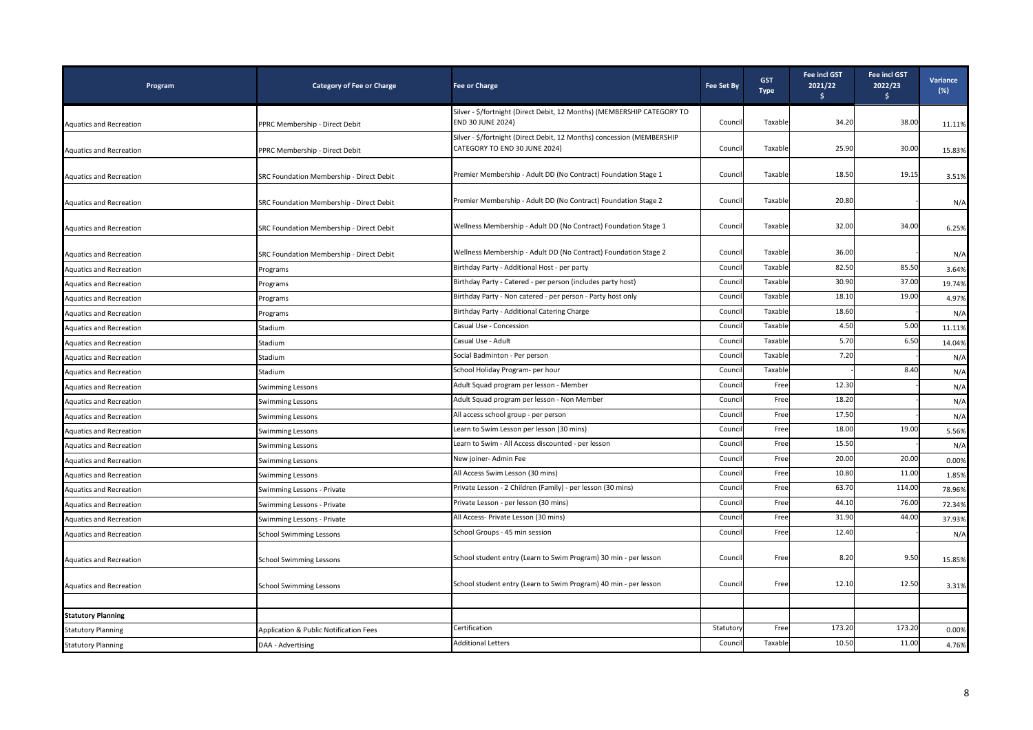| Program | Category of Fee or Charge | Fee or Charge | Fee Set By | GST Type | Fee incl GST 2021/22 $ | Fee incl GST 2022/23 $ | Variance (%) |
|---|---|---|---|---|---|---|---|
| Aquatics and Recreation | PPRC Membership - Direct Debit | Silver - $/fortnight (Direct Debit, 12 Months) (MEMBERSHIP CATEGORY TO END 30 JUNE 2024) | Council | Taxable | 34.20 | 38.00 | 11.11% |
| Aquatics and Recreation | PPRC Membership - Direct Debit | Silver - $/fortnight (Direct Debit, 12 Months) concession (MEMBERSHIP CATEGORY TO END 30 JUNE 2024) | Council | Taxable | 25.90 | 30.00 | 15.83% |
| Aquatics and Recreation | SRC Foundation Membership - Direct Debit | Premier Membership - Adult DD (No Contract) Foundation Stage 1 | Council | Taxable | 18.50 | 19.15 | 3.51% |
| Aquatics and Recreation | SRC Foundation Membership - Direct Debit | Premier Membership - Adult DD (No Contract) Foundation Stage 2 | Council | Taxable | 20.80 | - | N/A |
| Aquatics and Recreation | SRC Foundation Membership - Direct Debit | Wellness Membership - Adult DD (No Contract) Foundation Stage 1 | Council | Taxable | 32.00 | 34.00 | 6.25% |
| Aquatics and Recreation | SRC Foundation Membership - Direct Debit | Wellness Membership - Adult DD (No Contract) Foundation Stage 2 | Council | Taxable | 36.00 | - | N/A |
| Aquatics and Recreation | Programs | Birthday Party - Additional Host - per party | Council | Taxable | 82.50 | 85.50 | 3.64% |
| Aquatics and Recreation | Programs | Birthday Party - Catered - per person (includes party host) | Council | Taxable | 30.90 | 37.00 | 19.74% |
| Aquatics and Recreation | Programs | Birthday Party - Non catered - per person - Party host only | Council | Taxable | 18.10 | 19.00 | 4.97% |
| Aquatics and Recreation | Programs | Birthday Party - Additional Catering Charge | Council | Taxable | 18.60 | - | N/A |
| Aquatics and Recreation | Stadium | Casual Use - Concession | Council | Taxable | 4.50 | 5.00 | 11.11% |
| Aquatics and Recreation | Stadium | Casual Use - Adult | Council | Taxable | 5.70 | 6.50 | 14.04% |
| Aquatics and Recreation | Stadium | Social Badminton - Per person | Council | Taxable | 7.20 | - | N/A |
| Aquatics and Recreation | Stadium | School Holiday Program- per hour | Council | Taxable | - | 8.40 | N/A |
| Aquatics and Recreation | Swimming Lessons | Adult Squad program per lesson - Member | Council | Free | 12.30 | - | N/A |
| Aquatics and Recreation | Swimming Lessons | Adult Squad program per lesson - Non Member | Council | Free | 18.20 | - | N/A |
| Aquatics and Recreation | Swimming Lessons | All access school group - per person | Council | Free | 17.50 | - | N/A |
| Aquatics and Recreation | Swimming Lessons | Learn to Swim Lesson per lesson (30 mins) | Council | Free | 18.00 | 19.00 | 5.56% |
| Aquatics and Recreation | Swimming Lessons | Learn to Swim - All Access discounted - per lesson | Council | Free | 15.50 | - | N/A |
| Aquatics and Recreation | Swimming Lessons | New joiner- Admin Fee | Council | Free | 20.00 | 20.00 | 0.00% |
| Aquatics and Recreation | Swimming Lessons | All Access Swim Lesson (30 mins) | Council | Free | 10.80 | 11.00 | 1.85% |
| Aquatics and Recreation | Swimming Lessons - Private | Private Lesson - 2 Children (Family) - per lesson (30 mins) | Council | Free | 63.70 | 114.00 | 78.96% |
| Aquatics and Recreation | Swimming Lessons - Private | Private Lesson - per lesson (30 mins) | Council | Free | 44.10 | 76.00 | 72.34% |
| Aquatics and Recreation | Swimming Lessons - Private | All Access- Private Lesson (30 mins) | Council | Free | 31.90 | 44.00 | 37.93% |
| Aquatics and Recreation | School Swimming Lessons | School Groups - 45 min session | Council | Free | 12.40 | - | N/A |
| Aquatics and Recreation | School Swimming Lessons | School student entry (Learn to Swim Program) 30 min - per lesson | Council | Free | 8.20 | 9.50 | 15.85% |
| Aquatics and Recreation | School Swimming Lessons | School student entry (Learn to Swim Program) 40 min - per lesson | Council | Free | 12.10 | 12.50 | 3.31% |
| | | | | | | | |
| **Statutory Planning** | | | | | | | |
| Statutory Planning | Application & Public Notification Fees | Certification | Statutory | Free | 173.20 | 173.20 | 0.00% |
| Statutory Planning | DAA - Advertising | Additional Letters | Council | Taxable | 10.50 | 11.00 | 4.76% |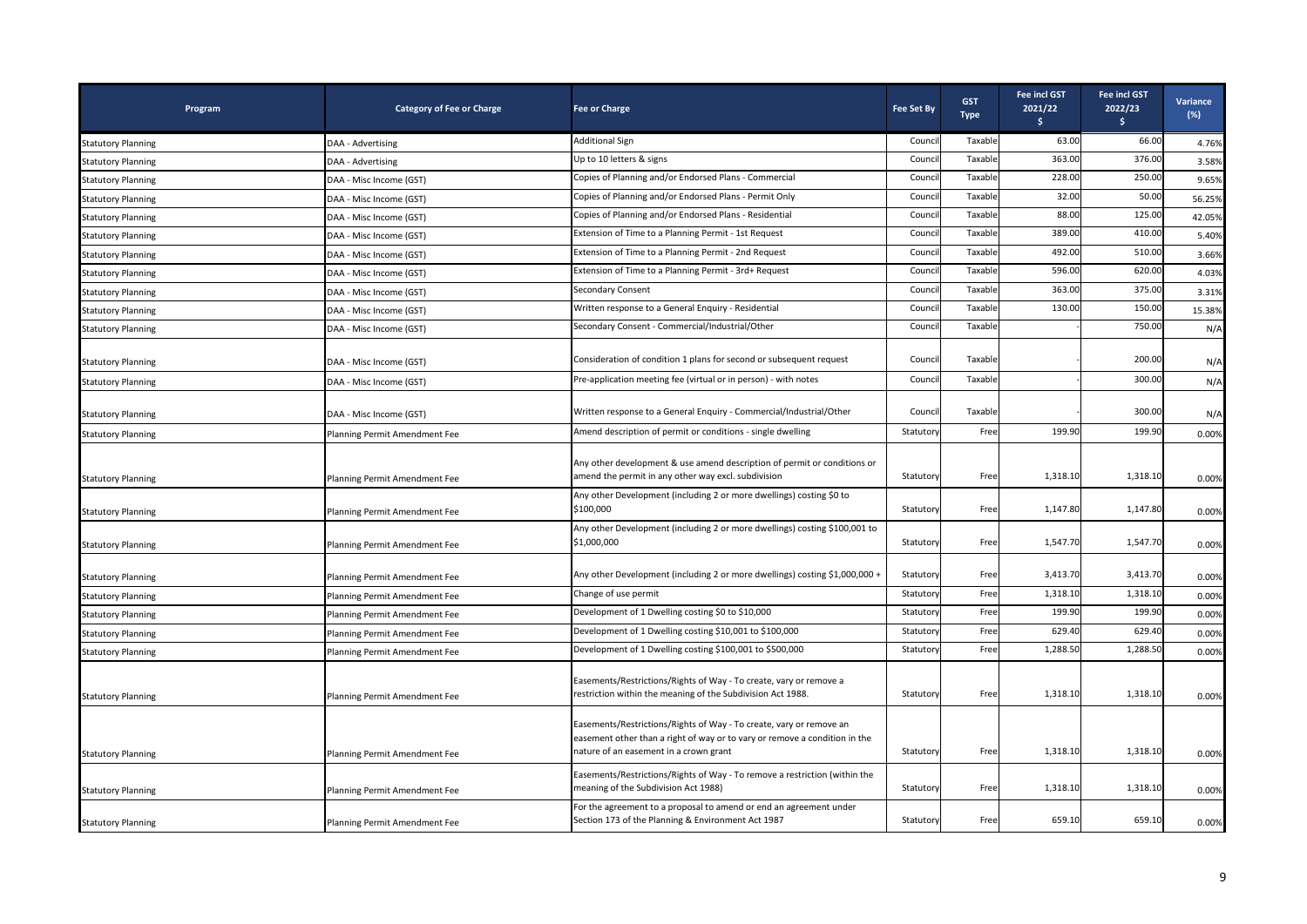| Program | Category of Fee or Charge | Fee or Charge | Fee Set By | GST Type | Fee incl GST 2021/22 $ | Fee incl GST 2022/23 $ | Variance (%) |
|---|---|---|---|---|---|---|---|
| Statutory Planning | DAA - Advertising | Additional Sign | Council | Taxable | 63.00 | 66.00 | 4.76% |
| Statutory Planning | DAA - Advertising | Up to 10 letters & signs | Council | Taxable | 363.00 | 376.00 | 3.58% |
| Statutory Planning | DAA - Misc Income (GST) | Copies of Planning and/or Endorsed Plans - Commercial | Council | Taxable | 228.00 | 250.00 | 9.65% |
| Statutory Planning | DAA - Misc Income (GST) | Copies of Planning and/or Endorsed Plans - Permit Only | Council | Taxable | 32.00 | 50.00 | 56.25% |
| Statutory Planning | DAA - Misc Income (GST) | Copies of Planning and/or Endorsed Plans - Residential | Council | Taxable | 88.00 | 125.00 | 42.05% |
| Statutory Planning | DAA - Misc Income (GST) | Extension of Time to a Planning Permit - 1st Request | Council | Taxable | 389.00 | 410.00 | 5.40% |
| Statutory Planning | DAA - Misc Income (GST) | Extension of Time to a Planning Permit - 2nd Request | Council | Taxable | 492.00 | 510.00 | 3.66% |
| Statutory Planning | DAA - Misc Income (GST) | Extension of Time to a Planning Permit - 3rd+ Request | Council | Taxable | 596.00 | 620.00 | 4.03% |
| Statutory Planning | DAA - Misc Income (GST) | Secondary Consent | Council | Taxable | 363.00 | 375.00 | 3.31% |
| Statutory Planning | DAA - Misc Income (GST) | Written response to a General Enquiry - Residential | Council | Taxable | 130.00 | 150.00 | 15.38% |
| Statutory Planning | DAA - Misc Income (GST) | Secondary Consent - Commercial/Industrial/Other | Council | Taxable | - | 750.00 | N/A |
| Statutory Planning | DAA - Misc Income (GST) | Consideration of condition 1 plans for second or subsequent request | Council | Taxable | - | 200.00 | N/A |
| Statutory Planning | DAA - Misc Income (GST) | Pre-application meeting fee (virtual or in person) - with notes | Council | Taxable | - | 300.00 | N/A |
| Statutory Planning | DAA - Misc Income (GST) | Written response to a General Enquiry - Commercial/Industrial/Other | Council | Taxable | - | 300.00 | N/A |
| Statutory Planning | Planning Permit Amendment Fee | Amend description of permit or conditions - single dwelling | Statutory | Free | 199.90 | 199.90 | 0.00% |
| Statutory Planning | Planning Permit Amendment Fee | Any other development & use amend description of permit or conditions or amend the permit in any other way excl. subdivision | Statutory | Free | 1,318.10 | 1,318.10 | 0.00% |
| Statutory Planning | Planning Permit Amendment Fee | Any other Development (including 2 or more dwellings) costing $0 to $100,000 | Statutory | Free | 1,147.80 | 1,147.80 | 0.00% |
| Statutory Planning | Planning Permit Amendment Fee | Any other Development (including 2 or more dwellings) costing $100,001 to $1,000,000 | Statutory | Free | 1,547.70 | 1,547.70 | 0.00% |
| Statutory Planning | Planning Permit Amendment Fee | Any other Development (including 2 or more dwellings) costing $1,000,000 + | Statutory | Free | 3,413.70 | 3,413.70 | 0.00% |
| Statutory Planning | Planning Permit Amendment Fee | Change of use permit | Statutory | Free | 1,318.10 | 1,318.10 | 0.00% |
| Statutory Planning | Planning Permit Amendment Fee | Development of 1 Dwelling costing $0 to $10,000 | Statutory | Free | 199.90 | 199.90 | 0.00% |
| Statutory Planning | Planning Permit Amendment Fee | Development of 1 Dwelling costing $10,001 to $100,000 | Statutory | Free | 629.40 | 629.40 | 0.00% |
| Statutory Planning | Planning Permit Amendment Fee | Development of 1 Dwelling costing $100,001 to $500,000 | Statutory | Free | 1,288.50 | 1,288.50 | 0.00% |
| Statutory Planning | Planning Permit Amendment Fee | Easements/Restrictions/Rights of Way - To create, vary or remove a restriction within the meaning of the Subdivision Act 1988. | Statutory | Free | 1,318.10 | 1,318.10 | 0.00% |
| Statutory Planning | Planning Permit Amendment Fee | Easements/Restrictions/Rights of Way - To create, vary or remove an easement other than a right of way or to vary or remove a condition in the nature of an easement in a crown grant | Statutory | Free | 1,318.10 | 1,318.10 | 0.00% |
| Statutory Planning | Planning Permit Amendment Fee | Easements/Restrictions/Rights of Way - To remove a restriction (within the meaning of the Subdivision Act 1988) | Statutory | Free | 1,318.10 | 1,318.10 | 0.00% |
| Statutory Planning | Planning Permit Amendment Fee | For the agreement to a proposal to amend or end an agreement under Section 173 of the Planning & Environment Act 1987 | Statutory | Free | 659.10 | 659.10 | 0.00% |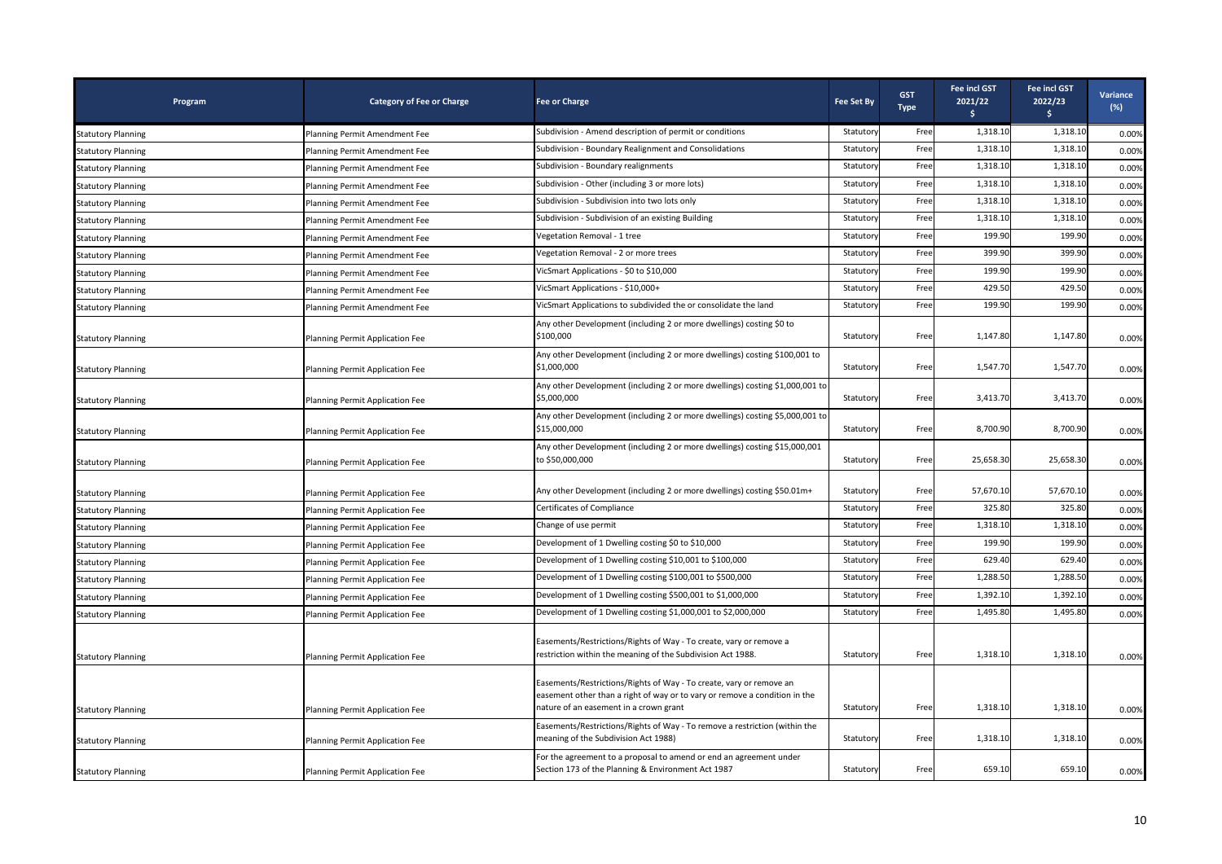| Program | Category of Fee or Charge | Fee or Charge | Fee Set By | GST Type | Fee incl GST 2021/22 $ | Fee incl GST 2022/23 $ | Variance (%) |
|---|---|---|---|---|---|---|---|
| Statutory Planning | Planning Permit Amendment Fee | Subdivision - Amend description of permit or conditions | Statutory | Free | 1,318.10 | 1,318.10 | 0.00% |
| Statutory Planning | Planning Permit Amendment Fee | Subdivision - Boundary Realignment and Consolidations | Statutory | Free | 1,318.10 | 1,318.10 | 0.00% |
| Statutory Planning | Planning Permit Amendment Fee | Subdivision - Boundary realignments | Statutory | Free | 1,318.10 | 1,318.10 | 0.00% |
| Statutory Planning | Planning Permit Amendment Fee | Subdivision - Other (including 3 or more lots) | Statutory | Free | 1,318.10 | 1,318.10 | 0.00% |
| Statutory Planning | Planning Permit Amendment Fee | Subdivision - Subdivision into two lots only | Statutory | Free | 1,318.10 | 1,318.10 | 0.00% |
| Statutory Planning | Planning Permit Amendment Fee | Subdivision - Subdivision of an existing Building | Statutory | Free | 1,318.10 | 1,318.10 | 0.00% |
| Statutory Planning | Planning Permit Amendment Fee | Vegetation Removal - 1 tree | Statutory | Free | 199.90 | 199.90 | 0.00% |
| Statutory Planning | Planning Permit Amendment Fee | Vegetation Removal - 2 or more trees | Statutory | Free | 399.90 | 399.90 | 0.00% |
| Statutory Planning | Planning Permit Amendment Fee | VicSmart Applications - $0 to $10,000 | Statutory | Free | 199.90 | 199.90 | 0.00% |
| Statutory Planning | Planning Permit Amendment Fee | VicSmart Applications - $10,000+ | Statutory | Free | 429.50 | 429.50 | 0.00% |
| Statutory Planning | Planning Permit Amendment Fee | VicSmart Applications to subdivided the or consolidate the land | Statutory | Free | 199.90 | 199.90 | 0.00% |
| Statutory Planning | Planning Permit Application Fee | Any other Development (including 2 or more dwellings) costing $0 to $100,000 | Statutory | Free | 1,147.80 | 1,147.80 | 0.00% |
| Statutory Planning | Planning Permit Application Fee | Any other Development (including 2 or more dwellings) costing $100,001 to $1,000,000 | Statutory | Free | 1,547.70 | 1,547.70 | 0.00% |
| Statutory Planning | Planning Permit Application Fee | Any other Development (including 2 or more dwellings) costing $1,000,001 to $5,000,000 | Statutory | Free | 3,413.70 | 3,413.70 | 0.00% |
| Statutory Planning | Planning Permit Application Fee | Any other Development (including 2 or more dwellings) costing $5,000,001 to $15,000,000 | Statutory | Free | 8,700.90 | 8,700.90 | 0.00% |
| Statutory Planning | Planning Permit Application Fee | Any other Development (including 2 or more dwellings) costing $15,000,001 to $50,000,000 | Statutory | Free | 25,658.30 | 25,658.30 | 0.00% |
| Statutory Planning | Planning Permit Application Fee | Any other Development (including 2 or more dwellings) costing $50.01m+ | Statutory | Free | 57,670.10 | 57,670.10 | 0.00% |
| Statutory Planning | Planning Permit Application Fee | Certificates of Compliance | Statutory | Free | 325.80 | 325.80 | 0.00% |
| Statutory Planning | Planning Permit Application Fee | Change of use permit | Statutory | Free | 1,318.10 | 1,318.10 | 0.00% |
| Statutory Planning | Planning Permit Application Fee | Development of 1 Dwelling costing $0 to $10,000 | Statutory | Free | 199.90 | 199.90 | 0.00% |
| Statutory Planning | Planning Permit Application Fee | Development of 1 Dwelling costing $10,001 to $100,000 | Statutory | Free | 629.40 | 629.40 | 0.00% |
| Statutory Planning | Planning Permit Application Fee | Development of 1 Dwelling costing $100,001 to $500,000 | Statutory | Free | 1,288.50 | 1,288.50 | 0.00% |
| Statutory Planning | Planning Permit Application Fee | Development of 1 Dwelling costing $500,001 to $1,000,000 | Statutory | Free | 1,392.10 | 1,392.10 | 0.00% |
| Statutory Planning | Planning Permit Application Fee | Development of 1 Dwelling costing $1,000,001 to $2,000,000 | Statutory | Free | 1,495.80 | 1,495.80 | 0.00% |
| Statutory Planning | Planning Permit Application Fee | Easements/Restrictions/Rights of Way - To create, vary or remove a restriction within the meaning of the Subdivision Act 1988. | Statutory | Free | 1,318.10 | 1,318.10 | 0.00% |
| Statutory Planning | Planning Permit Application Fee | Easements/Restrictions/Rights of Way - To create, vary or remove an easement other than a right of way or to vary or remove a condition in the nature of an easement in a crown grant | Statutory | Free | 1,318.10 | 1,318.10 | 0.00% |
| Statutory Planning | Planning Permit Application Fee | Easements/Restrictions/Rights of Way - To remove a restriction (within the meaning of the Subdivision Act 1988) | Statutory | Free | 1,318.10 | 1,318.10 | 0.00% |
| Statutory Planning | Planning Permit Application Fee | For the agreement to a proposal to amend or end an agreement under Section 173 of the Planning & Environment Act 1987 | Statutory | Free | 659.10 | 659.10 | 0.00% |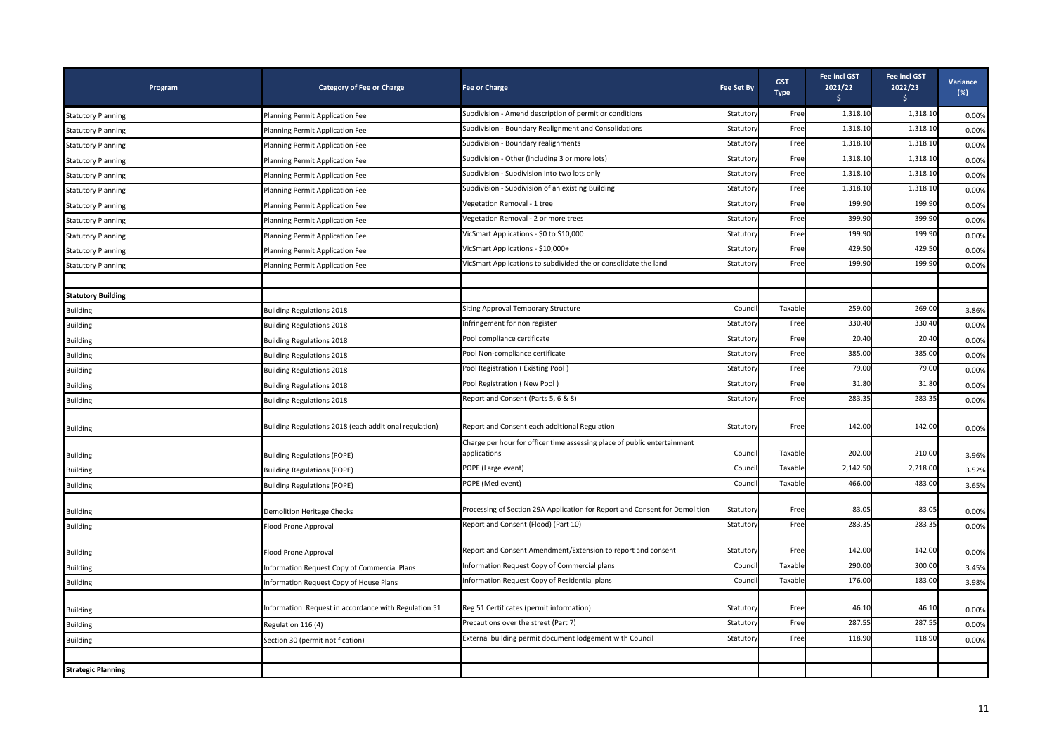| Program | Category of Fee or Charge | Fee or Charge | Fee Set By | GST Type | Fee incl GST 2021/22 $ | Fee incl GST 2022/23 $ | Variance (%) |
|---|---|---|---|---|---|---|---|
| Statutory Planning | Planning Permit Application Fee | Subdivision - Amend description of permit or conditions | Statutory | Free | 1,318.10 | 1,318.10 | 0.00% |
| Statutory Planning | Planning Permit Application Fee | Subdivision - Boundary Realignment and Consolidations | Statutory | Free | 1,318.10 | 1,318.10 | 0.00% |
| Statutory Planning | Planning Permit Application Fee | Subdivision - Boundary realignments | Statutory | Free | 1,318.10 | 1,318.10 | 0.00% |
| Statutory Planning | Planning Permit Application Fee | Subdivision - Other (including 3 or more lots) | Statutory | Free | 1,318.10 | 1,318.10 | 0.00% |
| Statutory Planning | Planning Permit Application Fee | Subdivision - Subdivision into two lots only | Statutory | Free | 1,318.10 | 1,318.10 | 0.00% |
| Statutory Planning | Planning Permit Application Fee | Subdivision - Subdivision of an existing Building | Statutory | Free | 1,318.10 | 1,318.10 | 0.00% |
| Statutory Planning | Planning Permit Application Fee | Vegetation Removal - 1 tree | Statutory | Free | 199.90 | 199.90 | 0.00% |
| Statutory Planning | Planning Permit Application Fee | Vegetation Removal - 2 or more trees | Statutory | Free | 399.90 | 399.90 | 0.00% |
| Statutory Planning | Planning Permit Application Fee | VicSmart Applications - $0 to $10,000 | Statutory | Free | 199.90 | 199.90 | 0.00% |
| Statutory Planning | Planning Permit Application Fee | VicSmart Applications - $10,000+ | Statutory | Free | 429.50 | 429.50 | 0.00% |
| Statutory Planning | Planning Permit Application Fee | VicSmart Applications to subdivided the or consolidate the land | Statutory | Free | 199.90 | 199.90 | 0.00% |
| | | | | | | | |
| **Statutory Building** | | | | | | | |
| Building | Building Regulations 2018 | Siting Approval Temporary Structure | Council | Taxable | 259.00 | 269.00 | 3.86% |
| Building | Building Regulations 2018 | Infringement for non register | Statutory | Free | 330.40 | 330.40 | 0.00% |
| Building | Building Regulations 2018 | Pool compliance certificate | Statutory | Free | 20.40 | 20.40 | 0.00% |
| Building | Building Regulations 2018 | Pool Non-compliance certificate | Statutory | Free | 385.00 | 385.00 | 0.00% |
| Building | Building Regulations 2018 | Pool Registration ( Existing Pool ) | Statutory | Free | 79.00 | 79.00 | 0.00% |
| Building | Building Regulations 2018 | Pool Registration ( New Pool ) | Statutory | Free | 31.80 | 31.80 | 0.00% |
| Building | Building Regulations 2018 | Report and Consent (Parts 5, 6 & 8) | Statutory | Free | 283.35 | 283.35 | 0.00% |
| Building | Building Regulations 2018 (each additional regulation) | Report and Consent each additional Regulation | Statutory | Free | 142.00 | 142.00 | 0.00% |
| Building | Building Regulations (POPE) | Charge per hour for officer time assessing place of public entertainment applications | Council | Taxable | 202.00 | 210.00 | 3.96% |
| Building | Building Regulations (POPE) | POPE (Large event) | Council | Taxable | 2,142.50 | 2,218.00 | 3.52% |
| Building | Building Regulations (POPE) | POPE (Med event) | Council | Taxable | 466.00 | 483.00 | 3.65% |
| Building | Demolition Heritage Checks | Processing of Section 29A Application for Report and Consent for Demolition | Statutory | Free | 83.05 | 83.05 | 0.00% |
| Building | Flood Prone Approval | Report and Consent (Flood) (Part 10) | Statutory | Free | 283.35 | 283.35 | 0.00% |
| Building | Flood Prone Approval | Report and Consent Amendment/Extension to report and consent | Statutory | Free | 142.00 | 142.00 | 0.00% |
| Building | Information Request Copy of Commercial Plans | Information Request Copy of Commercial plans | Council | Taxable | 290.00 | 300.00 | 3.45% |
| Building | Information Request Copy of House Plans | Information Request Copy of Residential plans | Council | Taxable | 176.00 | 183.00 | 3.98% |
| Building | Information Request in accordance with Regulation 51 | Reg 51 Certificates (permit information) | Statutory | Free | 46.10 | 46.10 | 0.00% |
| Building | Regulation 116 (4) | Precautions over the street (Part 7) | Statutory | Free | 287.55 | 287.55 | 0.00% |
| Building | Section 30 (permit notification) | External building permit document lodgement with Council | Statutory | Free | 118.90 | 118.90 | 0.00% |
| | | | | | | | |
| **Strategic Planning** | | | | | | | |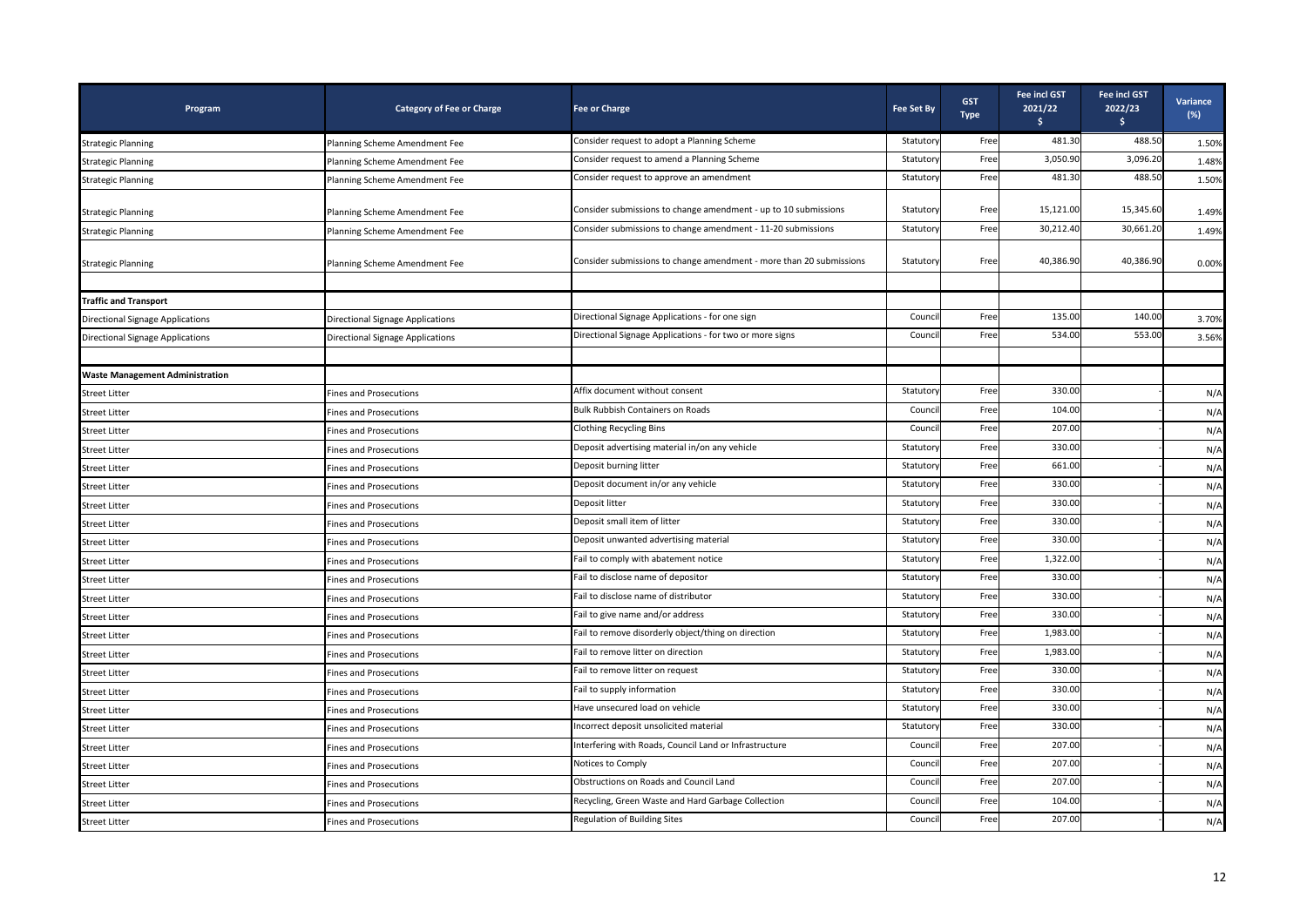| Program | Category of Fee or Charge | Fee or Charge | Fee Set By | GST Type | Fee incl GST 2021/22 $ | Fee incl GST 2022/23 $ | Variance (%) |
|---|---|---|---|---|---|---|---|
| Strategic Planning | Planning Scheme Amendment Fee | Consider request to adopt a Planning Scheme | Statutory | Free | 481.30 | 488.50 | 1.50% |
| Strategic Planning | Planning Scheme Amendment Fee | Consider request to amend a Planning Scheme | Statutory | Free | 3,050.90 | 3,096.20 | 1.48% |
| Strategic Planning | Planning Scheme Amendment Fee | Consider request to approve an amendment | Statutory | Free | 481.30 | 488.50 | 1.50% |
| Strategic Planning | Planning Scheme Amendment Fee | Consider submissions to change amendment - up to 10 submissions | Statutory | Free | 15,121.00 | 15,345.60 | 1.49% |
| Strategic Planning | Planning Scheme Amendment Fee | Consider submissions to change amendment - 11-20 submissions | Statutory | Free | 30,212.40 | 30,661.20 | 1.49% |
| Strategic Planning | Planning Scheme Amendment Fee | Consider submissions to change amendment - more than 20 submissions | Statutory | Free | 40,386.90 | 40,386.90 | 0.00% |
| | | | | | | | |
| **Traffic and Transport** | | | | | | | |
| Directional Signage Applications | Directional Signage Applications | Directional Signage Applications - for one sign | Council | Free | 135.00 | 140.00 | 3.70% |
| Directional Signage Applications | Directional Signage Applications | Directional Signage Applications - for two or more signs | Council | Free | 534.00 | 553.00 | 3.56% |
| | | | | | | | |
| **Waste Management Administration** | | | | | | | |
| Street Litter | Fines and Prosecutions | Affix document without consent | Statutory | Free | 330.00 | - | N/A |
| Street Litter | Fines and Prosecutions | Bulk Rubbish Containers on Roads | Council | Free | 104.00 | - | N/A |
| Street Litter | Fines and Prosecutions | Clothing Recycling Bins | Council | Free | 207.00 | - | N/A |
| Street Litter | Fines and Prosecutions | Deposit advertising material in/on any vehicle | Statutory | Free | 330.00 | - | N/A |
| Street Litter | Fines and Prosecutions | Deposit burning litter | Statutory | Free | 661.00 | - | N/A |
| Street Litter | Fines and Prosecutions | Deposit document in/or any vehicle | Statutory | Free | 330.00 | - | N/A |
| Street Litter | Fines and Prosecutions | Deposit litter | Statutory | Free | 330.00 | - | N/A |
| Street Litter | Fines and Prosecutions | Deposit small item of litter | Statutory | Free | 330.00 | - | N/A |
| Street Litter | Fines and Prosecutions | Deposit unwanted advertising material | Statutory | Free | 330.00 | - | N/A |
| Street Litter | Fines and Prosecutions | Fail to comply with abatement notice | Statutory | Free | 1,322.00 | - | N/A |
| Street Litter | Fines and Prosecutions | Fail to disclose name of depositor | Statutory | Free | 330.00 | - | N/A |
| Street Litter | Fines and Prosecutions | Fail to disclose name of distributor | Statutory | Free | 330.00 | - | N/A |
| Street Litter | Fines and Prosecutions | Fail to give name and/or address | Statutory | Free | 330.00 | - | N/A |
| Street Litter | Fines and Prosecutions | Fail to remove disorderly object/thing on direction | Statutory | Free | 1,983.00 | - | N/A |
| Street Litter | Fines and Prosecutions | Fail to remove litter on direction | Statutory | Free | 1,983.00 | - | N/A |
| Street Litter | Fines and Prosecutions | Fail to remove litter on request | Statutory | Free | 330.00 | - | N/A |
| Street Litter | Fines and Prosecutions | Fail to supply information | Statutory | Free | 330.00 | - | N/A |
| Street Litter | Fines and Prosecutions | Have unsecured load on vehicle | Statutory | Free | 330.00 | - | N/A |
| Street Litter | Fines and Prosecutions | Incorrect deposit unsolicited material | Statutory | Free | 330.00 | - | N/A |
| Street Litter | Fines and Prosecutions | Interfering with Roads, Council Land or Infrastructure | Council | Free | 207.00 | - | N/A |
| Street Litter | Fines and Prosecutions | Notices to Comply | Council | Free | 207.00 | - | N/A |
| Street Litter | Fines and Prosecutions | Obstructions on Roads and Council Land | Council | Free | 207.00 | - | N/A |
| Street Litter | Fines and Prosecutions | Recycling, Green Waste and Hard Garbage Collection | Council | Free | 104.00 | - | N/A |
| Street Litter | Fines and Prosecutions | Regulation of Building Sites | Council | Free | 207.00 | - | N/A |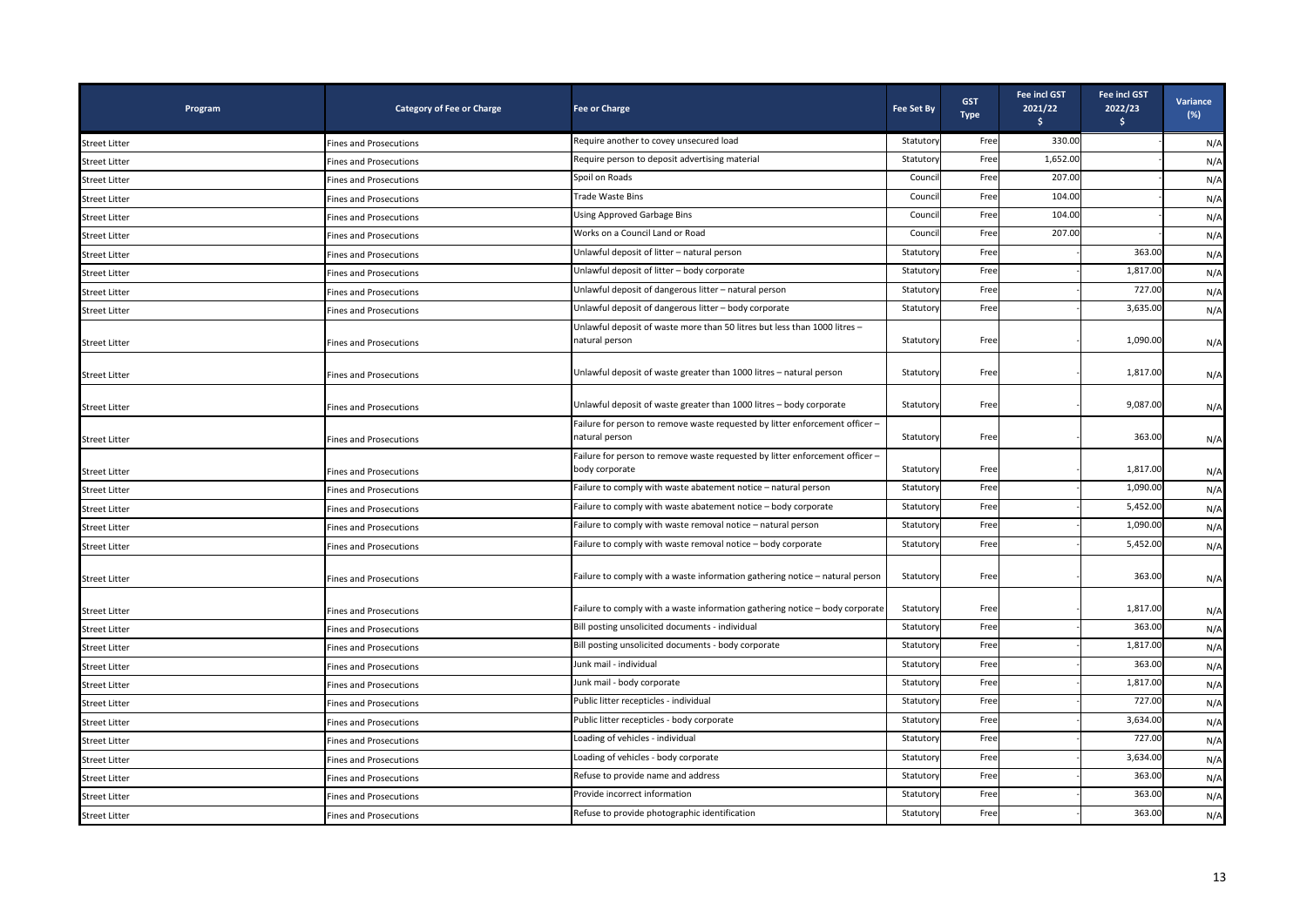| Program | Category of Fee or Charge | Fee or Charge | Fee Set By | GST Type | Fee incl GST 2021/22 $ | Fee incl GST 2022/23 $ | Variance (%) |
|---|---|---|---|---|---|---|---|
| Street Litter | Fines and Prosecutions | Require another to covey unsecured load | Statutory | Free | 330.00 | - | N/A |
| Street Litter | Fines and Prosecutions | Require person to deposit advertising material | Statutory | Free | 1,652.00 | - | N/A |
| Street Litter | Fines and Prosecutions | Spoil on Roads | Council | Free | 207.00 | - | N/A |
| Street Litter | Fines and Prosecutions | Trade Waste Bins | Council | Free | 104.00 | - | N/A |
| Street Litter | Fines and Prosecutions | Using Approved Garbage Bins | Council | Free | 104.00 | - | N/A |
| Street Litter | Fines and Prosecutions | Works on a Council Land or Road | Council | Free | 207.00 | - | N/A |
| Street Litter | Fines and Prosecutions | Unlawful deposit of litter – natural person | Statutory | Free | - | 363.00 | N/A |
| Street Litter | Fines and Prosecutions | Unlawful deposit of litter – body corporate | Statutory | Free | - | 1,817.00 | N/A |
| Street Litter | Fines and Prosecutions | Unlawful deposit of dangerous litter – natural person | Statutory | Free | - | 727.00 | N/A |
| Street Litter | Fines and Prosecutions | Unlawful deposit of dangerous litter – body corporate | Statutory | Free | - | 3,635.00 | N/A |
| Street Litter | Fines and Prosecutions | Unlawful deposit of waste more than 50 litres but less than 1000 litres – natural person | Statutory | Free | - | 1,090.00 | N/A |
| Street Litter | Fines and Prosecutions | Unlawful deposit of waste greater than 1000 litres – natural person | Statutory | Free | - | 1,817.00 | N/A |
| Street Litter | Fines and Prosecutions | Unlawful deposit of waste greater than 1000 litres – body corporate | Statutory | Free | - | 9,087.00 | N/A |
| Street Litter | Fines and Prosecutions | Failure for person to remove waste requested by litter enforcement officer – natural person | Statutory | Free | - | 363.00 | N/A |
| Street Litter | Fines and Prosecutions | Failure for person to remove waste requested by litter enforcement officer – body corporate | Statutory | Free | - | 1,817.00 | N/A |
| Street Litter | Fines and Prosecutions | Failure to comply with waste abatement notice – natural person | Statutory | Free | - | 1,090.00 | N/A |
| Street Litter | Fines and Prosecutions | Failure to comply with waste abatement notice – body corporate | Statutory | Free | - | 5,452.00 | N/A |
| Street Litter | Fines and Prosecutions | Failure to comply with waste removal notice – natural person | Statutory | Free | - | 1,090.00 | N/A |
| Street Litter | Fines and Prosecutions | Failure to comply with waste removal notice – body corporate | Statutory | Free | - | 5,452.00 | N/A |
| Street Litter | Fines and Prosecutions | Failure to comply with a waste information gathering notice – natural person | Statutory | Free | - | 363.00 | N/A |
| Street Litter | Fines and Prosecutions | Failure to comply with a waste information gathering notice – body corporate | Statutory | Free | - | 1,817.00 | N/A |
| Street Litter | Fines and Prosecutions | Bill posting unsolicited documents - individual | Statutory | Free | - | 363.00 | N/A |
| Street Litter | Fines and Prosecutions | Bill posting unsolicited documents - body corporate | Statutory | Free | - | 1,817.00 | N/A |
| Street Litter | Fines and Prosecutions | Junk mail - individual | Statutory | Free | - | 363.00 | N/A |
| Street Litter | Fines and Prosecutions | Junk mail - body corporate | Statutory | Free | - | 1,817.00 | N/A |
| Street Litter | Fines and Prosecutions | Public litter recepticles - individual | Statutory | Free | - | 727.00 | N/A |
| Street Litter | Fines and Prosecutions | Public litter recepticles - body corporate | Statutory | Free | - | 3,634.00 | N/A |
| Street Litter | Fines and Prosecutions | Loading of vehicles - individual | Statutory | Free | - | 727.00 | N/A |
| Street Litter | Fines and Prosecutions | Loading of vehicles - body corporate | Statutory | Free | - | 3,634.00 | N/A |
| Street Litter | Fines and Prosecutions | Refuse to provide name and address | Statutory | Free | - | 363.00 | N/A |
| Street Litter | Fines and Prosecutions | Provide incorrect information | Statutory | Free | - | 363.00 | N/A |
| Street Litter | Fines and Prosecutions | Refuse to provide photographic identification | Statutory | Free | - | 363.00 | N/A |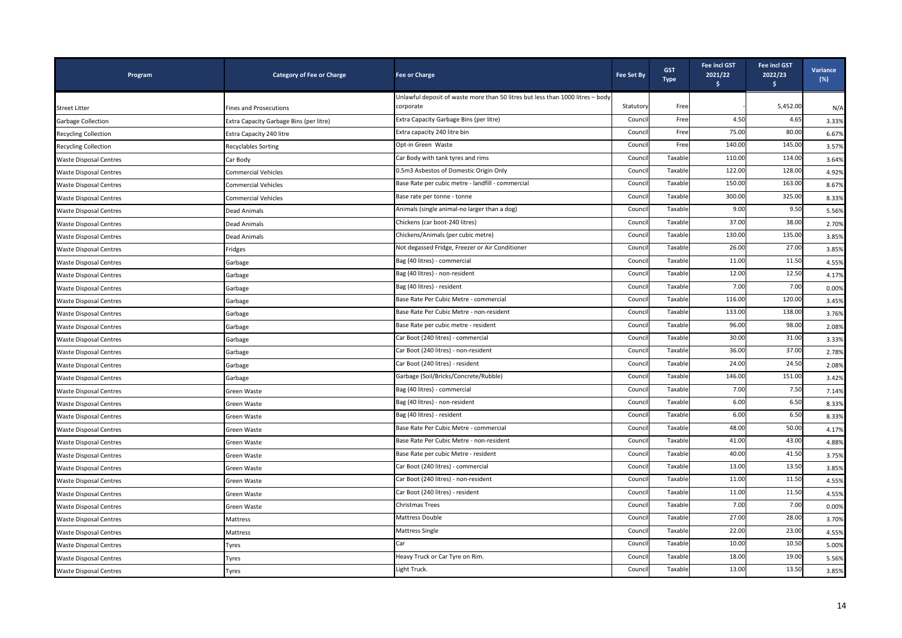| Program | Category of Fee or Charge | Fee or Charge | Fee Set By | GST Type | Fee incl GST 2021/22 $ | Fee incl GST 2022/23 $ | Variance (%) |
|---|---|---|---|---|---|---|---|
| Street Litter | Fines and Prosecutions | Unlawful deposit of waste more than 50 litres but less than 1000 litres – body corporate | Statutory | Free | - | 5,452.00 | N/A |
| Garbage Collection | Extra Capacity Garbage Bins (per litre) | Extra Capacity Garbage Bins (per litre) | Council | Free | 4.50 | 4.65 | 3.33% |
| Recycling Collection | Extra Capacity 240 litre | Extra capacity 240 litre bin | Council | Free | 75.00 | 80.00 | 6.67% |
| Recycling Collection | Recyclables Sorting | Opt-in Green Waste | Council | Free | 140.00 | 145.00 | 3.57% |
| Waste Disposal Centres | Car Body | Car Body with tank tyres and rims | Council | Taxable | 110.00 | 114.00 | 3.64% |
| Waste Disposal Centres | Commercial Vehicles | 0.5m3 Asbestos of Domestic Origin Only | Council | Taxable | 122.00 | 128.00 | 4.92% |
| Waste Disposal Centres | Commercial Vehicles | Base Rate per cubic metre - landfill - commercial | Council | Taxable | 150.00 | 163.00 | 8.67% |
| Waste Disposal Centres | Commercial Vehicles | Base rate per tonne - tonne | Council | Taxable | 300.00 | 325.00 | 8.33% |
| Waste Disposal Centres | Dead Animals | Animals (single animal-no larger than a dog) | Council | Taxable | 9.00 | 9.50 | 5.56% |
| Waste Disposal Centres | Dead Animals | Chickens (car boot-240 litres) | Council | Taxable | 37.00 | 38.00 | 2.70% |
| Waste Disposal Centres | Dead Animals | Chickens/Animals (per cubic metre) | Council | Taxable | 130.00 | 135.00 | 3.85% |
| Waste Disposal Centres | Fridges | Not degassed Fridge, Freezer or Air Conditioner | Council | Taxable | 26.00 | 27.00 | 3.85% |
| Waste Disposal Centres | Garbage | Bag (40 litres) - commercial | Council | Taxable | 11.00 | 11.50 | 4.55% |
| Waste Disposal Centres | Garbage | Bag (40 litres) - non-resident | Council | Taxable | 12.00 | 12.50 | 4.17% |
| Waste Disposal Centres | Garbage | Bag (40 litres) - resident | Council | Taxable | 7.00 | 7.00 | 0.00% |
| Waste Disposal Centres | Garbage | Base Rate Per Cubic Metre - commercial | Council | Taxable | 116.00 | 120.00 | 3.45% |
| Waste Disposal Centres | Garbage | Base Rate Per Cubic Metre - non-resident | Council | Taxable | 133.00 | 138.00 | 3.76% |
| Waste Disposal Centres | Garbage | Base Rate per cubic metre - resident | Council | Taxable | 96.00 | 98.00 | 2.08% |
| Waste Disposal Centres | Garbage | Car Boot (240 litres) - commercial | Council | Taxable | 30.00 | 31.00 | 3.33% |
| Waste Disposal Centres | Garbage | Car Boot (240 litres) - non-resident | Council | Taxable | 36.00 | 37.00 | 2.78% |
| Waste Disposal Centres | Garbage | Car Boot (240 litres) - resident | Council | Taxable | 24.00 | 24.50 | 2.08% |
| Waste Disposal Centres | Garbage | Garbage (Soil/Bricks/Concrete/Rubble) | Council | Taxable | 146.00 | 151.00 | 3.42% |
| Waste Disposal Centres | Green Waste | Bag (40 litres) - commercial | Council | Taxable | 7.00 | 7.50 | 7.14% |
| Waste Disposal Centres | Green Waste | Bag (40 litres) - non-resident | Council | Taxable | 6.00 | 6.50 | 8.33% |
| Waste Disposal Centres | Green Waste | Bag (40 litres) - resident | Council | Taxable | 6.00 | 6.50 | 8.33% |
| Waste Disposal Centres | Green Waste | Base Rate Per Cubic Metre - commercial | Council | Taxable | 48.00 | 50.00 | 4.17% |
| Waste Disposal Centres | Green Waste | Base Rate Per Cubic Metre - non-resident | Council | Taxable | 41.00 | 43.00 | 4.88% |
| Waste Disposal Centres | Green Waste | Base Rate per cubic Metre - resident | Council | Taxable | 40.00 | 41.50 | 3.75% |
| Waste Disposal Centres | Green Waste | Car Boot (240 litres) - commercial | Council | Taxable | 13.00 | 13.50 | 3.85% |
| Waste Disposal Centres | Green Waste | Car Boot (240 litres) - non-resident | Council | Taxable | 11.00 | 11.50 | 4.55% |
| Waste Disposal Centres | Green Waste | Car Boot (240 litres) - resident | Council | Taxable | 11.00 | 11.50 | 4.55% |
| Waste Disposal Centres | Green Waste | Christmas Trees | Council | Taxable | 7.00 | 7.00 | 0.00% |
| Waste Disposal Centres | Mattress | Mattress Double | Council | Taxable | 27.00 | 28.00 | 3.70% |
| Waste Disposal Centres | Mattress | Mattress Single | Council | Taxable | 22.00 | 23.00 | 4.55% |
| Waste Disposal Centres | Tyres | Car | Council | Taxable | 10.00 | 10.50 | 5.00% |
| Waste Disposal Centres | Tyres | Heavy Truck or Car Tyre on Rim. | Council | Taxable | 18.00 | 19.00 | 5.56% |
| Waste Disposal Centres | Tyres | Light Truck. | Council | Taxable | 13.00 | 13.50 | 3.85% |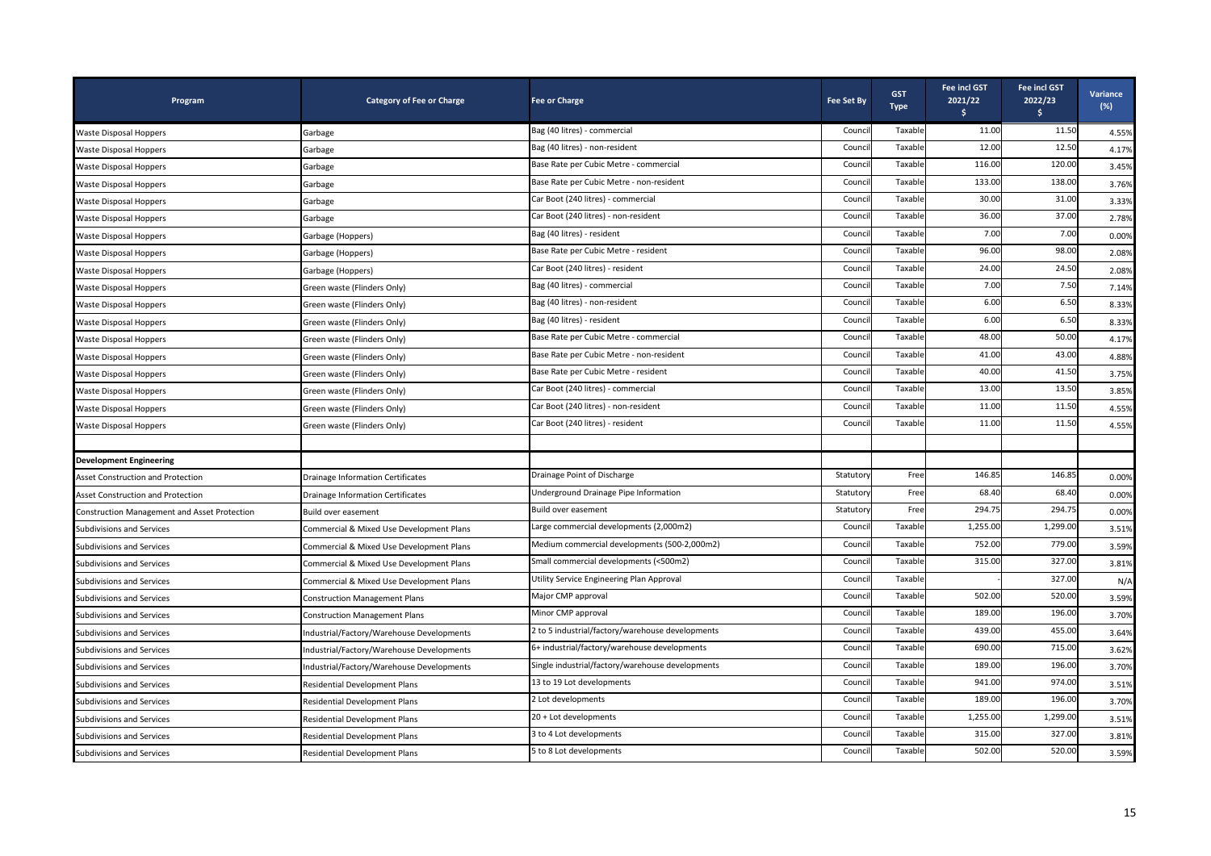| Program | Category of Fee or Charge | Fee or Charge | Fee Set By | GST Type | Fee incl GST 2021/22 $ | Fee incl GST 2022/23 $ | Variance (%) |
|---|---|---|---|---|---|---|---|
| Waste Disposal Hoppers | Garbage | Bag (40 litres) - commercial | Council | Taxable | 11.00 | 11.50 | 4.55% |
| Waste Disposal Hoppers | Garbage | Bag (40 litres) - non-resident | Council | Taxable | 12.00 | 12.50 | 4.17% |
| Waste Disposal Hoppers | Garbage | Base Rate per Cubic Metre - commercial | Council | Taxable | 116.00 | 120.00 | 3.45% |
| Waste Disposal Hoppers | Garbage | Base Rate per Cubic Metre - non-resident | Council | Taxable | 133.00 | 138.00 | 3.76% |
| Waste Disposal Hoppers | Garbage | Car Boot (240 litres) - commercial | Council | Taxable | 30.00 | 31.00 | 3.33% |
| Waste Disposal Hoppers | Garbage | Car Boot (240 litres) - non-resident | Council | Taxable | 36.00 | 37.00 | 2.78% |
| Waste Disposal Hoppers | Garbage (Hoppers) | Bag (40 litres) - resident | Council | Taxable | 7.00 | 7.00 | 0.00% |
| Waste Disposal Hoppers | Garbage (Hoppers) | Base Rate per Cubic Metre - resident | Council | Taxable | 96.00 | 98.00 | 2.08% |
| Waste Disposal Hoppers | Garbage (Hoppers) | Car Boot (240 litres) - resident | Council | Taxable | 24.00 | 24.50 | 2.08% |
| Waste Disposal Hoppers | Green waste (Flinders Only) | Bag (40 litres) - commercial | Council | Taxable | 7.00 | 7.50 | 7.14% |
| Waste Disposal Hoppers | Green waste (Flinders Only) | Bag (40 litres) - non-resident | Council | Taxable | 6.00 | 6.50 | 8.33% |
| Waste Disposal Hoppers | Green waste (Flinders Only) | Bag (40 litres) - resident | Council | Taxable | 6.00 | 6.50 | 8.33% |
| Waste Disposal Hoppers | Green waste (Flinders Only) | Base Rate per Cubic Metre - commercial | Council | Taxable | 48.00 | 50.00 | 4.17% |
| Waste Disposal Hoppers | Green waste (Flinders Only) | Base Rate per Cubic Metre - non-resident | Council | Taxable | 41.00 | 43.00 | 4.88% |
| Waste Disposal Hoppers | Green waste (Flinders Only) | Base Rate per Cubic Metre - resident | Council | Taxable | 40.00 | 41.50 | 3.75% |
| Waste Disposal Hoppers | Green waste (Flinders Only) | Car Boot (240 litres) - commercial | Council | Taxable | 13.00 | 13.50 | 3.85% |
| Waste Disposal Hoppers | Green waste (Flinders Only) | Car Boot (240 litres) - non-resident | Council | Taxable | 11.00 | 11.50 | 4.55% |
| Waste Disposal Hoppers | Green waste (Flinders Only) | Car Boot (240 litres) - resident | Council | Taxable | 11.00 | 11.50 | 4.55% |
| | | | | | | | |
| **Development Engineering** | | | | | | | |
| Asset Construction and Protection | Drainage Information Certificates | Drainage Point of Discharge | Statutory | Free | 146.85 | 146.85 | 0.00% |
| Asset Construction and Protection | Drainage Information Certificates | Underground Drainage Pipe Information | Statutory | Free | 68.40 | 68.40 | 0.00% |
| Construction Management and Asset Protection | Build over easement | Build over easement | Statutory | Free | 294.75 | 294.75 | 0.00% |
| Subdivisions and Services | Commercial & Mixed Use Development Plans | Large commercial developments (2,000m2) | Council | Taxable | 1,255.00 | 1,299.00 | 3.51% |
| Subdivisions and Services | Commercial & Mixed Use Development Plans | Medium commercial developments (500-2,000m2) | Council | Taxable | 752.00 | 779.00 | 3.59% |
| Subdivisions and Services | Commercial & Mixed Use Development Plans | Small commercial developments (<500m2) | Council | Taxable | 315.00 | 327.00 | 3.81% |
| Subdivisions and Services | Commercial & Mixed Use Development Plans | Utility Service Engineering Plan Approval | Council | Taxable | - | 327.00 | N/A |
| Subdivisions and Services | Construction Management Plans | Major CMP approval | Council | Taxable | 502.00 | 520.00 | 3.59% |
| Subdivisions and Services | Construction Management Plans | Minor CMP approval | Council | Taxable | 189.00 | 196.00 | 3.70% |
| Subdivisions and Services | Industrial/Factory/Warehouse Developments | 2 to 5 industrial/factory/warehouse developments | Council | Taxable | 439.00 | 455.00 | 3.64% |
| Subdivisions and Services | Industrial/Factory/Warehouse Developments | 6+ industrial/factory/warehouse developments | Council | Taxable | 690.00 | 715.00 | 3.62% |
| Subdivisions and Services | Industrial/Factory/Warehouse Developments | Single industrial/factory/warehouse developments | Council | Taxable | 189.00 | 196.00 | 3.70% |
| Subdivisions and Services | Residential Development Plans | 13 to 19 Lot developments | Council | Taxable | 941.00 | 974.00 | 3.51% |
| Subdivisions and Services | Residential Development Plans | 2 Lot developments | Council | Taxable | 189.00 | 196.00 | 3.70% |
| Subdivisions and Services | Residential Development Plans | 20 + Lot developments | Council | Taxable | 1,255.00 | 1,299.00 | 3.51% |
| Subdivisions and Services | Residential Development Plans | 3 to 4 Lot developments | Council | Taxable | 315.00 | 327.00 | 3.81% |
| Subdivisions and Services | Residential Development Plans | 5 to 8 Lot developments | Council | Taxable | 502.00 | 520.00 | 3.59% |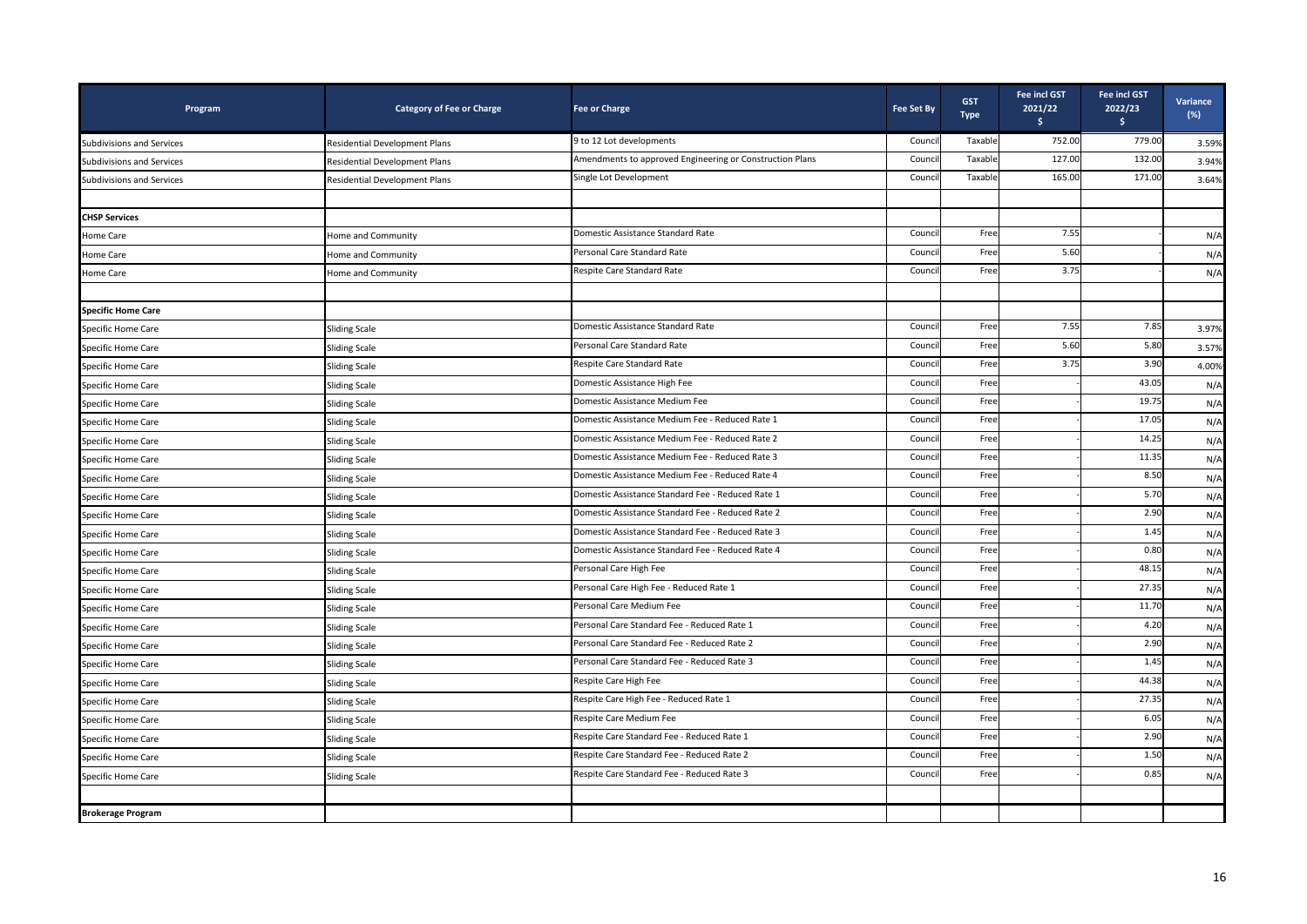| Program | Category of Fee or Charge | Fee or Charge | Fee Set By | GST Type | Fee incl GST 2021/22 $ | Fee incl GST 2022/23 $ | Variance (%) |
|---|---|---|---|---|---|---|---|
| Subdivisions and Services | Residential Development Plans | 9 to 12 Lot developments | Council | Taxable | 752.00 | 779.00 | 3.59% |
| Subdivisions and Services | Residential Development Plans | Amendments to approved Engineering or Construction Plans | Council | Taxable | 127.00 | 132.00 | 3.94% |
| Subdivisions and Services | Residential Development Plans | Single Lot Development | Council | Taxable | 165.00 | 171.00 | 3.64% |
| | | | | | | | |
| **CHSP Services** | | | | | | | |
| Home Care | Home and Community | Domestic Assistance Standard Rate | Council | Free | 7.55 | - | N/A |
| Home Care | Home and Community | Personal Care Standard Rate | Council | Free | 5.60 | - | N/A |
| Home Care | Home and Community | Respite Care Standard Rate | Council | Free | 3.75 | - | N/A |
| | | | | | | | |
| **Specific Home Care** | | | | | | | |
| Specific Home Care | Sliding Scale | Domestic Assistance Standard Rate | Council | Free | 7.55 | 7.85 | 3.97% |
| Specific Home Care | Sliding Scale | Personal Care Standard Rate | Council | Free | 5.60 | 5.80 | 3.57% |
| Specific Home Care | Sliding Scale | Respite Care Standard Rate | Council | Free | 3.75 | 3.90 | 4.00% |
| Specific Home Care | Sliding Scale | Domestic Assistance High Fee | Council | Free | - | 43.05 | N/A |
| Specific Home Care | Sliding Scale | Domestic Assistance Medium Fee | Council | Free | - | 19.75 | N/A |
| Specific Home Care | Sliding Scale | Domestic Assistance Medium Fee - Reduced Rate 1 | Council | Free | - | 17.05 | N/A |
| Specific Home Care | Sliding Scale | Domestic Assistance Medium Fee - Reduced Rate 2 | Council | Free | - | 14.25 | N/A |
| Specific Home Care | Sliding Scale | Domestic Assistance Medium Fee - Reduced Rate 3 | Council | Free | - | 11.35 | N/A |
| Specific Home Care | Sliding Scale | Domestic Assistance Medium Fee - Reduced Rate 4 | Council | Free | - | 8.50 | N/A |
| Specific Home Care | Sliding Scale | Domestic Assistance Standard Fee - Reduced Rate 1 | Council | Free | - | 5.70 | N/A |
| Specific Home Care | Sliding Scale | Domestic Assistance Standard Fee - Reduced Rate 2 | Council | Free | - | 2.90 | N/A |
| Specific Home Care | Sliding Scale | Domestic Assistance Standard Fee - Reduced Rate 3 | Council | Free | - | 1.45 | N/A |
| Specific Home Care | Sliding Scale | Domestic Assistance Standard Fee - Reduced Rate 4 | Council | Free | - | 0.80 | N/A |
| Specific Home Care | Sliding Scale | Personal Care High Fee | Council | Free | - | 48.15 | N/A |
| Specific Home Care | Sliding Scale | Personal Care High Fee - Reduced Rate 1 | Council | Free | - | 27.35 | N/A |
| Specific Home Care | Sliding Scale | Personal Care Medium Fee | Council | Free | - | 11.70 | N/A |
| Specific Home Care | Sliding Scale | Personal Care Standard Fee - Reduced Rate 1 | Council | Free | - | 4.20 | N/A |
| Specific Home Care | Sliding Scale | Personal Care Standard Fee - Reduced Rate 2 | Council | Free | - | 2.90 | N/A |
| Specific Home Care | Sliding Scale | Personal Care Standard Fee - Reduced Rate 3 | Council | Free | - | 1.45 | N/A |
| Specific Home Care | Sliding Scale | Respite Care High Fee | Council | Free | - | 44.38 | N/A |
| Specific Home Care | Sliding Scale | Respite Care High Fee - Reduced Rate 1 | Council | Free | - | 27.35 | N/A |
| Specific Home Care | Sliding Scale | Respite Care Medium Fee | Council | Free | - | 6.05 | N/A |
| Specific Home Care | Sliding Scale | Respite Care Standard Fee - Reduced Rate 1 | Council | Free | - | 2.90 | N/A |
| Specific Home Care | Sliding Scale | Respite Care Standard Fee - Reduced Rate 2 | Council | Free | - | 1.50 | N/A |
| Specific Home Care | Sliding Scale | Respite Care Standard Fee - Reduced Rate 3 | Council | Free | - | 0.85 | N/A |
| | | | | | | | |
| **Brokerage Program** | | | | | | | |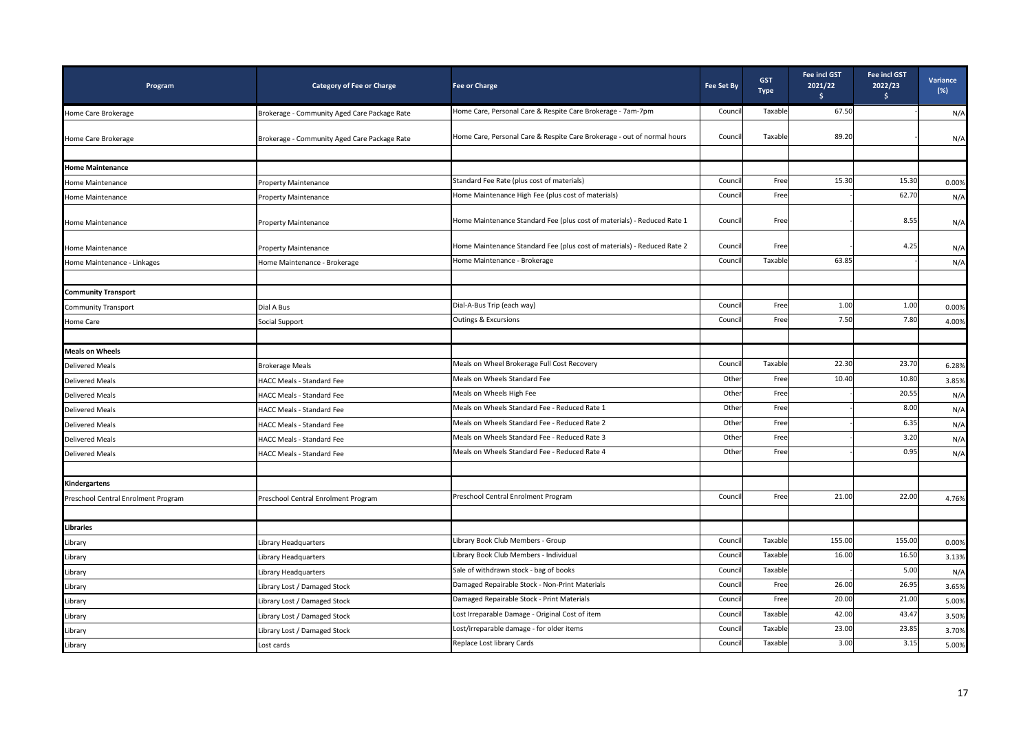| Program | Category of Fee or Charge | Fee or Charge | Fee Set By | GST Type | Fee incl GST 2021/22 $ | Fee incl GST 2022/23 $ | Variance (%) |
|---|---|---|---|---|---|---|---|
| Home Care Brokerage | Brokerage - Community Aged Care Package Rate | Home Care, Personal Care & Respite Care Brokerage - 7am-7pm | Council | Taxable | 67.50 | - | N/A |
| Home Care Brokerage | Brokerage - Community Aged Care Package Rate | Home Care, Personal Care & Respite Care Brokerage - out of normal hours | Council | Taxable | 89.20 | - | N/A |
| | | | | | | | |
| **Home Maintenance** | | | | | | | |
| Home Maintenance | Property Maintenance | Standard Fee Rate (plus cost of materials) | Council | Free | 15.30 | 15.30 | 0.00% |
| Home Maintenance | Property Maintenance | Home Maintenance High Fee (plus cost of materials) | Council | Free | - | 62.70 | N/A |
| Home Maintenance | Property Maintenance | Home Maintenance Standard Fee (plus cost of materials) - Reduced Rate 1 | Council | Free | - | 8.55 | N/A |
| Home Maintenance | Property Maintenance | Home Maintenance Standard Fee (plus cost of materials) - Reduced Rate 2 | Council | Free | - | 4.25 | N/A |
| Home Maintenance - Linkages | Home Maintenance - Brokerage | Home Maintenance - Brokerage | Council | Taxable | 63.85 | - | N/A |
| | | | | | | | |
| **Community Transport** | | | | | | | |
| Community Transport | Dial A Bus | Dial-A-Bus Trip (each way) | Council | Free | 1.00 | 1.00 | 0.00% |
| Home Care | Social Support | Outings & Excursions | Council | Free | 7.50 | 7.80 | 4.00% |
| | | | | | | | |
| **Meals on Wheels** | | | | | | | |
| Delivered Meals | Brokerage Meals | Meals on Wheel Brokerage Full Cost Recovery | Council | Taxable | 22.30 | 23.70 | 6.28% |
| Delivered Meals | HACC Meals - Standard Fee | Meals on Wheels Standard Fee | Other | Free | 10.40 | 10.80 | 3.85% |
| Delivered Meals | HACC Meals - Standard Fee | Meals on Wheels High Fee | Other | Free | - | 20.55 | N/A |
| Delivered Meals | HACC Meals - Standard Fee | Meals on Wheels Standard Fee - Reduced Rate 1 | Other | Free | - | 8.00 | N/A |
| Delivered Meals | HACC Meals - Standard Fee | Meals on Wheels Standard Fee - Reduced Rate 2 | Other | Free | - | 6.35 | N/A |
| Delivered Meals | HACC Meals - Standard Fee | Meals on Wheels Standard Fee - Reduced Rate 3 | Other | Free | - | 3.20 | N/A |
| Delivered Meals | HACC Meals - Standard Fee | Meals on Wheels Standard Fee - Reduced Rate 4 | Other | Free | - | 0.95 | N/A |
| | | | | | | | |
| **Kindergartens** | | | | | | | |
| Preschool Central Enrolment Program | Preschool Central Enrolment Program | Preschool Central Enrolment Program | Council | Free | 21.00 | 22.00 | 4.76% |
| | | | | | | | |
| **Libraries** | | | | | | | |
| Library | Library Headquarters | Library Book Club Members - Group | Council | Taxable | 155.00 | 155.00 | 0.00% |
| Library | Library Headquarters | Library Book Club Members - Individual | Council | Taxable | 16.00 | 16.50 | 3.13% |
| Library | Library Headquarters | Sale of withdrawn stock - bag of books | Council | Taxable | - | 5.00 | N/A |
| Library | Library Lost / Damaged Stock | Damaged Repairable Stock - Non-Print Materials | Council | Free | 26.00 | 26.95 | 3.65% |
| Library | Library Lost / Damaged Stock | Damaged Repairable Stock - Print Materials | Council | Free | 20.00 | 21.00 | 5.00% |
| Library | Library Lost / Damaged Stock | Lost Irreparable Damage - Original Cost of item | Council | Taxable | 42.00 | 43.47 | 3.50% |
| Library | Library Lost / Damaged Stock | Lost/irreparable damage - for older items | Council | Taxable | 23.00 | 23.85 | 3.70% |
| Library | Lost cards | Replace Lost library Cards | Council | Taxable | 3.00 | 3.15 | 5.00% |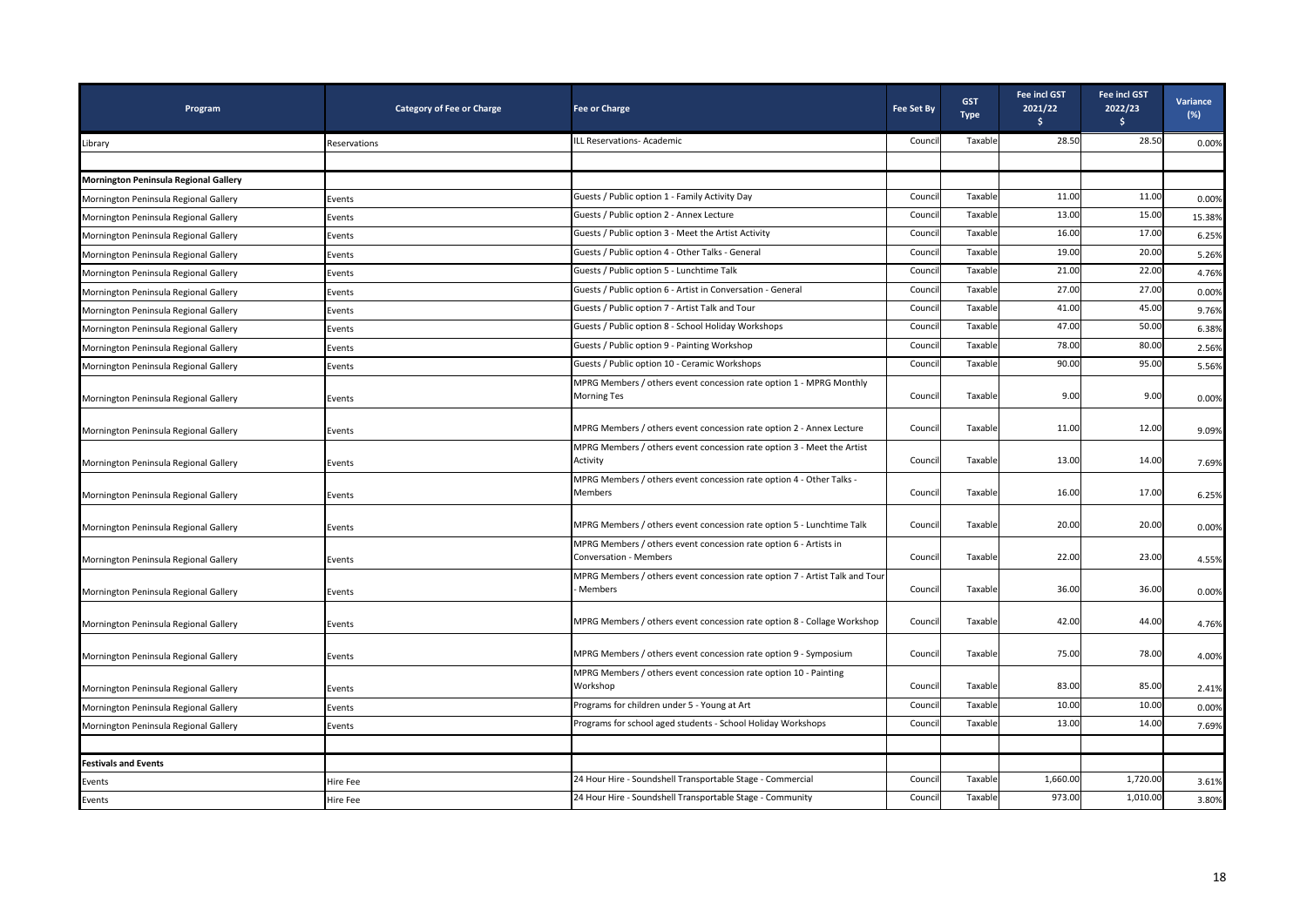| Program | Category of Fee or Charge | Fee or Charge | Fee Set By | GST Type | Fee incl GST 2021/22 $ | Fee incl GST 2022/23 $ | Variance (%) |
|---|---|---|---|---|---|---|---|
| Library | Reservations | ILL Reservations- Academic | Council | Taxable | 28.50 | 28.50 | 0.00% |
| | | | | | | | |
| **Mornington Peninsula Regional Gallery** | | | | | | | |
| Mornington Peninsula Regional Gallery | Events | Guests / Public option 1 - Family Activity Day | Council | Taxable | 11.00 | 11.00 | 0.00% |
| Mornington Peninsula Regional Gallery | Events | Guests / Public option 2 - Annex Lecture | Council | Taxable | 13.00 | 15.00 | 15.38% |
| Mornington Peninsula Regional Gallery | Events | Guests / Public option 3 - Meet the Artist Activity | Council | Taxable | 16.00 | 17.00 | 6.25% |
| Mornington Peninsula Regional Gallery | Events | Guests / Public option 4 - Other Talks - General | Council | Taxable | 19.00 | 20.00 | 5.26% |
| Mornington Peninsula Regional Gallery | Events | Guests / Public option 5 - Lunchtime Talk | Council | Taxable | 21.00 | 22.00 | 4.76% |
| Mornington Peninsula Regional Gallery | Events | Guests / Public option 6 - Artist in Conversation - General | Council | Taxable | 27.00 | 27.00 | 0.00% |
| Mornington Peninsula Regional Gallery | Events | Guests / Public option 7 - Artist Talk and Tour | Council | Taxable | 41.00 | 45.00 | 9.76% |
| Mornington Peninsula Regional Gallery | Events | Guests / Public option 8 - School Holiday Workshops | Council | Taxable | 47.00 | 50.00 | 6.38% |
| Mornington Peninsula Regional Gallery | Events | Guests / Public option 9 - Painting Workshop | Council | Taxable | 78.00 | 80.00 | 2.56% |
| Mornington Peninsula Regional Gallery | Events | Guests / Public option 10 - Ceramic Workshops | Council | Taxable | 90.00 | 95.00 | 5.56% |
| Mornington Peninsula Regional Gallery | Events | MPRG Members / others event concession rate option 1 - MPRG Monthly Morning Tes | Council | Taxable | 9.00 | 9.00 | 0.00% |
| Mornington Peninsula Regional Gallery | Events | MPRG Members / others event concession rate option 2 - Annex Lecture | Council | Taxable | 11.00 | 12.00 | 9.09% |
| Mornington Peninsula Regional Gallery | Events | MPRG Members / others event concession rate option 3 - Meet the Artist Activity | Council | Taxable | 13.00 | 14.00 | 7.69% |
| Mornington Peninsula Regional Gallery | Events | MPRG Members / others event concession rate option 4 - Other Talks - Members | Council | Taxable | 16.00 | 17.00 | 6.25% |
| Mornington Peninsula Regional Gallery | Events | MPRG Members / others event concession rate option 5 - Lunchtime Talk | Council | Taxable | 20.00 | 20.00 | 0.00% |
| Mornington Peninsula Regional Gallery | Events | MPRG Members / others event concession rate option 6 - Artists in Conversation - Members | Council | Taxable | 22.00 | 23.00 | 4.55% |
| Mornington Peninsula Regional Gallery | Events | MPRG Members / others event concession rate option 7 - Artist Talk and Tour - Members | Council | Taxable | 36.00 | 36.00 | 0.00% |
| Mornington Peninsula Regional Gallery | Events | MPRG Members / others event concession rate option 8 - Collage Workshop | Council | Taxable | 42.00 | 44.00 | 4.76% |
| Mornington Peninsula Regional Gallery | Events | MPRG Members / others event concession rate option 9 - Symposium | Council | Taxable | 75.00 | 78.00 | 4.00% |
| Mornington Peninsula Regional Gallery | Events | MPRG Members / others event concession rate option 10 - Painting Workshop | Council | Taxable | 83.00 | 85.00 | 2.41% |
| Mornington Peninsula Regional Gallery | Events | Programs for children under 5 - Young at Art | Council | Taxable | 10.00 | 10.00 | 0.00% |
| Mornington Peninsula Regional Gallery | Events | Programs for school aged students - School Holiday Workshops | Council | Taxable | 13.00 | 14.00 | 7.69% |
| | | | | | | | |
| **Festivals and Events** | | | | | | | |
| Events | Hire Fee | 24 Hour Hire - Soundshell Transportable Stage - Commercial | Council | Taxable | 1,660.00 | 1,720.00 | 3.61% |
| Events | Hire Fee | 24 Hour Hire - Soundshell Transportable Stage - Community | Council | Taxable | 973.00 | 1,010.00 | 3.80% |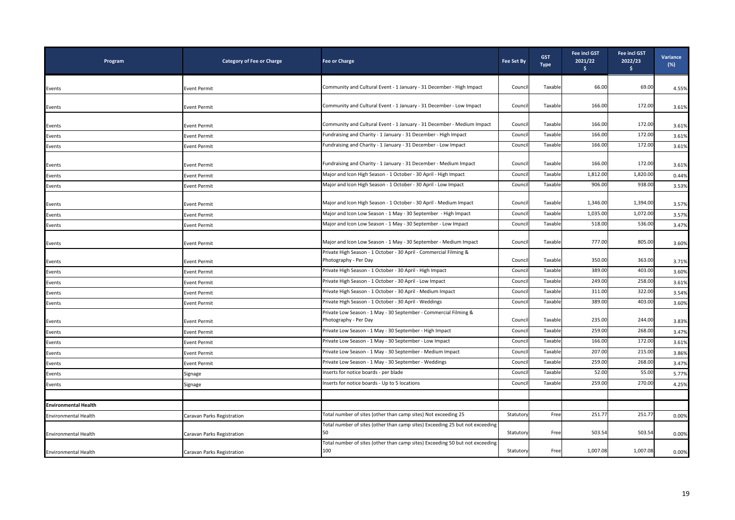| Program | Category of Fee or Charge | Fee or Charge | Fee Set By | GST Type | Fee incl GST 2021/22 $ | Fee incl GST 2022/23 $ | Variance (%) |
|---|---|---|---|---|---|---|---|
| Events | Event Permit | Community and Cultural Event - 1 January - 31 December - High Impact | Council | Taxable | 66.00 | 69.00 | 4.55% |
| Events | Event Permit | Community and Cultural Event - 1 January - 31 December - Low Impact | Council | Taxable | 166.00 | 172.00 | 3.61% |
| Events | Event Permit | Community and Cultural Event - 1 January - 31 December - Medium Impact | Council | Taxable | 166.00 | 172.00 | 3.61% |
| Events | Event Permit | Fundraising and Charity - 1 January - 31 December - High Impact | Council | Taxable | 166.00 | 172.00 | 3.61% |
| Events | Event Permit | Fundraising and Charity - 1 January - 31 December - Low Impact | Council | Taxable | 166.00 | 172.00 | 3.61% |
| Events | Event Permit | Fundraising and Charity - 1 January - 31 December - Medium Impact | Council | Taxable | 166.00 | 172.00 | 3.61% |
| Events | Event Permit | Major and Icon High Season - 1 October - 30 April - High Impact | Council | Taxable | 1,812.00 | 1,820.00 | 0.44% |
| Events | Event Permit | Major and Icon High Season - 1 October - 30 April - Low Impact | Council | Taxable | 906.00 | 938.00 | 3.53% |
| Events | Event Permit | Major and Icon High Season - 1 October - 30 April - Medium Impact | Council | Taxable | 1,346.00 | 1,394.00 | 3.57% |
| Events | Event Permit | Major and Icon Low Season - 1 May - 30 September - High Impact | Council | Taxable | 1,035.00 | 1,072.00 | 3.57% |
| Events | Event Permit | Major and Icon Low Season - 1 May - 30 September - Low Impact | Council | Taxable | 518.00 | 536.00 | 3.47% |
| Events | Event Permit | Major and Icon Low Season - 1 May - 30 September - Medium Impact | Council | Taxable | 777.00 | 805.00 | 3.60% |
| Events | Event Permit | Private High Season - 1 October - 30 April - Commercial Filming & Photography - Per Day | Council | Taxable | 350.00 | 363.00 | 3.71% |
| Events | Event Permit | Private High Season - 1 October - 30 April - High Impact | Council | Taxable | 389.00 | 403.00 | 3.60% |
| Events | Event Permit | Private High Season - 1 October - 30 April - Low Impact | Council | Taxable | 249.00 | 258.00 | 3.61% |
| Events | Event Permit | Private High Season - 1 October - 30 April - Medium Impact | Council | Taxable | 311.00 | 322.00 | 3.54% |
| Events | Event Permit | Private High Season - 1 October - 30 April - Weddings | Council | Taxable | 389.00 | 403.00 | 3.60% |
| Events | Event Permit | Private Low Season - 1 May - 30 September - Commercial Filming & Photography - Per Day | Council | Taxable | 235.00 | 244.00 | 3.83% |
| Events | Event Permit | Private Low Season - 1 May - 30 September - High Impact | Council | Taxable | 259.00 | 268.00 | 3.47% |
| Events | Event Permit | Private Low Season - 1 May - 30 September - Low Impact | Council | Taxable | 166.00 | 172.00 | 3.61% |
| Events | Event Permit | Private Low Season - 1 May - 30 September - Medium Impact | Council | Taxable | 207.00 | 215.00 | 3.86% |
| Events | Event Permit | Private Low Season - 1 May - 30 September - Weddings | Council | Taxable | 259.00 | 268.00 | 3.47% |
| Events | Signage | Inserts for notice boards - per blade | Council | Taxable | 52.00 | 55.00 | 5.77% |
| Events | Signage | Inserts for notice boards - Up to 5 locations | Council | Taxable | 259.00 | 270.00 | 4.25% |
| | | | | | | | |
| **Environmental Health** | | | | | | | |
| Environmental Health | Caravan Parks Registration | Total number of sites (other than camp sites) Not exceeding 25 | Statutory | Free | 251.77 | 251.77 | 0.00% |
| Environmental Health | Caravan Parks Registration | Total number of sites (other than camp sites) Exceeding 25 but not exceeding 50 | Statutory | Free | 503.54 | 503.54 | 0.00% |
| Environmental Health | Caravan Parks Registration | Total number of sites (other than camp sites) Exceeding 50 but not exceeding 100 | Statutory | Free | 1,007.08 | 1,007.08 | 0.00% |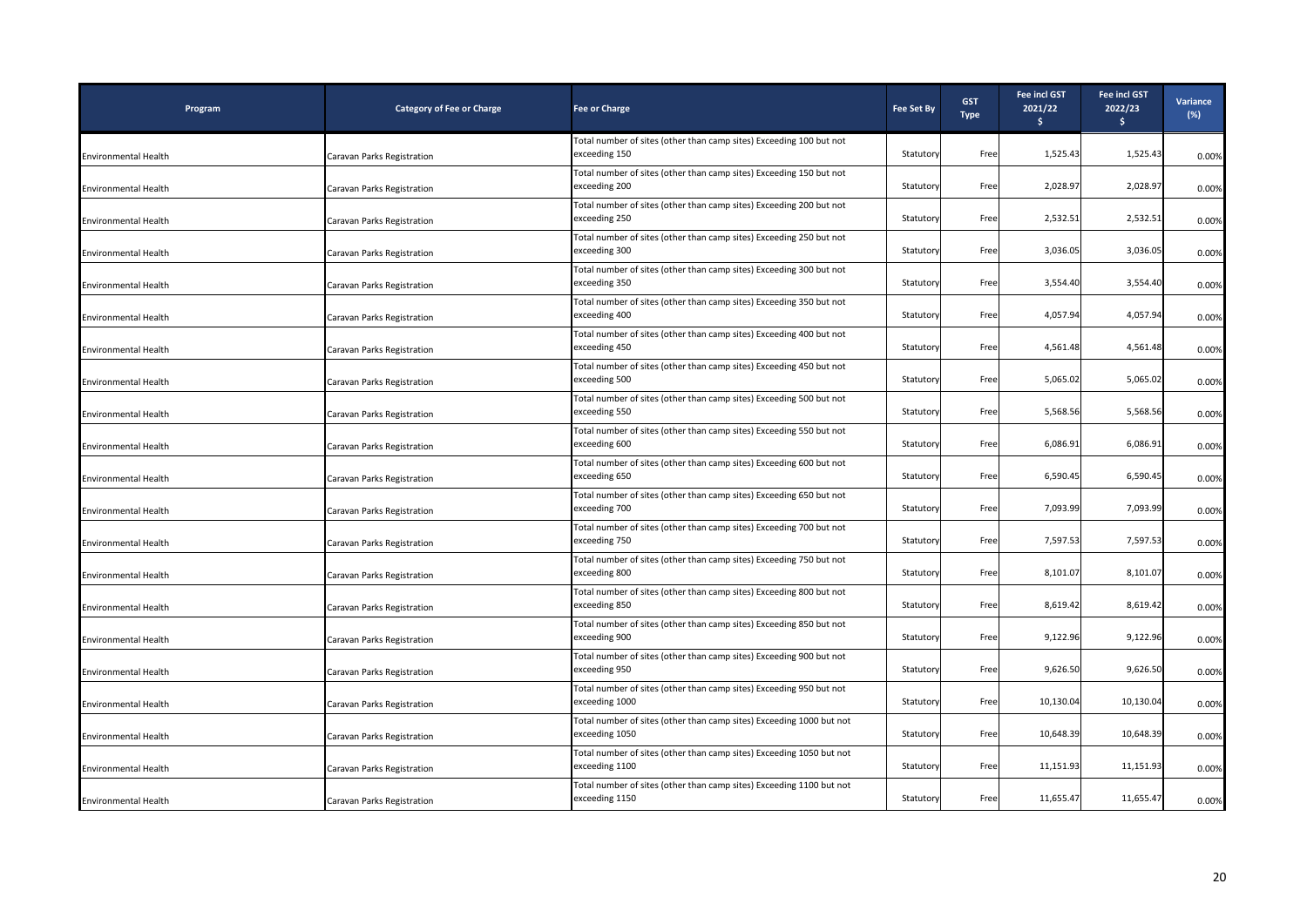| Program | Category of Fee or Charge | Fee or Charge | Fee Set By | GST Type | Fee incl GST 2021/22 $ | Fee incl GST 2022/23 $ | Variance (%) |
|---|---|---|---|---|---|---|---|
| Environmental Health | Caravan Parks Registration | Total number of sites (other than camp sites) Exceeding 100 but not exceeding 150 | Statutory | Free | 1,525.43 | 1,525.43 | 0.00% |
| Environmental Health | Caravan Parks Registration | Total number of sites (other than camp sites) Exceeding 150 but not exceeding 200 | Statutory | Free | 2,028.97 | 2,028.97 | 0.00% |
| Environmental Health | Caravan Parks Registration | Total number of sites (other than camp sites) Exceeding 200 but not exceeding 250 | Statutory | Free | 2,532.51 | 2,532.51 | 0.00% |
| Environmental Health | Caravan Parks Registration | Total number of sites (other than camp sites) Exceeding 250 but not exceeding 300 | Statutory | Free | 3,036.05 | 3,036.05 | 0.00% |
| Environmental Health | Caravan Parks Registration | Total number of sites (other than camp sites) Exceeding 300 but not exceeding 350 | Statutory | Free | 3,554.40 | 3,554.40 | 0.00% |
| Environmental Health | Caravan Parks Registration | Total number of sites (other than camp sites) Exceeding 350 but not exceeding 400 | Statutory | Free | 4,057.94 | 4,057.94 | 0.00% |
| Environmental Health | Caravan Parks Registration | Total number of sites (other than camp sites) Exceeding 400 but not exceeding 450 | Statutory | Free | 4,561.48 | 4,561.48 | 0.00% |
| Environmental Health | Caravan Parks Registration | Total number of sites (other than camp sites) Exceeding 450 but not exceeding 500 | Statutory | Free | 5,065.02 | 5,065.02 | 0.00% |
| Environmental Health | Caravan Parks Registration | Total number of sites (other than camp sites) Exceeding 500 but not exceeding 550 | Statutory | Free | 5,568.56 | 5,568.56 | 0.00% |
| Environmental Health | Caravan Parks Registration | Total number of sites (other than camp sites) Exceeding 550 but not exceeding 600 | Statutory | Free | 6,086.91 | 6,086.91 | 0.00% |
| Environmental Health | Caravan Parks Registration | Total number of sites (other than camp sites) Exceeding 600 but not exceeding 650 | Statutory | Free | 6,590.45 | 6,590.45 | 0.00% |
| Environmental Health | Caravan Parks Registration | Total number of sites (other than camp sites) Exceeding 650 but not exceeding 700 | Statutory | Free | 7,093.99 | 7,093.99 | 0.00% |
| Environmental Health | Caravan Parks Registration | Total number of sites (other than camp sites) Exceeding 700 but not exceeding 750 | Statutory | Free | 7,597.53 | 7,597.53 | 0.00% |
| Environmental Health | Caravan Parks Registration | Total number of sites (other than camp sites) Exceeding 750 but not exceeding 800 | Statutory | Free | 8,101.07 | 8,101.07 | 0.00% |
| Environmental Health | Caravan Parks Registration | Total number of sites (other than camp sites) Exceeding 800 but not exceeding 850 | Statutory | Free | 8,619.42 | 8,619.42 | 0.00% |
| Environmental Health | Caravan Parks Registration | Total number of sites (other than camp sites) Exceeding 850 but not exceeding 900 | Statutory | Free | 9,122.96 | 9,122.96 | 0.00% |
| Environmental Health | Caravan Parks Registration | Total number of sites (other than camp sites) Exceeding 900 but not exceeding 950 | Statutory | Free | 9,626.50 | 9,626.50 | 0.00% |
| Environmental Health | Caravan Parks Registration | Total number of sites (other than camp sites) Exceeding 950 but not exceeding 1000 | Statutory | Free | 10,130.04 | 10,130.04 | 0.00% |
| Environmental Health | Caravan Parks Registration | Total number of sites (other than camp sites) Exceeding 1000 but not exceeding 1050 | Statutory | Free | 10,648.39 | 10,648.39 | 0.00% |
| Environmental Health | Caravan Parks Registration | Total number of sites (other than camp sites) Exceeding 1050 but not exceeding 1100 | Statutory | Free | 11,151.93 | 11,151.93 | 0.00% |
| Environmental Health | Caravan Parks Registration | Total number of sites (other than camp sites) Exceeding 1100 but not exceeding 1150 | Statutory | Free | 11,655.47 | 11,655.47 | 0.00% |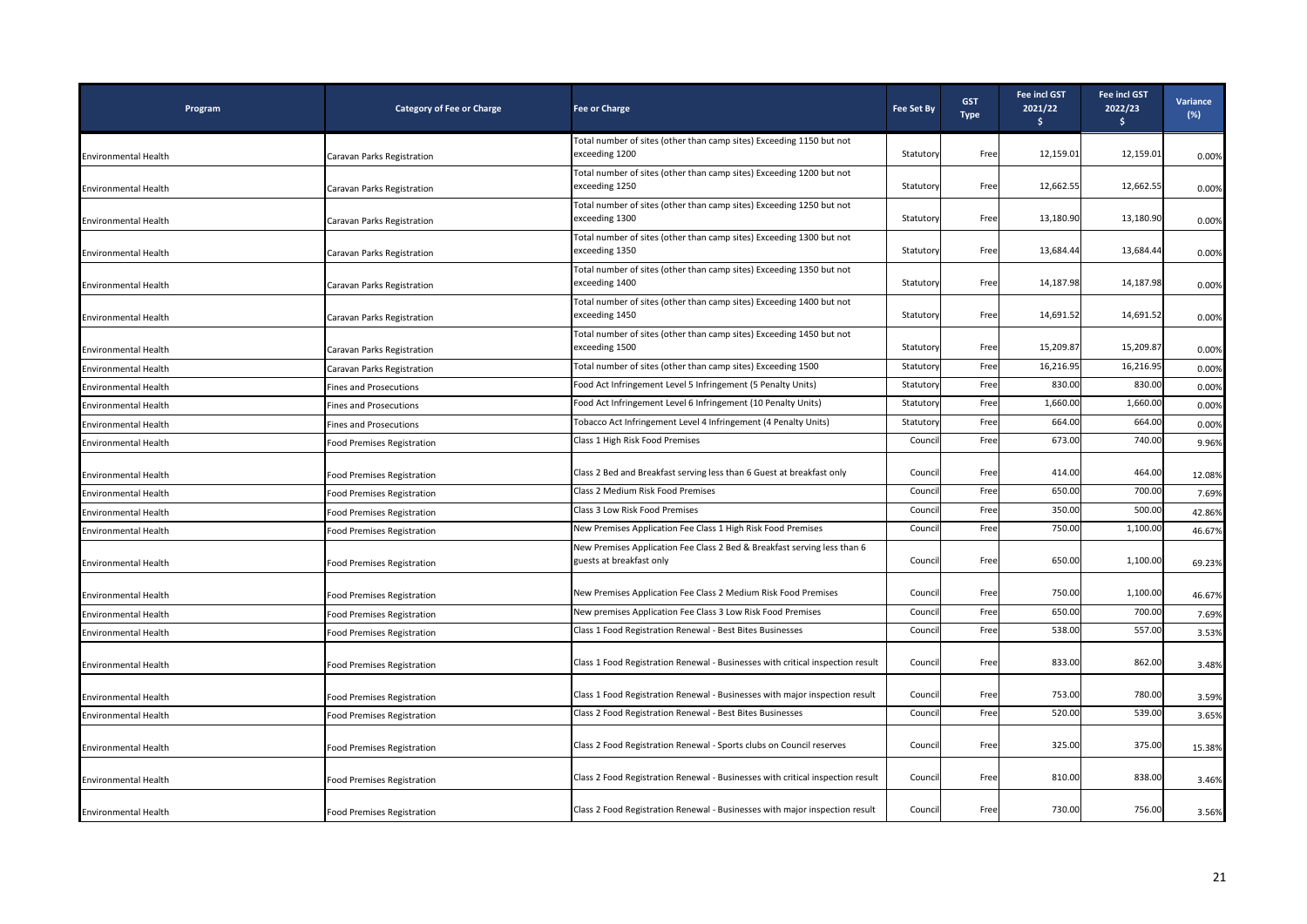| Program | Category of Fee or Charge | Fee or Charge | Fee Set By | GST Type | Fee incl GST 2021/22 $ | Fee incl GST 2022/23 $ | Variance (%) |
|---|---|---|---|---|---|---|---|
| Environmental Health | Caravan Parks Registration | Total number of sites (other than camp sites) Exceeding 1150 but not exceeding 1200 | Statutory | Free | 12,159.01 | 12,159.01 | 0.00% |
| Environmental Health | Caravan Parks Registration | Total number of sites (other than camp sites) Exceeding 1200 but not exceeding 1250 | Statutory | Free | 12,662.55 | 12,662.55 | 0.00% |
| Environmental Health | Caravan Parks Registration | Total number of sites (other than camp sites) Exceeding 1250 but not exceeding 1300 | Statutory | Free | 13,180.90 | 13,180.90 | 0.00% |
| Environmental Health | Caravan Parks Registration | Total number of sites (other than camp sites) Exceeding 1300 but not exceeding 1350 | Statutory | Free | 13,684.44 | 13,684.44 | 0.00% |
| Environmental Health | Caravan Parks Registration | Total number of sites (other than camp sites) Exceeding 1350 but not exceeding 1400 | Statutory | Free | 14,187.98 | 14,187.98 | 0.00% |
| Environmental Health | Caravan Parks Registration | Total number of sites (other than camp sites) Exceeding 1400 but not exceeding 1450 | Statutory | Free | 14,691.52 | 14,691.52 | 0.00% |
| Environmental Health | Caravan Parks Registration | Total number of sites (other than camp sites) Exceeding 1450 but not exceeding 1500 | Statutory | Free | 15,209.87 | 15,209.87 | 0.00% |
| Environmental Health | Caravan Parks Registration | Total number of sites (other than camp sites) Exceeding 1500 | Statutory | Free | 16,216.95 | 16,216.95 | 0.00% |
| Environmental Health | Fines and Prosecutions | Food Act Infringement Level 5 Infringement (5 Penalty Units) | Statutory | Free | 830.00 | 830.00 | 0.00% |
| Environmental Health | Fines and Prosecutions | Food Act Infringement Level 6 Infringement (10 Penalty Units) | Statutory | Free | 1,660.00 | 1,660.00 | 0.00% |
| Environmental Health | Fines and Prosecutions | Tobacco Act Infringement Level 4 Infringement (4 Penalty Units) | Statutory | Free | 664.00 | 664.00 | 0.00% |
| Environmental Health | Food Premises Registration | Class 1 High Risk Food Premises | Council | Free | 673.00 | 740.00 | 9.96% |
| Environmental Health | Food Premises Registration | Class 2 Bed and Breakfast serving less than 6 Guest at breakfast only | Council | Free | 414.00 | 464.00 | 12.08% |
| Environmental Health | Food Premises Registration | Class 2 Medium Risk Food Premises | Council | Free | 650.00 | 700.00 | 7.69% |
| Environmental Health | Food Premises Registration | Class 3 Low Risk Food Premises | Council | Free | 350.00 | 500.00 | 42.86% |
| Environmental Health | Food Premises Registration | New Premises Application Fee Class 1 High Risk Food Premises | Council | Free | 750.00 | 1,100.00 | 46.67% |
| Environmental Health | Food Premises Registration | New Premises Application Fee Class 2 Bed & Breakfast serving less than 6 guests at breakfast only | Council | Free | 650.00 | 1,100.00 | 69.23% |
| Environmental Health | Food Premises Registration | New Premises Application Fee Class 2 Medium Risk Food Premises | Council | Free | 750.00 | 1,100.00 | 46.67% |
| Environmental Health | Food Premises Registration | New premises Application Fee Class 3 Low Risk Food Premises | Council | Free | 650.00 | 700.00 | 7.69% |
| Environmental Health | Food Premises Registration | Class 1 Food Registration Renewal - Best Bites Businesses | Council | Free | 538.00 | 557.00 | 3.53% |
| Environmental Health | Food Premises Registration | Class 1 Food Registration Renewal - Businesses with critical inspection result | Council | Free | 833.00 | 862.00 | 3.48% |
| Environmental Health | Food Premises Registration | Class 1 Food Registration Renewal - Businesses with major inspection result | Council | Free | 753.00 | 780.00 | 3.59% |
| Environmental Health | Food Premises Registration | Class 2 Food Registration Renewal - Best Bites Businesses | Council | Free | 520.00 | 539.00 | 3.65% |
| Environmental Health | Food Premises Registration | Class 2 Food Registration Renewal - Sports clubs on Council reserves | Council | Free | 325.00 | 375.00 | 15.38% |
| Environmental Health | Food Premises Registration | Class 2 Food Registration Renewal - Businesses with critical inspection result | Council | Free | 810.00 | 838.00 | 3.46% |
| Environmental Health | Food Premises Registration | Class 2 Food Registration Renewal - Businesses with major inspection result | Council | Free | 730.00 | 756.00 | 3.56% |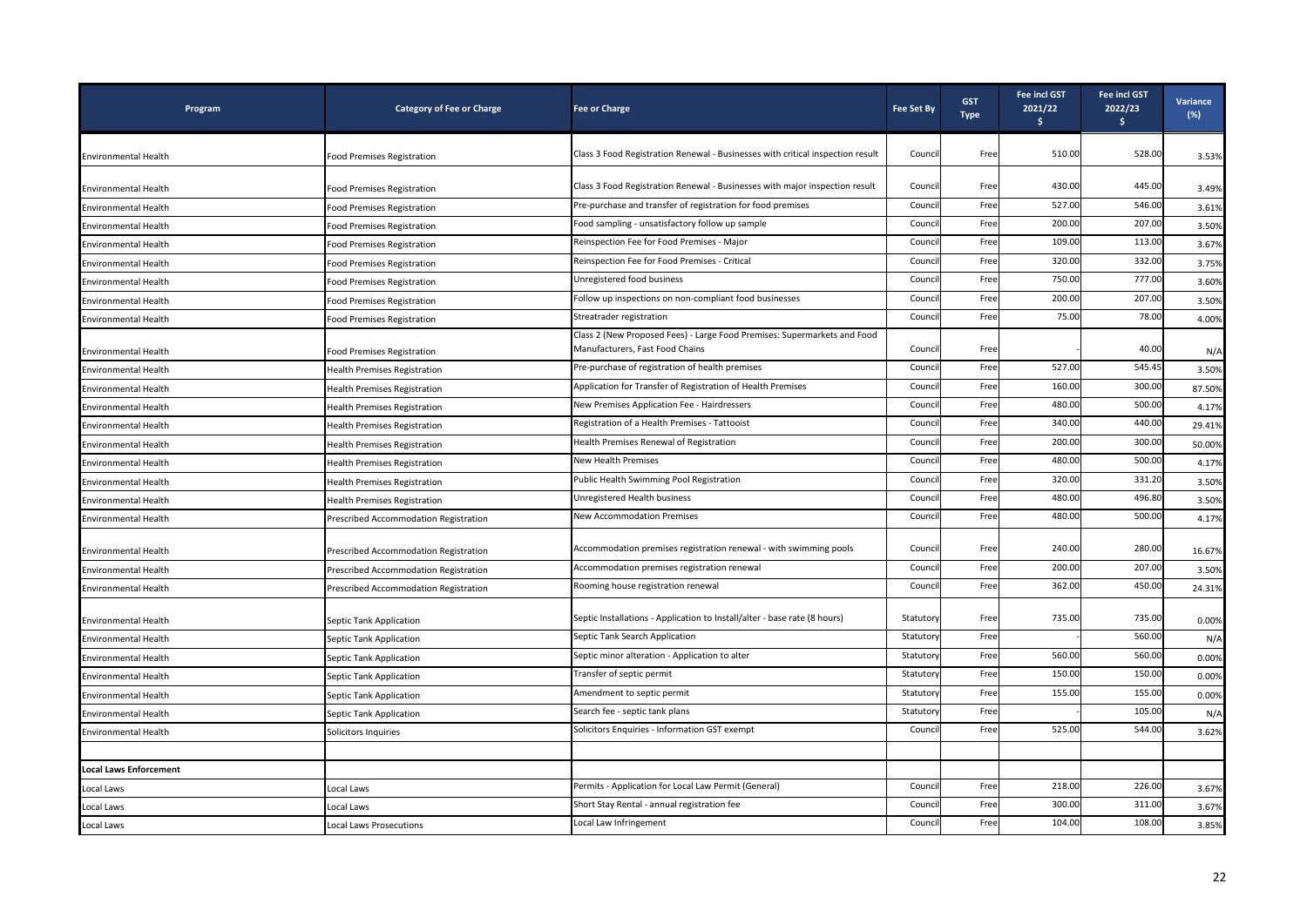| Program | Category of Fee or Charge | Fee or Charge | Fee Set By | GST Type | Fee incl GST 2021/22 $ | Fee incl GST 2022/23 $ | Variance (%) |
|---|---|---|---|---|---|---|---|
| Environmental Health | Food Premises Registration | Class 3 Food Registration Renewal - Businesses with critical inspection result | Council | Free | 510.00 | 528.00 | 3.53% |
| Environmental Health | Food Premises Registration | Class 3 Food Registration Renewal - Businesses with major inspection result | Council | Free | 430.00 | 445.00 | 3.49% |
| Environmental Health | Food Premises Registration | Pre-purchase and transfer of registration for food premises | Council | Free | 527.00 | 546.00 | 3.61% |
| Environmental Health | Food Premises Registration | Food sampling - unsatisfactory follow up sample | Council | Free | 200.00 | 207.00 | 3.50% |
| Environmental Health | Food Premises Registration | Reinspection Fee for Food Premises - Major | Council | Free | 109.00 | 113.00 | 3.67% |
| Environmental Health | Food Premises Registration | Reinspection Fee for Food Premises - Critical | Council | Free | 320.00 | 332.00 | 3.75% |
| Environmental Health | Food Premises Registration | Unregistered food business | Council | Free | 750.00 | 777.00 | 3.60% |
| Environmental Health | Food Premises Registration | Follow up inspections on non-compliant food businesses | Council | Free | 200.00 | 207.00 | 3.50% |
| Environmental Health | Food Premises Registration | Streatrader registration | Council | Free | 75.00 | 78.00 | 4.00% |
| Environmental Health | Food Premises Registration | Class 2 (New Proposed Fees) - Large Food Premises: Supermarkets and Food Manufacturers, Fast Food Chains | Council | Free | - | 40.00 | N/A |
| Environmental Health | Health Premises Registration | Pre-purchase of registration of health premises | Council | Free | 527.00 | 545.45 | 3.50% |
| Environmental Health | Health Premises Registration | Application for Transfer of Registration of Health Premises | Council | Free | 160.00 | 300.00 | 87.50% |
| Environmental Health | Health Premises Registration | New Premises Application Fee - Hairdressers | Council | Free | 480.00 | 500.00 | 4.17% |
| Environmental Health | Health Premises Registration | Registration of a Health Premises - Tattooist | Council | Free | 340.00 | 440.00 | 29.41% |
| Environmental Health | Health Premises Registration | Health Premises Renewal of Registration | Council | Free | 200.00 | 300.00 | 50.00% |
| Environmental Health | Health Premises Registration | New Health Premises | Council | Free | 480.00 | 500.00 | 4.17% |
| Environmental Health | Health Premises Registration | Public Health Swimming Pool Registration | Council | Free | 320.00 | 331.20 | 3.50% |
| Environmental Health | Health Premises Registration | Unregistered Health business | Council | Free | 480.00 | 496.80 | 3.50% |
| Environmental Health | Prescribed Accommodation Registration | New Accommodation Premises | Council | Free | 480.00 | 500.00 | 4.17% |
| Environmental Health | Prescribed Accommodation Registration | Accommodation premises registration renewal - with swimming pools | Council | Free | 240.00 | 280.00 | 16.67% |
| Environmental Health | Prescribed Accommodation Registration | Accommodation premises registration renewal | Council | Free | 200.00 | 207.00 | 3.50% |
| Environmental Health | Prescribed Accommodation Registration | Rooming house registration renewal | Council | Free | 362.00 | 450.00 | 24.31% |
| Environmental Health | Septic Tank Application | Septic Installations - Application to Install/alter - base rate (8 hours) | Statutory | Free | 735.00 | 735.00 | 0.00% |
| Environmental Health | Septic Tank Application | Septic Tank Search Application | Statutory | Free | - | 560.00 | N/A |
| Environmental Health | Septic Tank Application | Septic minor alteration - Application to alter | Statutory | Free | 560.00 | 560.00 | 0.00% |
| Environmental Health | Septic Tank Application | Transfer of septic permit | Statutory | Free | 150.00 | 150.00 | 0.00% |
| Environmental Health | Septic Tank Application | Amendment to septic permit | Statutory | Free | 155.00 | 155.00 | 0.00% |
| Environmental Health | Septic Tank Application | Search fee - septic tank plans | Statutory | Free | - | 105.00 | N/A |
| Environmental Health | Solicitors Inquiries | Solicitors Enquiries - Information GST exempt | Council | Free | 525.00 | 544.00 | 3.62% |
| | | | | | | | |
| **Local Laws Enforcement** | | | | | | | |
| Local Laws | Local Laws | Permits - Application for Local Law Permit (General) | Council | Free | 218.00 | 226.00 | 3.67% |
| Local Laws | Local Laws | Short Stay Rental - annual registration fee | Council | Free | 300.00 | 311.00 | 3.67% |
| Local Laws | Local Laws Prosecutions | Local Law Infringement | Council | Free | 104.00 | 108.00 | 3.85% |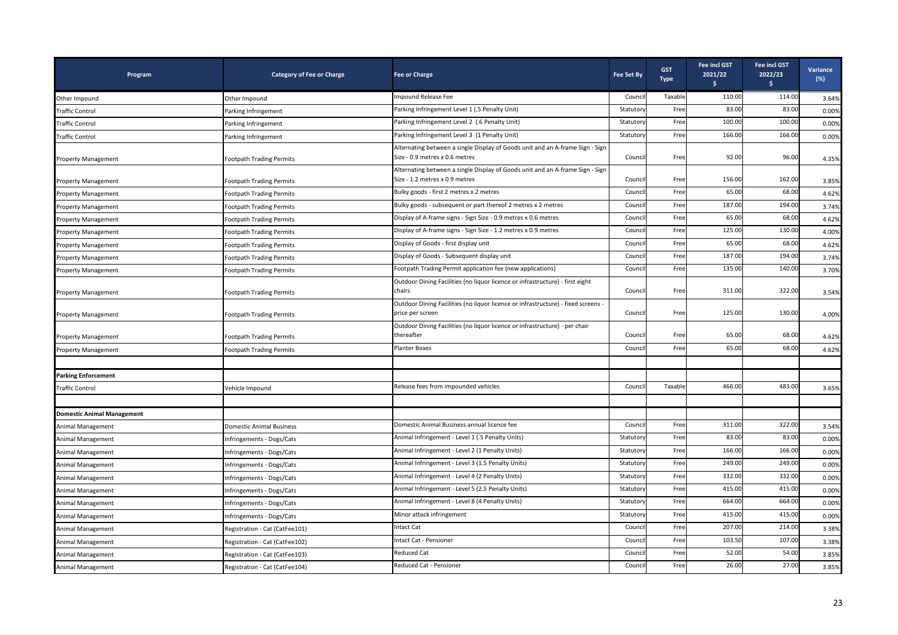| Program | Category of Fee or Charge | Fee or Charge | Fee Set By | GST Type | Fee incl GST 2021/22 $ | Fee incl GST 2022/23 $ | Variance (%) |
|---|---|---|---|---|---|---|---|
| Other Impound | Other Impound | Impound Release Fee | Council | Taxable | 110.00 | 114.00 | 3.64% |
| Traffic Control | Parking Infringement | Parking Infringement Level 1 (.5 Penalty Unit) | Statutory | Free | 83.00 | 83.00 | 0.00% |
| Traffic Control | Parking Infringement | Parking Infringement Level 2 (.6 Penalty Unit) | Statutory | Free | 100.00 | 100.00 | 0.00% |
| Traffic Control | Parking Infringement | Parking Infringement Level 3 (1 Penalty Unit) | Statutory | Free | 166.00 | 166.00 | 0.00% |
| Property Management | Footpath Trading Permits | Alternating between a single Display of Goods unit and an A-frame Sign - Sign Size - 0.9 metres x 0.6 metres | Council | Free | 92.00 | 96.00 | 4.35% |
| Property Management | Footpath Trading Permits | Alternating between a single Display of Goods unit and an A-frame Sign - Sign Size - 1.2 metres x 0.9 metres | Council | Free | 156.00 | 162.00 | 3.85% |
| Property Management | Footpath Trading Permits | Bulky goods - first 2 metres x 2 metres | Council | Free | 65.00 | 68.00 | 4.62% |
| Property Management | Footpath Trading Permits | Bulky goods - subsequent or part thereof 2 metres x 2 metres | Council | Free | 187.00 | 194.00 | 3.74% |
| Property Management | Footpath Trading Permits | Display of A-frame signs - Sign Size - 0.9 metres x 0.6 metres | Council | Free | 65.00 | 68.00 | 4.62% |
| Property Management | Footpath Trading Permits | Display of A-frame signs - Sign Size - 1.2 metres x 0.9 metres | Council | Free | 125.00 | 130.00 | 4.00% |
| Property Management | Footpath Trading Permits | Display of Goods - first display unit | Council | Free | 65.00 | 68.00 | 4.62% |
| Property Management | Footpath Trading Permits | Display of Goods - Subsequent display unit | Council | Free | 187.00 | 194.00 | 3.74% |
| Property Management | Footpath Trading Permits | Footpath Trading Permit application fee (new applications) | Council | Free | 135.00 | 140.00 | 3.70% |
| Property Management | Footpath Trading Permits | Outdoor Dining Facilities (no liquor licence or infrastructure) - first eight chairs | Council | Free | 311.00 | 322.00 | 3.54% |
| Property Management | Footpath Trading Permits | Outdoor Dining Facilities (no liquor licence or infrastructure) - fixed screens - price per screen | Council | Free | 125.00 | 130.00 | 4.00% |
| Property Management | Footpath Trading Permits | Outdoor Dining Facilities (no liquor licence or infrastructure) - per chair thereafter | Council | Free | 65.00 | 68.00 | 4.62% |
| Property Management | Footpath Trading Permits | Planter Boxes | Council | Free | 65.00 | 68.00 | 4.62% |
| | | | | | | | |
| **Parking Enforcement** | | | | | | | |
| Traffic Control | Vehicle Impound | Release fees from impounded vehicles | Council | Taxable | 466.00 | 483.00 | 3.65% |
| | | | | | | | |
| **Domestic Animal Management** | | | | | | | |
| Animal Management | Domestic Animal Business | Domestic Animal Business annual licence fee | Council | Free | 311.00 | 322.00 | 3.54% |
| Animal Management | Infringements - Dogs/Cats | Animal Infringement - Level 1 (.5 Penalty Units) | Statutory | Free | 83.00 | 83.00 | 0.00% |
| Animal Management | Infringements - Dogs/Cats | Animal Infringement - Level 2 (1 Penalty Units) | Statutory | Free | 166.00 | 166.00 | 0.00% |
| Animal Management | Infringements - Dogs/Cats | Animal Infringement - Level 3 (1.5 Penalty Units) | Statutory | Free | 249.00 | 249.00 | 0.00% |
| Animal Management | Infringements - Dogs/Cats | Animal Infringement - Level 4 (2 Penalty Units) | Statutory | Free | 332.00 | 332.00 | 0.00% |
| Animal Management | Infringements - Dogs/Cats | Animal Infringement - Level 5 (2.5 Penalty Units) | Statutory | Free | 415.00 | 415.00 | 0.00% |
| Animal Management | Infringements - Dogs/Cats | Animal Infringement - Level 8 (4 Penalty Units) | Statutory | Free | 664.00 | 664.00 | 0.00% |
| Animal Management | Infringements - Dogs/Cats | Minor attack infringement | Statutory | Free | 415.00 | 415.00 | 0.00% |
| Animal Management | Registration - Cat (CatFee101) | Intact Cat | Council | Free | 207.00 | 214.00 | 3.38% |
| Animal Management | Registration - Cat (CatFee102) | Intact Cat - Pensioner | Council | Free | 103.50 | 107.00 | 3.38% |
| Animal Management | Registration - Cat (CatFee103) | Reduced Cat | Council | Free | 52.00 | 54.00 | 3.85% |
| Animal Management | Registration - Cat (CatFee104) | Reduced Cat - Pensioner | Council | Free | 26.00 | 27.00 | 3.85% |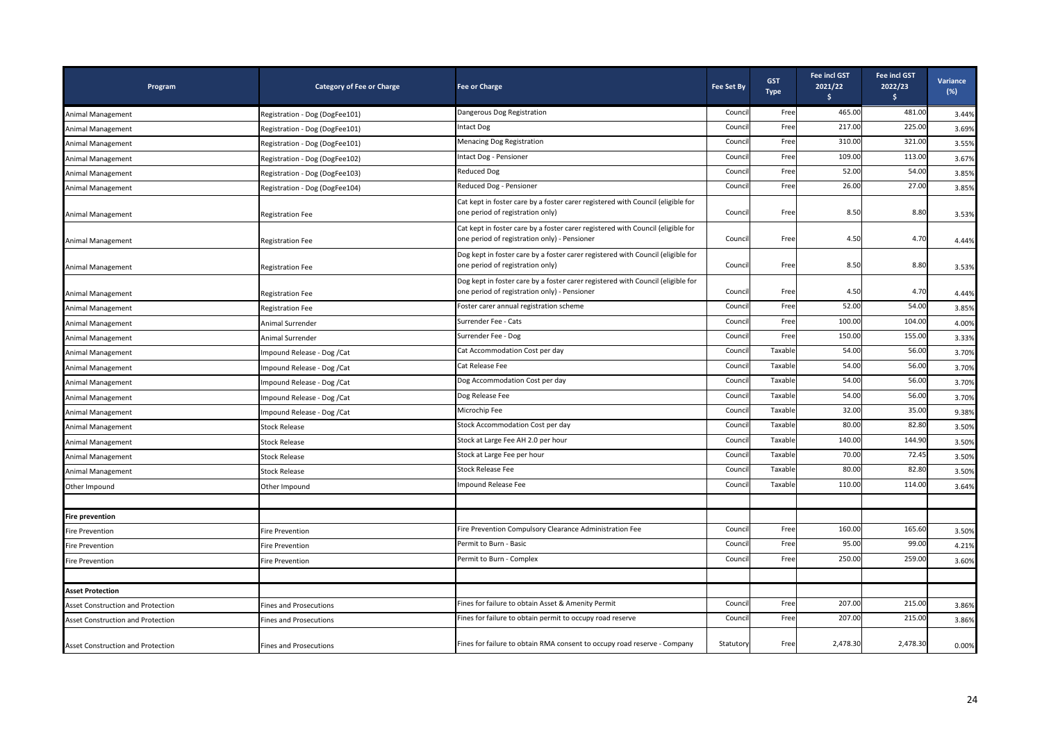| Program | Category of Fee or Charge | Fee or Charge | Fee Set By | GST Type | Fee incl GST 2021/22 $ | Fee incl GST 2022/23 $ | Variance (%) |
|---|---|---|---|---|---|---|---|
| Animal Management | Registration - Dog (DogFee101) | Dangerous Dog Registration | Council | Free | 465.00 | 481.00 | 3.44% |
| Animal Management | Registration - Dog (DogFee101) | Intact Dog | Council | Free | 217.00 | 225.00 | 3.69% |
| Animal Management | Registration - Dog (DogFee101) | Menacing Dog Registration | Council | Free | 310.00 | 321.00 | 3.55% |
| Animal Management | Registration - Dog (DogFee102) | Intact Dog - Pensioner | Council | Free | 109.00 | 113.00 | 3.67% |
| Animal Management | Registration - Dog (DogFee103) | Reduced Dog | Council | Free | 52.00 | 54.00 | 3.85% |
| Animal Management | Registration - Dog (DogFee104) | Reduced Dog - Pensioner | Council | Free | 26.00 | 27.00 | 3.85% |
| Animal Management | Registration Fee | Cat kept in foster care by a foster carer registered with Council (eligible for one period of registration only) | Council | Free | 8.50 | 8.80 | 3.53% |
| Animal Management | Registration Fee | Cat kept in foster care by a foster carer registered with Council (eligible for one period of registration only) - Pensioner | Council | Free | 4.50 | 4.70 | 4.44% |
| Animal Management | Registration Fee | Dog kept in foster care by a foster carer registered with Council (eligible for one period of registration only) | Council | Free | 8.50 | 8.80 | 3.53% |
| Animal Management | Registration Fee | Dog kept in foster care by a foster carer registered with Council (eligible for one period of registration only) - Pensioner | Council | Free | 4.50 | 4.70 | 4.44% |
| Animal Management | Registration Fee | Foster carer annual registration scheme | Council | Free | 52.00 | 54.00 | 3.85% |
| Animal Management | Animal Surrender | Surrender Fee - Cats | Council | Free | 100.00 | 104.00 | 4.00% |
| Animal Management | Animal Surrender | Surrender Fee - Dog | Council | Free | 150.00 | 155.00 | 3.33% |
| Animal Management | Impound Release - Dog /Cat | Cat Accommodation Cost per day | Council | Taxable | 54.00 | 56.00 | 3.70% |
| Animal Management | Impound Release - Dog /Cat | Cat Release Fee | Council | Taxable | 54.00 | 56.00 | 3.70% |
| Animal Management | Impound Release - Dog /Cat | Dog Accommodation Cost per day | Council | Taxable | 54.00 | 56.00 | 3.70% |
| Animal Management | Impound Release - Dog /Cat | Dog Release Fee | Council | Taxable | 54.00 | 56.00 | 3.70% |
| Animal Management | Impound Release - Dog /Cat | Microchip Fee | Council | Taxable | 32.00 | 35.00 | 9.38% |
| Animal Management | Stock Release | Stock Accommodation Cost per day | Council | Taxable | 80.00 | 82.80 | 3.50% |
| Animal Management | Stock Release | Stock at Large Fee AH 2.0 per hour | Council | Taxable | 140.00 | 144.90 | 3.50% |
| Animal Management | Stock Release | Stock at Large Fee per hour | Council | Taxable | 70.00 | 72.45 | 3.50% |
| Animal Management | Stock Release | Stock Release Fee | Council | Taxable | 80.00 | 82.80 | 3.50% |
| Other Impound | Other Impound | Impound Release Fee | Council | Taxable | 110.00 | 114.00 | 3.64% |
| | | | | | | | |
| **Fire prevention** | | | | | | | |
| Fire Prevention | Fire Prevention | Fire Prevention Compulsory Clearance Administration Fee | Council | Free | 160.00 | 165.60 | 3.50% |
| Fire Prevention | Fire Prevention | Permit to Burn - Basic | Council | Free | 95.00 | 99.00 | 4.21% |
| Fire Prevention | Fire Prevention | Permit to Burn - Complex | Council | Free | 250.00 | 259.00 | 3.60% |
| | | | | | | | |
| **Asset Protection** | | | | | | | |
| Asset Construction and Protection | Fines and Prosecutions | Fines for failure to obtain Asset & Amenity Permit | Council | Free | 207.00 | 215.00 | 3.86% |
| Asset Construction and Protection | Fines and Prosecutions | Fines for failure to obtain permit to occupy road reserve | Council | Free | 207.00 | 215.00 | 3.86% |
| Asset Construction and Protection | Fines and Prosecutions | Fines for failure to obtain RMA consent to occupy road reserve - Company | Statutory | Free | 2,478.30 | 2,478.30 | 0.00% |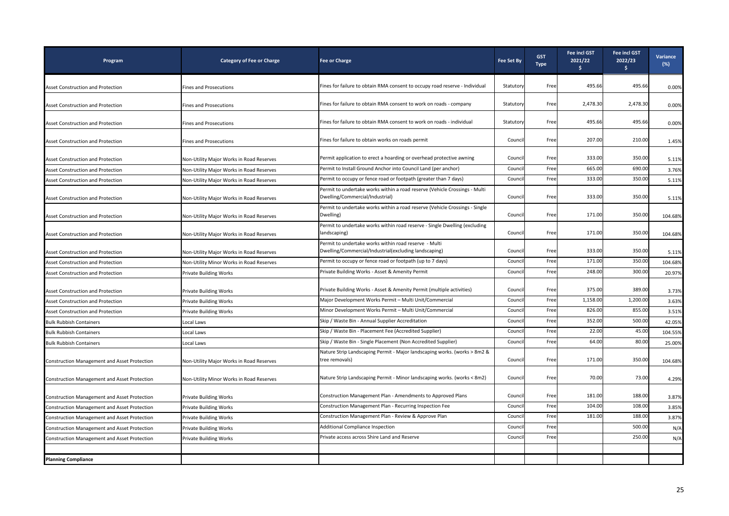| Program | Category of Fee or Charge | Fee or Charge | Fee Set By | GST Type | Fee incl GST 2021/22 $ | Fee incl GST 2022/23 $ | Variance (%) |
|---|---|---|---|---|---|---|---|
| Asset Construction and Protection | Fines and Prosecutions | Fines for failure to obtain RMA consent to occupy road reserve - Individual | Statutory | Free | 495.66 | 495.66 | 0.00% |
| Asset Construction and Protection | Fines and Prosecutions | Fines for failure to obtain RMA consent to work on roads - company | Statutory | Free | 2,478.30 | 2,478.30 | 0.00% |
| Asset Construction and Protection | Fines and Prosecutions | Fines for failure to obtain RMA consent to work on roads - individual | Statutory | Free | 495.66 | 495.66 | 0.00% |
| Asset Construction and Protection | Fines and Prosecutions | Fines for failure to obtain works on roads permit | Council | Free | 207.00 | 210.00 | 1.45% |
| Asset Construction and Protection | Non-Utility Major Works in Road Reserves | Permit application to erect a hoarding or overhead protective awning | Council | Free | 333.00 | 350.00 | 5.11% |
| Asset Construction and Protection | Non-Utility Major Works in Road Reserves | Permit to Install Ground Anchor into Council Land (per anchor) | Council | Free | 665.00 | 690.00 | 3.76% |
| Asset Construction and Protection | Non-Utility Major Works in Road Reserves | Permit to occupy or fence road or footpath (greater than 7 days) | Council | Free | 333.00 | 350.00 | 5.11% |
| Asset Construction and Protection | Non-Utility Major Works in Road Reserves | Permit to undertake works within a road reserve (Vehicle Crossings - Multi Dwelling/Commercial/Industrial) | Council | Free | 333.00 | 350.00 | 5.11% |
| Asset Construction and Protection | Non-Utility Major Works in Road Reserves | Permit to undertake works within a road reserve (Vehicle Crossings - Single Dwelling) | Council | Free | 171.00 | 350.00 | 104.68% |
| Asset Construction and Protection | Non-Utility Major Works in Road Reserves | Permit to undertake works within road reserve - Single Dwelling (excluding landscaping) | Council | Free | 171.00 | 350.00 | 104.68% |
| Asset Construction and Protection | Non-Utility Major Works in Road Reserves | Permit to undertake works within road reserve - Multi Dwelling/Commercial/Industrial(excluding landscaping) | Council | Free | 333.00 | 350.00 | 5.11% |
| Asset Construction and Protection | Non-Utility Minor Works in Road Reserves | Permit to occupy or fence road or footpath (up to 7 days) | Council | Free | 171.00 | 350.00 | 104.68% |
| Asset Construction and Protection | Private Building Works | Private Building Works - Asset & Amenity Permit | Council | Free | 248.00 | 300.00 | 20.97% |
| Asset Construction and Protection | Private Building Works | Private Building Works - Asset & Amenity Permit (multiple activities) | Council | Free | 375.00 | 389.00 | 3.73% |
| Asset Construction and Protection | Private Building Works | Major Development Works Permit – Multi Unit/Commercial | Council | Free | 1,158.00 | 1,200.00 | 3.63% |
| Asset Construction and Protection | Private Building Works | Minor Development Works Permit – Multi Unit/Commercial | Council | Free | 826.00 | 855.00 | 3.51% |
| Bulk Rubbish Containers | Local Laws | Skip / Waste Bin - Annual Supplier Accreditation | Council | Free | 352.00 | 500.00 | 42.05% |
| Bulk Rubbish Containers | Local Laws | Skip / Waste Bin - Placement Fee (Accredited Supplier) | Council | Free | 22.00 | 45.00 | 104.55% |
| Bulk Rubbish Containers | Local Laws | Skip / Waste Bin - Single Placement (Non Accredited Supplier) | Council | Free | 64.00 | 80.00 | 25.00% |
| Construction Management and Asset Protection | Non-Utility Major Works in Road Reserves | Nature Strip Landscaping Permit - Major landscaping works. (works > 8m2 & tree removals) | Council | Free | 171.00 | 350.00 | 104.68% |
| Construction Management and Asset Protection | Non-Utility Minor Works in Road Reserves | Nature Strip Landscaping Permit - Minor landscaping works. (works < 8m2) | Council | Free | 70.00 | 73.00 | 4.29% |
| Construction Management and Asset Protection | Private Building Works | Construction Management Plan - Amendments to Approved Plans | Council | Free | 181.00 | 188.00 | 3.87% |
| Construction Management and Asset Protection | Private Building Works | Construction Management Plan - Recurring Inspection Fee | Council | Free | 104.00 | 108.00 | 3.85% |
| Construction Management and Asset Protection | Private Building Works | Construction Management Plan - Review & Approve Plan | Council | Free | 181.00 | 188.00 | 3.87% |
| Construction Management and Asset Protection | Private Building Works | Additional Compliance Inspection | Council | Free | | 500.00 | N/A |
| Construction Management and Asset Protection | Private Building Works | Private access across Shire Land and Reserve | Council | Free | | 250.00 | N/A |
| | | | | | | | |
| **Planning Compliance** | | | | | | | |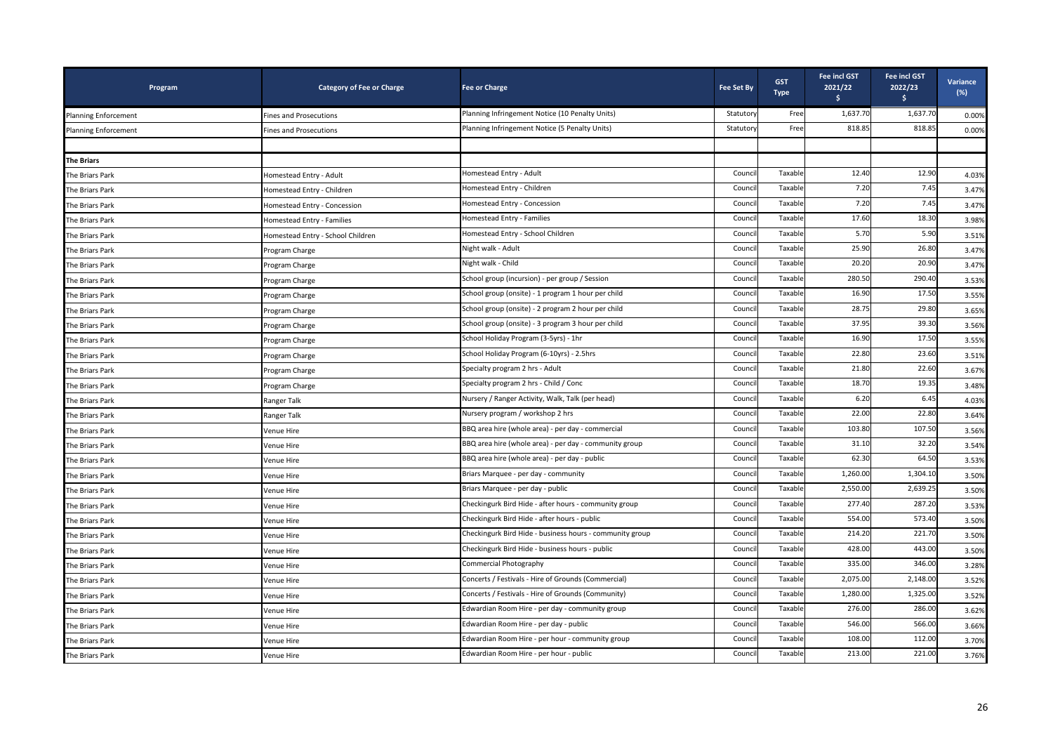| Program | Category of Fee or Charge | Fee or Charge | Fee Set By | GST Type | Fee incl GST 2021/22 $ | Fee incl GST 2022/23 $ | Variance (%) |
|---|---|---|---|---|---|---|---|
| Planning Enforcement | Fines and Prosecutions | Planning Infringement Notice (10 Penalty Units) | Statutory | Free | 1,637.70 | 1,637.70 | 0.00% |
| Planning Enforcement | Fines and Prosecutions | Planning Infringement Notice (5 Penalty Units) | Statutory | Free | 818.85 | 818.85 | 0.00% |
| | | | | | | | |
| **The Briars** | | | | | | | |
| The Briars Park | Homestead Entry - Adult | Homestead Entry - Adult | Council | Taxable | 12.40 | 12.90 | 4.03% |
| The Briars Park | Homestead Entry - Children | Homestead Entry - Children | Council | Taxable | 7.20 | 7.45 | 3.47% |
| The Briars Park | Homestead Entry - Concession | Homestead Entry - Concession | Council | Taxable | 7.20 | 7.45 | 3.47% |
| The Briars Park | Homestead Entry - Families | Homestead Entry - Families | Council | Taxable | 17.60 | 18.30 | 3.98% |
| The Briars Park | Homestead Entry - School Children | Homestead Entry - School Children | Council | Taxable | 5.70 | 5.90 | 3.51% |
| The Briars Park | Program Charge | Night walk - Adult | Council | Taxable | 25.90 | 26.80 | 3.47% |
| The Briars Park | Program Charge | Night walk - Child | Council | Taxable | 20.20 | 20.90 | 3.47% |
| The Briars Park | Program Charge | School group (incursion) - per group / Session | Council | Taxable | 280.50 | 290.40 | 3.53% |
| The Briars Park | Program Charge | School group (onsite) - 1 program 1 hour per child | Council | Taxable | 16.90 | 17.50 | 3.55% |
| The Briars Park | Program Charge | School group (onsite) - 2 program 2 hour per child | Council | Taxable | 28.75 | 29.80 | 3.65% |
| The Briars Park | Program Charge | School group (onsite) - 3 program 3 hour per child | Council | Taxable | 37.95 | 39.30 | 3.56% |
| The Briars Park | Program Charge | School Holiday Program (3-5yrs) - 1hr | Council | Taxable | 16.90 | 17.50 | 3.55% |
| The Briars Park | Program Charge | School Holiday Program (6-10yrs) - 2.5hrs | Council | Taxable | 22.80 | 23.60 | 3.51% |
| The Briars Park | Program Charge | Specialty program 2 hrs - Adult | Council | Taxable | 21.80 | 22.60 | 3.67% |
| The Briars Park | Program Charge | Specialty program 2 hrs - Child / Conc | Council | Taxable | 18.70 | 19.35 | 3.48% |
| The Briars Park | Ranger Talk | Nursery / Ranger Activity, Walk, Talk (per head) | Council | Taxable | 6.20 | 6.45 | 4.03% |
| The Briars Park | Ranger Talk | Nursery program / workshop 2 hrs | Council | Taxable | 22.00 | 22.80 | 3.64% |
| The Briars Park | Venue Hire | BBQ area hire (whole area) - per day - commercial | Council | Taxable | 103.80 | 107.50 | 3.56% |
| The Briars Park | Venue Hire | BBQ area hire (whole area) - per day - community group | Council | Taxable | 31.10 | 32.20 | 3.54% |
| The Briars Park | Venue Hire | BBQ area hire (whole area) - per day - public | Council | Taxable | 62.30 | 64.50 | 3.53% |
| The Briars Park | Venue Hire | Briars Marquee - per day - community | Council | Taxable | 1,260.00 | 1,304.10 | 3.50% |
| The Briars Park | Venue Hire | Briars Marquee - per day - public | Council | Taxable | 2,550.00 | 2,639.25 | 3.50% |
| The Briars Park | Venue Hire | Checkingurk Bird Hide - after hours - community group | Council | Taxable | 277.40 | 287.20 | 3.53% |
| The Briars Park | Venue Hire | Checkingurk Bird Hide - after hours - public | Council | Taxable | 554.00 | 573.40 | 3.50% |
| The Briars Park | Venue Hire | Checkingurk Bird Hide - business hours - community group | Council | Taxable | 214.20 | 221.70 | 3.50% |
| The Briars Park | Venue Hire | Checkingurk Bird Hide - business hours - public | Council | Taxable | 428.00 | 443.00 | 3.50% |
| The Briars Park | Venue Hire | Commercial Photography | Council | Taxable | 335.00 | 346.00 | 3.28% |
| The Briars Park | Venue Hire | Concerts / Festivals - Hire of Grounds (Commercial) | Council | Taxable | 2,075.00 | 2,148.00 | 3.52% |
| The Briars Park | Venue Hire | Concerts / Festivals - Hire of Grounds (Community) | Council | Taxable | 1,280.00 | 1,325.00 | 3.52% |
| The Briars Park | Venue Hire | Edwardian Room Hire - per day - community group | Council | Taxable | 276.00 | 286.00 | 3.62% |
| The Briars Park | Venue Hire | Edwardian Room Hire - per day - public | Council | Taxable | 546.00 | 566.00 | 3.66% |
| The Briars Park | Venue Hire | Edwardian Room Hire - per hour - community group | Council | Taxable | 108.00 | 112.00 | 3.70% |
| The Briars Park | Venue Hire | Edwardian Room Hire - per hour - public | Council | Taxable | 213.00 | 221.00 | 3.76% |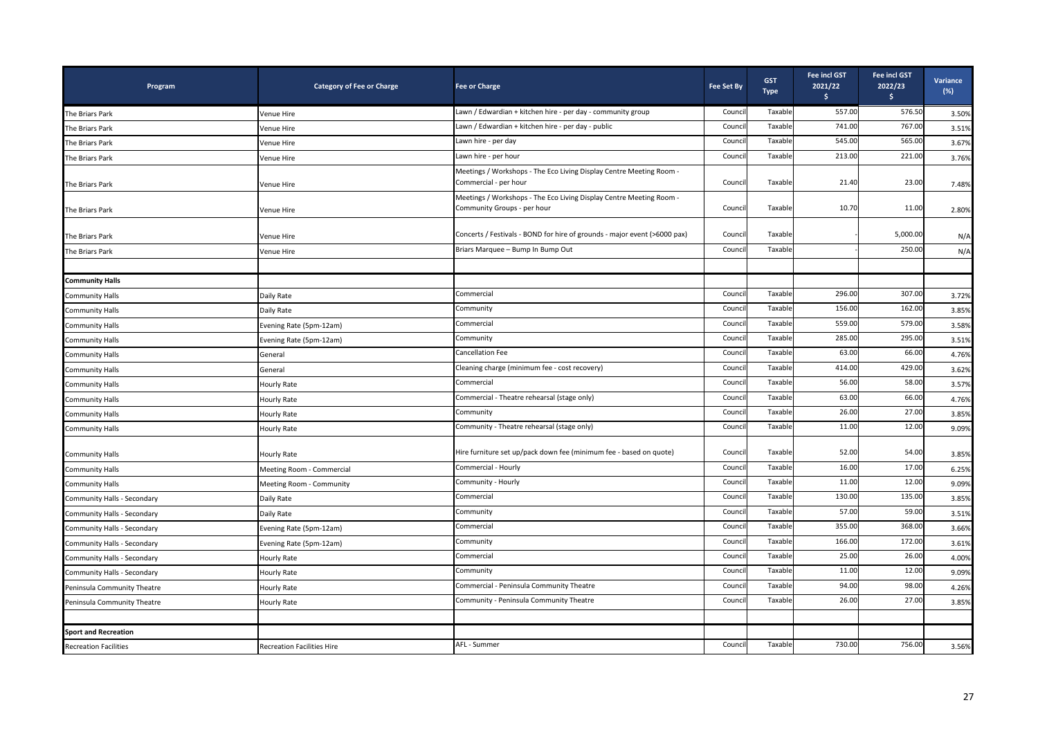| Program | Category of Fee or Charge | Fee or Charge | Fee Set By | GST Type | Fee incl GST 2021/22 $ | Fee incl GST 2022/23 $ | Variance (%) |
|---|---|---|---|---|---|---|---|
| The Briars Park | Venue Hire | Lawn / Edwardian + kitchen hire - per day - community group | Council | Taxable | 557.00 | 576.50 | 3.50% |
| The Briars Park | Venue Hire | Lawn / Edwardian + kitchen hire - per day - public | Council | Taxable | 741.00 | 767.00 | 3.51% |
| The Briars Park | Venue Hire | Lawn hire - per day | Council | Taxable | 545.00 | 565.00 | 3.67% |
| The Briars Park | Venue Hire | Lawn hire - per hour | Council | Taxable | 213.00 | 221.00 | 3.76% |
| The Briars Park | Venue Hire | Meetings / Workshops - The Eco Living Display Centre Meeting Room - Commercial - per hour | Council | Taxable | 21.40 | 23.00 | 7.48% |
| The Briars Park | Venue Hire | Meetings / Workshops - The Eco Living Display Centre Meeting Room - Community Groups - per hour | Council | Taxable | 10.70 | 11.00 | 2.80% |
| The Briars Park | Venue Hire | Concerts / Festivals - BOND for hire of grounds - major event (>6000 pax) | Council | Taxable | - | 5,000.00 | N/A |
| The Briars Park | Venue Hire | Briars Marquee – Bump In Bump Out | Council | Taxable | - | 250.00 | N/A |
| | | | | | | | |
| **Community Halls** | | | | | | | |
| Community Halls | Daily Rate | Commercial | Council | Taxable | 296.00 | 307.00 | 3.72% |
| Community Halls | Daily Rate | Community | Council | Taxable | 156.00 | 162.00 | 3.85% |
| Community Halls | Evening Rate (5pm-12am) | Commercial | Council | Taxable | 559.00 | 579.00 | 3.58% |
| Community Halls | Evening Rate (5pm-12am) | Community | Council | Taxable | 285.00 | 295.00 | 3.51% |
| Community Halls | General | Cancellation Fee | Council | Taxable | 63.00 | 66.00 | 4.76% |
| Community Halls | General | Cleaning charge (minimum fee - cost recovery) | Council | Taxable | 414.00 | 429.00 | 3.62% |
| Community Halls | Hourly Rate | Commercial | Council | Taxable | 56.00 | 58.00 | 3.57% |
| Community Halls | Hourly Rate | Commercial - Theatre rehearsal (stage only) | Council | Taxable | 63.00 | 66.00 | 4.76% |
| Community Halls | Hourly Rate | Community | Council | Taxable | 26.00 | 27.00 | 3.85% |
| Community Halls | Hourly Rate | Community - Theatre rehearsal (stage only) | Council | Taxable | 11.00 | 12.00 | 9.09% |
| Community Halls | Hourly Rate | Hire furniture set up/pack down fee (minimum fee - based on quote) | Council | Taxable | 52.00 | 54.00 | 3.85% |
| Community Halls | Meeting Room - Commercial | Commercial - Hourly | Council | Taxable | 16.00 | 17.00 | 6.25% |
| Community Halls | Meeting Room - Community | Community - Hourly | Council | Taxable | 11.00 | 12.00 | 9.09% |
| Community Halls - Secondary | Daily Rate | Commercial | Council | Taxable | 130.00 | 135.00 | 3.85% |
| Community Halls - Secondary | Daily Rate | Community | Council | Taxable | 57.00 | 59.00 | 3.51% |
| Community Halls - Secondary | Evening Rate (5pm-12am) | Commercial | Council | Taxable | 355.00 | 368.00 | 3.66% |
| Community Halls - Secondary | Evening Rate (5pm-12am) | Community | Council | Taxable | 166.00 | 172.00 | 3.61% |
| Community Halls - Secondary | Hourly Rate | Commercial | Council | Taxable | 25.00 | 26.00 | 4.00% |
| Community Halls - Secondary | Hourly Rate | Community | Council | Taxable | 11.00 | 12.00 | 9.09% |
| Peninsula Community Theatre | Hourly Rate | Commercial - Peninsula Community Theatre | Council | Taxable | 94.00 | 98.00 | 4.26% |
| Peninsula Community Theatre | Hourly Rate | Community - Peninsula Community Theatre | Council | Taxable | 26.00 | 27.00 | 3.85% |
| | | | | | | | |
| **Sport and Recreation** | | | | | | | |
| Recreation Facilities | Recreation Facilities Hire | AFL - Summer | Council | Taxable | 730.00 | 756.00 | 3.56% |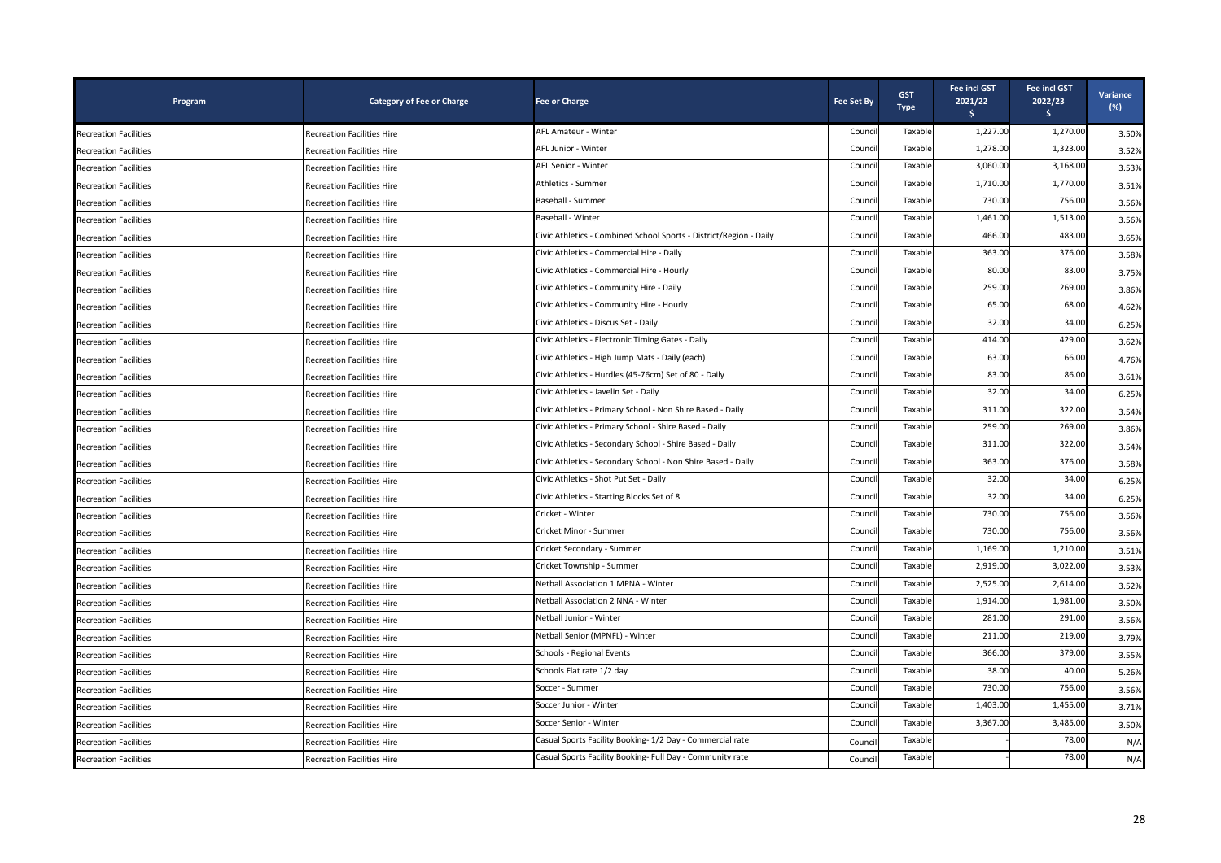| Program | Category of Fee or Charge | Fee or Charge | Fee Set By | GST Type | Fee incl GST 2021/22 $ | Fee incl GST 2022/23 $ | Variance (%) |
|---|---|---|---|---|---|---|---|
| Recreation Facilities | Recreation Facilities Hire | AFL Amateur - Winter | Council | Taxable | 1,227.00 | 1,270.00 | 3.50% |
| Recreation Facilities | Recreation Facilities Hire | AFL Junior - Winter | Council | Taxable | 1,278.00 | 1,323.00 | 3.52% |
| Recreation Facilities | Recreation Facilities Hire | AFL Senior - Winter | Council | Taxable | 3,060.00 | 3,168.00 | 3.53% |
| Recreation Facilities | Recreation Facilities Hire | Athletics - Summer | Council | Taxable | 1,710.00 | 1,770.00 | 3.51% |
| Recreation Facilities | Recreation Facilities Hire | Baseball - Summer | Council | Taxable | 730.00 | 756.00 | 3.56% |
| Recreation Facilities | Recreation Facilities Hire | Baseball - Winter | Council | Taxable | 1,461.00 | 1,513.00 | 3.56% |
| Recreation Facilities | Recreation Facilities Hire | Civic Athletics - Combined School Sports - District/Region - Daily | Council | Taxable | 466.00 | 483.00 | 3.65% |
| Recreation Facilities | Recreation Facilities Hire | Civic Athletics - Commercial Hire - Daily | Council | Taxable | 363.00 | 376.00 | 3.58% |
| Recreation Facilities | Recreation Facilities Hire | Civic Athletics - Commercial Hire - Hourly | Council | Taxable | 80.00 | 83.00 | 3.75% |
| Recreation Facilities | Recreation Facilities Hire | Civic Athletics - Community Hire - Daily | Council | Taxable | 259.00 | 269.00 | 3.86% |
| Recreation Facilities | Recreation Facilities Hire | Civic Athletics - Community Hire - Hourly | Council | Taxable | 65.00 | 68.00 | 4.62% |
| Recreation Facilities | Recreation Facilities Hire | Civic Athletics - Discus Set - Daily | Council | Taxable | 32.00 | 34.00 | 6.25% |
| Recreation Facilities | Recreation Facilities Hire | Civic Athletics - Electronic Timing Gates - Daily | Council | Taxable | 414.00 | 429.00 | 3.62% |
| Recreation Facilities | Recreation Facilities Hire | Civic Athletics - High Jump Mats - Daily (each) | Council | Taxable | 63.00 | 66.00 | 4.76% |
| Recreation Facilities | Recreation Facilities Hire | Civic Athletics - Hurdles (45-76cm) Set of 80 - Daily | Council | Taxable | 83.00 | 86.00 | 3.61% |
| Recreation Facilities | Recreation Facilities Hire | Civic Athletics - Javelin Set - Daily | Council | Taxable | 32.00 | 34.00 | 6.25% |
| Recreation Facilities | Recreation Facilities Hire | Civic Athletics - Primary School - Non Shire Based - Daily | Council | Taxable | 311.00 | 322.00 | 3.54% |
| Recreation Facilities | Recreation Facilities Hire | Civic Athletics - Primary School - Shire Based - Daily | Council | Taxable | 259.00 | 269.00 | 3.86% |
| Recreation Facilities | Recreation Facilities Hire | Civic Athletics - Secondary School - Shire Based - Daily | Council | Taxable | 311.00 | 322.00 | 3.54% |
| Recreation Facilities | Recreation Facilities Hire | Civic Athletics - Secondary School - Non Shire Based - Daily | Council | Taxable | 363.00 | 376.00 | 3.58% |
| Recreation Facilities | Recreation Facilities Hire | Civic Athletics - Shot Put Set - Daily | Council | Taxable | 32.00 | 34.00 | 6.25% |
| Recreation Facilities | Recreation Facilities Hire | Civic Athletics - Starting Blocks Set of 8 | Council | Taxable | 32.00 | 34.00 | 6.25% |
| Recreation Facilities | Recreation Facilities Hire | Cricket - Winter | Council | Taxable | 730.00 | 756.00 | 3.56% |
| Recreation Facilities | Recreation Facilities Hire | Cricket Minor - Summer | Council | Taxable | 730.00 | 756.00 | 3.56% |
| Recreation Facilities | Recreation Facilities Hire | Cricket Secondary - Summer | Council | Taxable | 1,169.00 | 1,210.00 | 3.51% |
| Recreation Facilities | Recreation Facilities Hire | Cricket Township - Summer | Council | Taxable | 2,919.00 | 3,022.00 | 3.53% |
| Recreation Facilities | Recreation Facilities Hire | Netball Association 1 MPNA - Winter | Council | Taxable | 2,525.00 | 2,614.00 | 3.52% |
| Recreation Facilities | Recreation Facilities Hire | Netball Association 2 NNA - Winter | Council | Taxable | 1,914.00 | 1,981.00 | 3.50% |
| Recreation Facilities | Recreation Facilities Hire | Netball Junior - Winter | Council | Taxable | 281.00 | 291.00 | 3.56% |
| Recreation Facilities | Recreation Facilities Hire | Netball Senior (MPNFL) - Winter | Council | Taxable | 211.00 | 219.00 | 3.79% |
| Recreation Facilities | Recreation Facilities Hire | Schools - Regional Events | Council | Taxable | 366.00 | 379.00 | 3.55% |
| Recreation Facilities | Recreation Facilities Hire | Schools Flat rate 1/2 day | Council | Taxable | 38.00 | 40.00 | 5.26% |
| Recreation Facilities | Recreation Facilities Hire | Soccer - Summer | Council | Taxable | 730.00 | 756.00 | 3.56% |
| Recreation Facilities | Recreation Facilities Hire | Soccer Junior - Winter | Council | Taxable | 1,403.00 | 1,455.00 | 3.71% |
| Recreation Facilities | Recreation Facilities Hire | Soccer Senior - Winter | Council | Taxable | 3,367.00 | 3,485.00 | 3.50% |
| Recreation Facilities | Recreation Facilities Hire | Casual Sports Facility Booking- 1/2 Day - Commercial rate | Council | Taxable | - | 78.00 | N/A |
| Recreation Facilities | Recreation Facilities Hire | Casual Sports Facility Booking- Full Day - Community rate | Council | Taxable | - | 78.00 | N/A |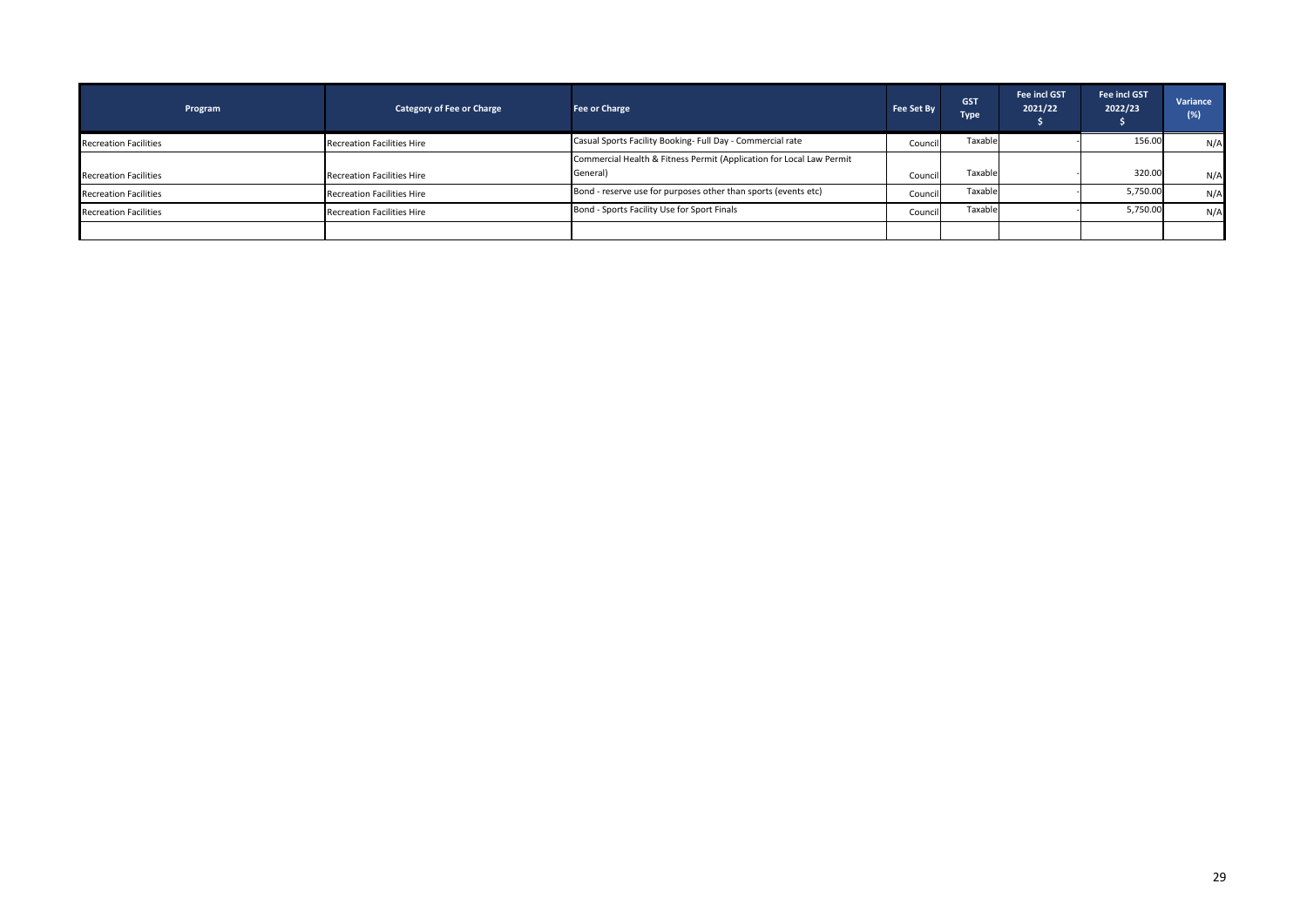| Program | Category of Fee or Charge | Fee or Charge | Fee Set By | GST Type | Fee incl GST 2021/22 $ | Fee incl GST 2022/23 $ | Variance (%) |
|---|---|---|---|---|---|---|---|
| Recreation Facilities | Recreation Facilities Hire | Casual Sports Facility Booking- Full Day - Commercial rate | Council | Taxable | - | 156.00 | N/A |
| Recreation Facilities | Recreation Facilities Hire | Commercial Health & Fitness Permit (Application for Local Law Permit General) | Council | Taxable | - | 320.00 | N/A |
| Recreation Facilities | Recreation Facilities Hire | Bond - reserve use for purposes other than sports (events etc) | Council | Taxable | - | 5,750.00 | N/A |
| Recreation Facilities | Recreation Facilities Hire | Bond - Sports Facility Use for Sport Finals | Council | Taxable | - | 5,750.00 | N/A |
| | | | | | | | |